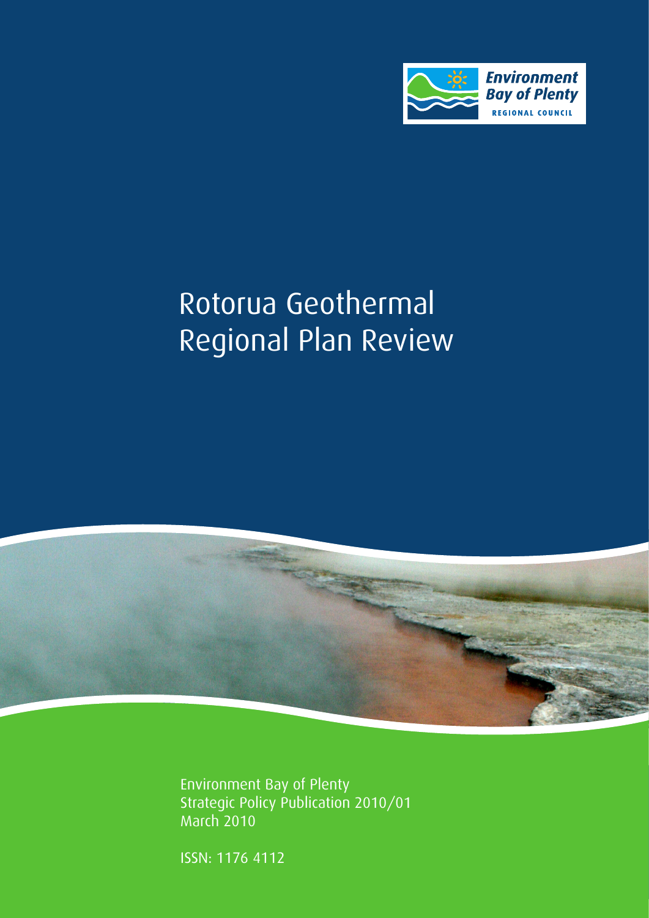Environment Bay of Plenty
REGIONAL COUNCIL

# Rotorua Geothermal Regional Plan Review

Environment Bay of Plenty
Strategic Policy Publication 2010/01
March 2010

ISSN: 1176 4112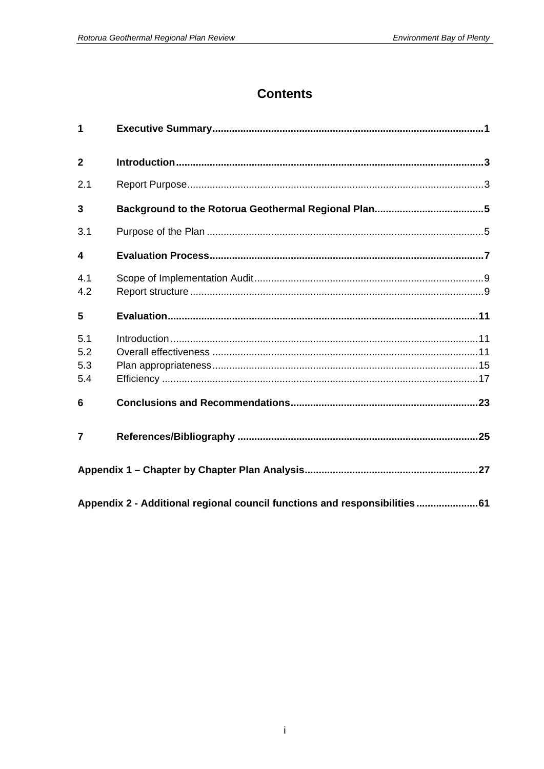# Contents

| | | |
|---|---|---|
| **1** | **Executive Summary** | **1** |
| **2** | **Introduction** | **3** |
| 2.1 | Report Purpose | 3 |
| **3** | **Background to the Rotorua Geothermal Regional Plan** | **5** |
| 3.1 | Purpose of the Plan | 5 |
| **4** | **Evaluation Process** | **7** |
| 4.1 | Scope of Implementation Audit | 9 |
| 4.2 | Report structure | 9 |
| **5** | **Evaluation** | **11** |
| 5.1 | Introduction | 11 |
| 5.2 | Overall effectiveness | 11 |
| 5.3 | Plan appropriateness | 15 |
| 5.4 | Efficiency | 17 |
| **6** | **Conclusions and Recommendations** | **23** |
| **7** | **References/Bibliography** | **25** |
| | **Appendix 1 – Chapter by Chapter Plan Analysis** | **27** |
| | **Appendix 2 - Additional regional council functions and responsibilities** | **61** |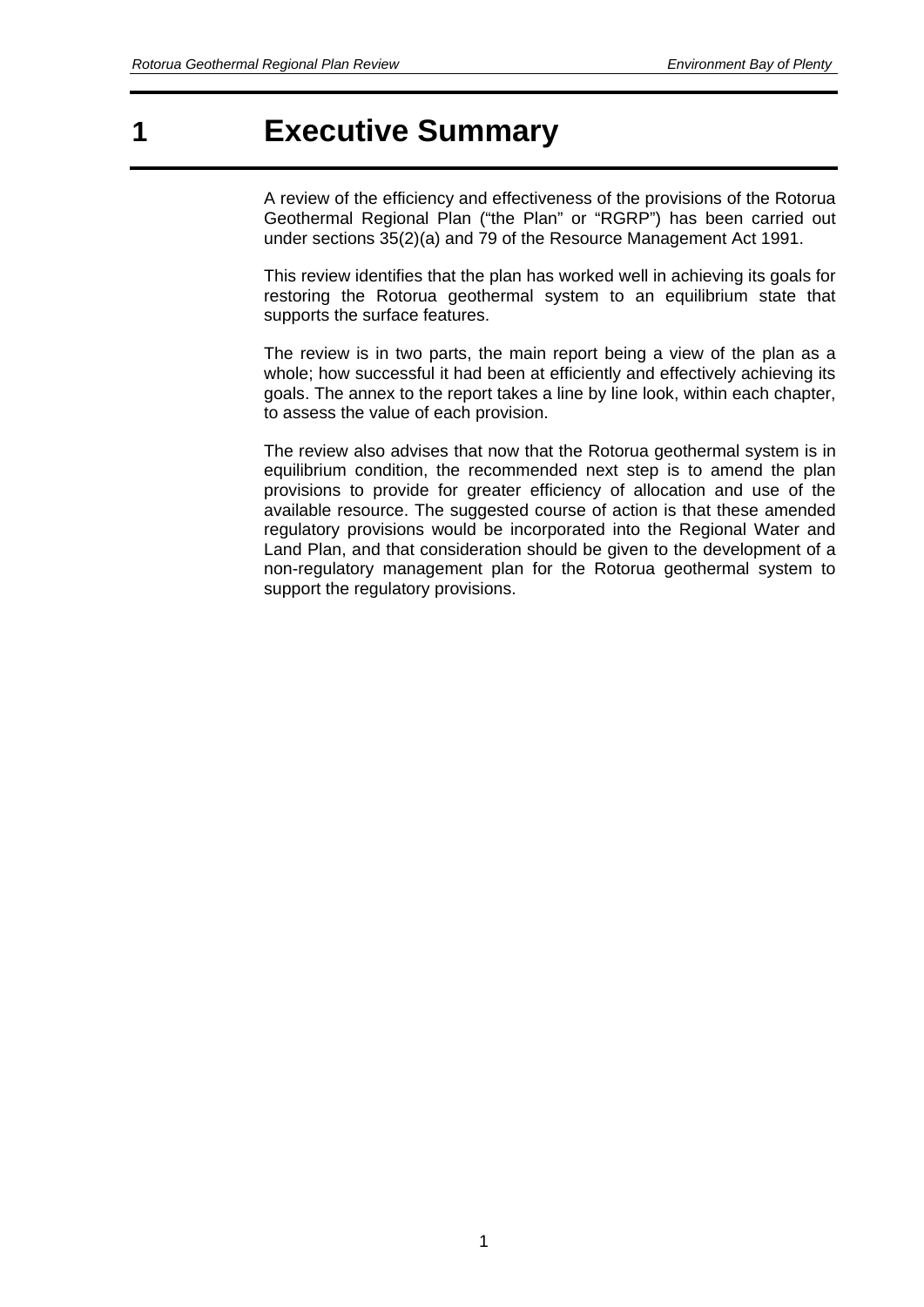# 1 Executive Summary

A review of the efficiency and effectiveness of the provisions of the Rotorua Geothermal Regional Plan (“the Plan” or “RGRP”) has been carried out under sections 35(2)(a) and 79 of the Resource Management Act 1991.

This review identifies that the plan has worked well in achieving its goals for restoring the Rotorua geothermal system to an equilibrium state that supports the surface features.

The review is in two parts, the main report being a view of the plan as a whole; how successful it had been at efficiently and effectively achieving its goals. The annex to the report takes a line by line look, within each chapter, to assess the value of each provision.

The review also advises that now that the Rotorua geothermal system is in equilibrium condition, the recommended next step is to amend the plan provisions to provide for greater efficiency of allocation and use of the available resource. The suggested course of action is that these amended regulatory provisions would be incorporated into the Regional Water and Land Plan, and that consideration should be given to the development of a non-regulatory management plan for the Rotorua geothermal system to support the regulatory provisions.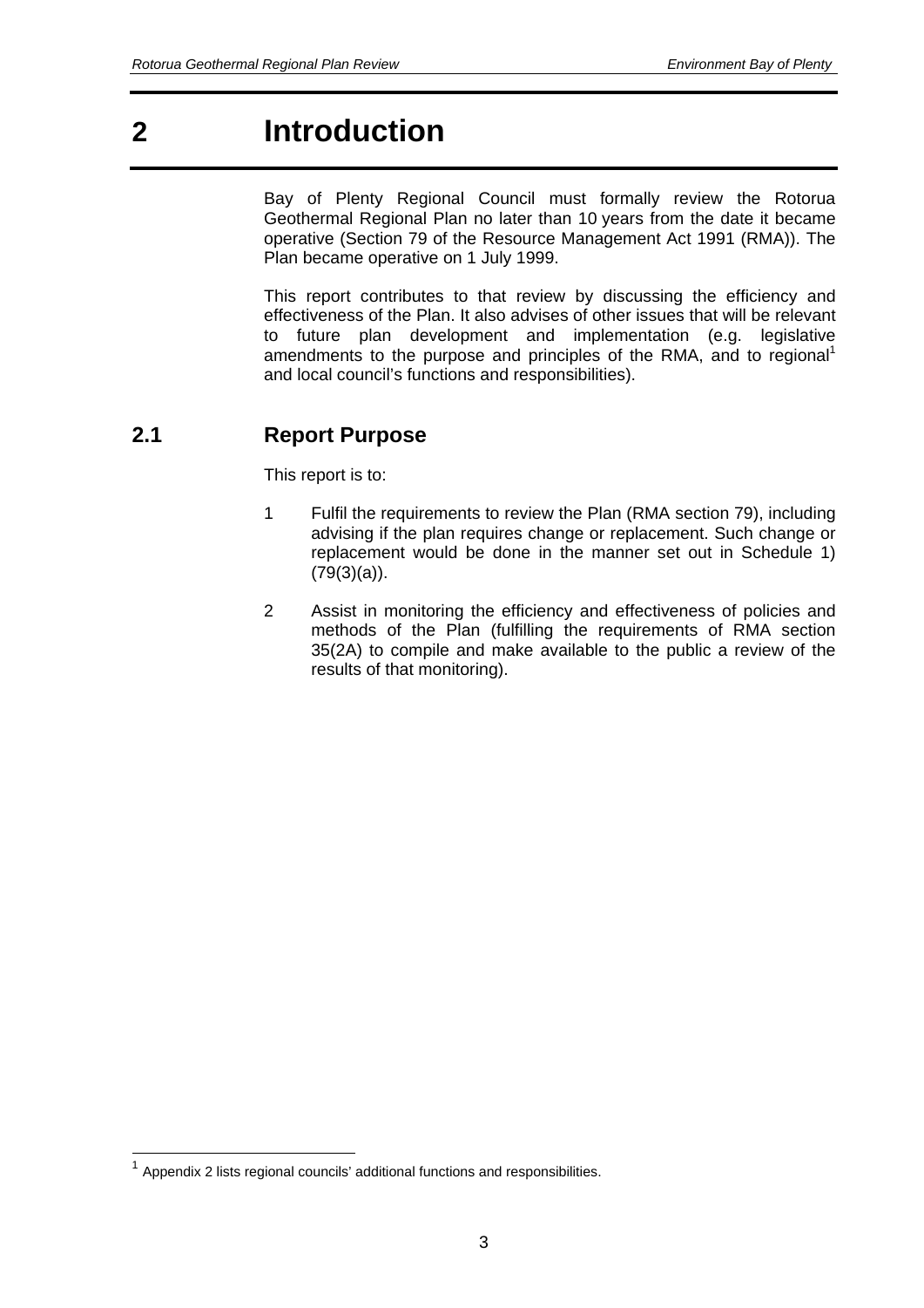# 2 Introduction

Bay of Plenty Regional Council must formally review the Rotorua Geothermal Regional Plan no later than 10 years from the date it became operative (Section 79 of the Resource Management Act 1991 (RMA)). The Plan became operative on 1 July 1999.

This report contributes to that review by discussing the efficiency and effectiveness of the Plan. It also advises of other issues that will be relevant to future plan development and implementation (e.g. legislative amendments to the purpose and principles of the RMA, and to regional[1] and local council's functions and responsibilities).

## 2.1 Report Purpose

This report is to:

1. Fulfil the requirements to review the Plan (RMA section 79), including advising if the plan requires change or replacement. Such change or replacement would be done in the manner set out in Schedule 1) (79(3)(a)).

2. Assist in monitoring the efficiency and effectiveness of policies and methods of the Plan (fulfilling the requirements of RMA section 35(2A) to compile and make available to the public a review of the results of that monitoring).

[1] Appendix 2 lists regional councils' additional functions and responsibilities.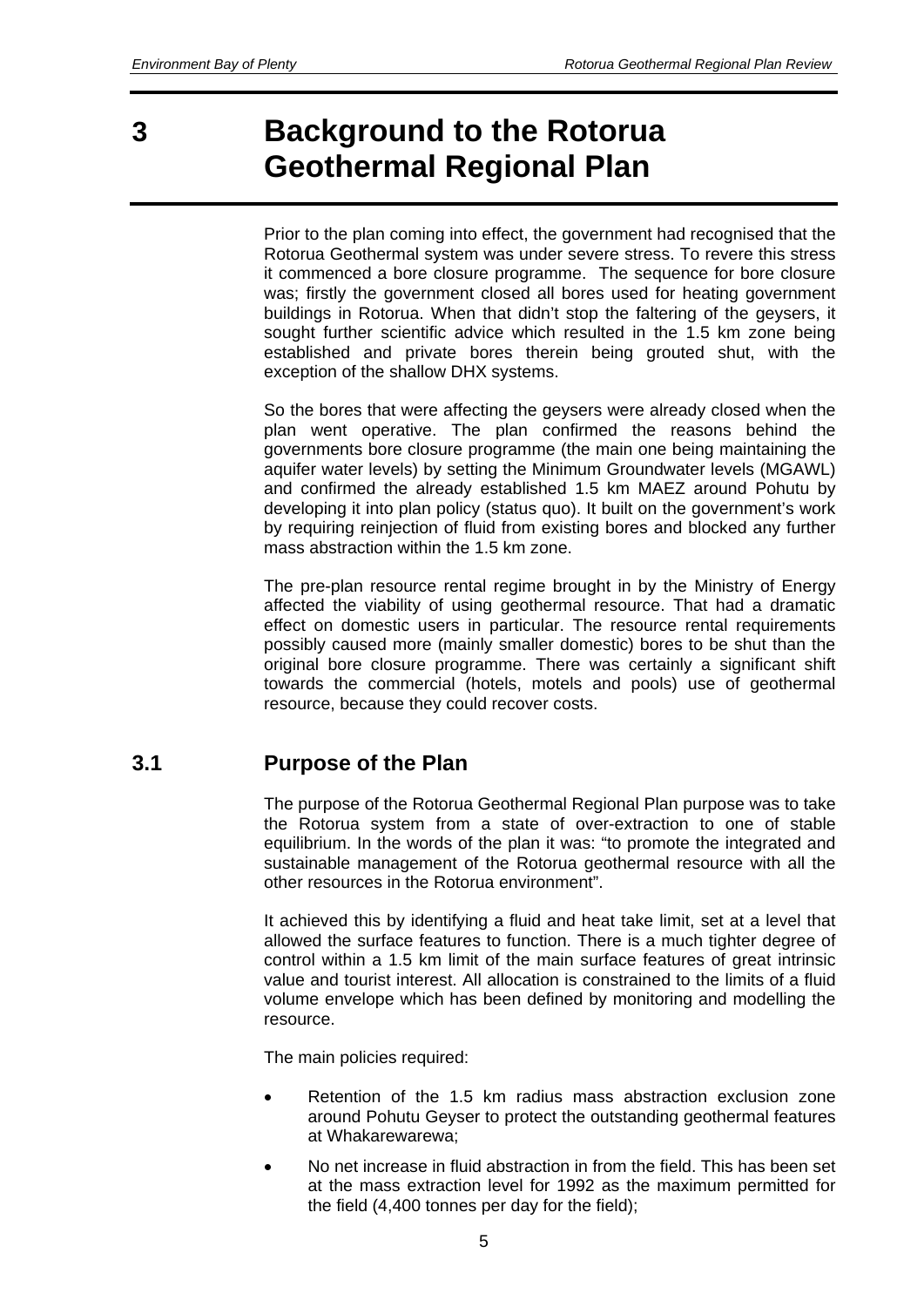# 3 Background to the Rotorua Geothermal Regional Plan

Prior to the plan coming into effect, the government had recognised that the Rotorua Geothermal system was under severe stress. To revere this stress it commenced a bore closure programme. The sequence for bore closure was; firstly the government closed all bores used for heating government buildings in Rotorua. When that didn't stop the faltering of the geysers, it sought further scientific advice which resulted in the 1.5 km zone being established and private bores therein being grouted shut, with the exception of the shallow DHX systems.

So the bores that were affecting the geysers were already closed when the plan went operative. The plan confirmed the reasons behind the governments bore closure programme (the main one being maintaining the aquifer water levels) by setting the Minimum Groundwater levels (MGAWL) and confirmed the already established 1.5 km MAEZ around Pohutu by developing it into plan policy (status quo). It built on the government's work by requiring reinjection of fluid from existing bores and blocked any further mass abstraction within the 1.5 km zone.

The pre-plan resource rental regime brought in by the Ministry of Energy affected the viability of using geothermal resource. That had a dramatic effect on domestic users in particular. The resource rental requirements possibly caused more (mainly smaller domestic) bores to be shut than the original bore closure programme. There was certainly a significant shift towards the commercial (hotels, motels and pools) use of geothermal resource, because they could recover costs.

## 3.1 Purpose of the Plan

The purpose of the Rotorua Geothermal Regional Plan purpose was to take the Rotorua system from a state of over-extraction to one of stable equilibrium. In the words of the plan it was: "to promote the integrated and sustainable management of the Rotorua geothermal resource with all the other resources in the Rotorua environment".

It achieved this by identifying a fluid and heat take limit, set at a level that allowed the surface features to function. There is a much tighter degree of control within a 1.5 km limit of the main surface features of great intrinsic value and tourist interest. All allocation is constrained to the limits of a fluid volume envelope which has been defined by monitoring and modelling the resource.

The main policies required:

- Retention of the 1.5 km radius mass abstraction exclusion zone around Pohutu Geyser to protect the outstanding geothermal features at Whakarewarewa;
- No net increase in fluid abstraction in from the field. This has been set at the mass extraction level for 1992 as the maximum permitted for the field (4,400 tonnes per day for the field);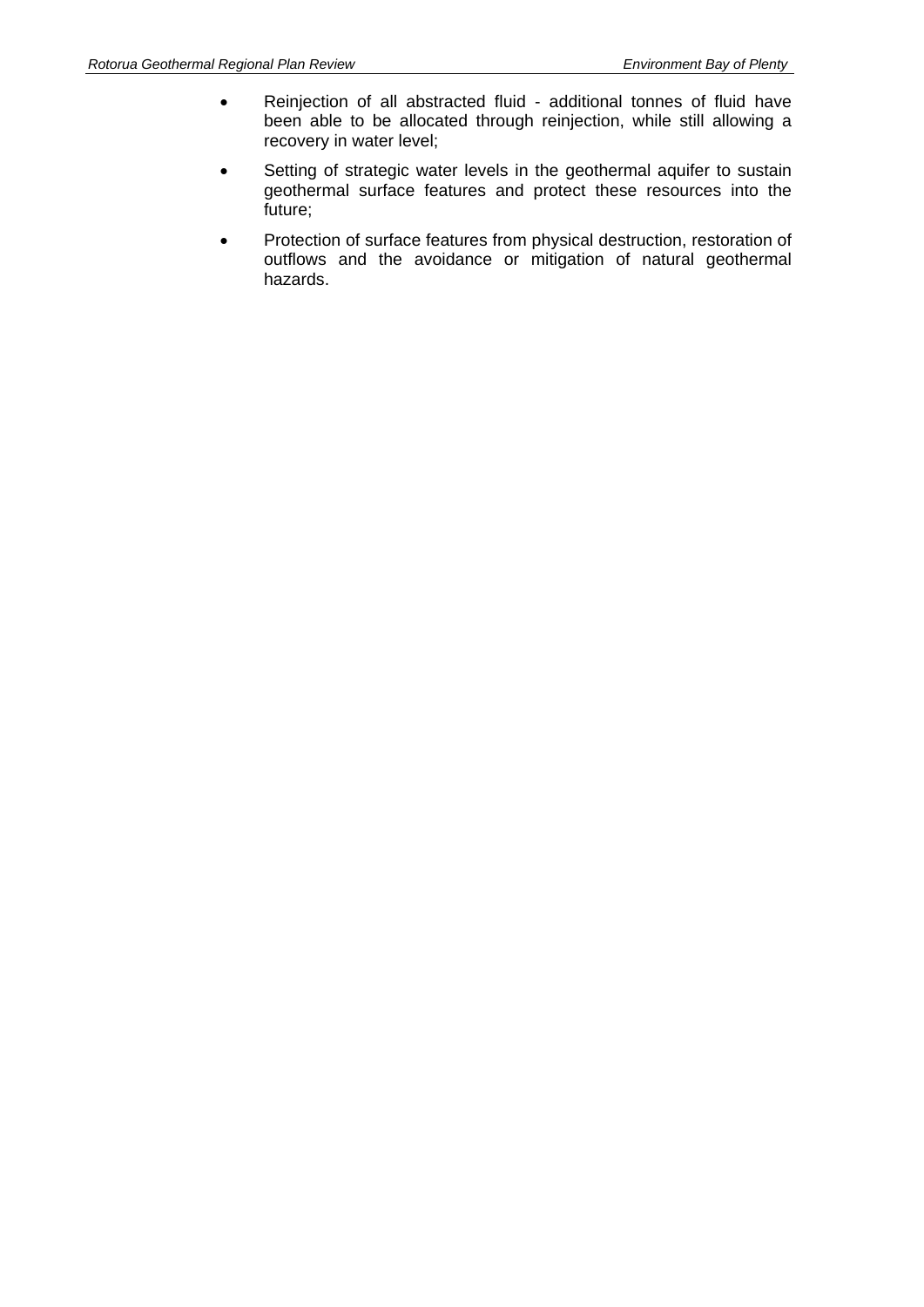- Reinjection of all abstracted fluid - additional tonnes of fluid have been able to be allocated through reinjection, while still allowing a recovery in water level;
- Setting of strategic water levels in the geothermal aquifer to sustain geothermal surface features and protect these resources into the future;
- Protection of surface features from physical destruction, restoration of outflows and the avoidance or mitigation of natural geothermal hazards.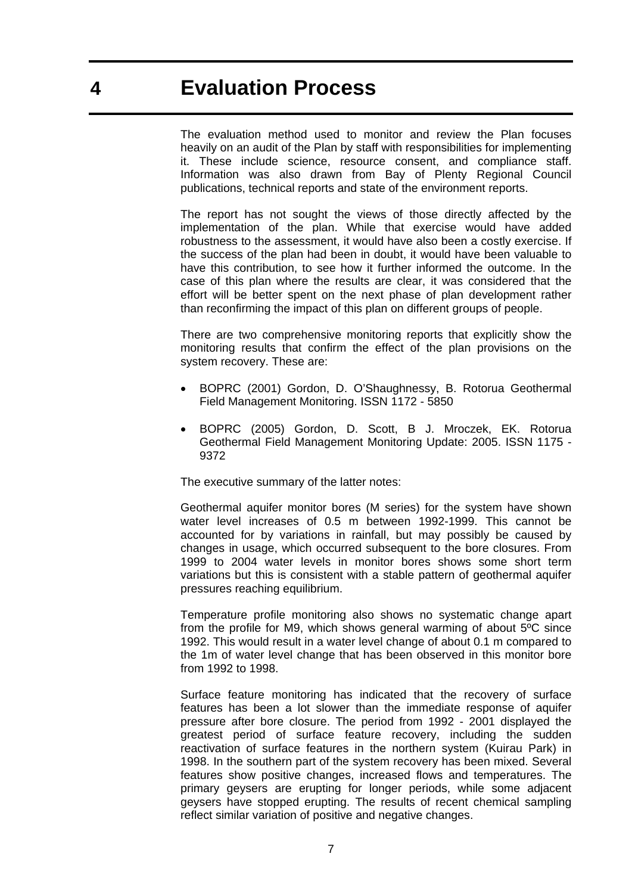# 4 Evaluation Process

The evaluation method used to monitor and review the Plan focuses heavily on an audit of the Plan by staff with responsibilities for implementing it. These include science, resource consent, and compliance staff. Information was also drawn from Bay of Plenty Regional Council publications, technical reports and state of the environment reports.

The report has not sought the views of those directly affected by the implementation of the plan. While that exercise would have added robustness to the assessment, it would have also been a costly exercise. If the success of the plan had been in doubt, it would have been valuable to have this contribution, to see how it further informed the outcome. In the case of this plan where the results are clear, it was considered that the effort will be better spent on the next phase of plan development rather than reconfirming the impact of this plan on different groups of people.

There are two comprehensive monitoring reports that explicitly show the monitoring results that confirm the effect of the plan provisions on the system recovery. These are:

- BOPRC (2001) Gordon, D. O'Shaughnessy, B. Rotorua Geothermal Field Management Monitoring. ISSN 1172 - 5850
- BOPRC (2005) Gordon, D. Scott, B J. Mroczek, EK. Rotorua Geothermal Field Management Monitoring Update: 2005. ISSN 1175 - 9372

The executive summary of the latter notes:

Geothermal aquifer monitor bores (M series) for the system have shown water level increases of 0.5 m between 1992-1999. This cannot be accounted for by variations in rainfall, but may possibly be caused by changes in usage, which occurred subsequent to the bore closures. From 1999 to 2004 water levels in monitor bores shows some short term variations but this is consistent with a stable pattern of geothermal aquifer pressures reaching equilibrium.

Temperature profile monitoring also shows no systematic change apart from the profile for M9, which shows general warming of about 5ºC since 1992. This would result in a water level change of about 0.1 m compared to the 1m of water level change that has been observed in this monitor bore from 1992 to 1998.

Surface feature monitoring has indicated that the recovery of surface features has been a lot slower than the immediate response of aquifer pressure after bore closure. The period from 1992 - 2001 displayed the greatest period of surface feature recovery, including the sudden reactivation of surface features in the northern system (Kuirau Park) in 1998. In the southern part of the system recovery has been mixed. Several features show positive changes, increased flows and temperatures. The primary geysers are erupting for longer periods, while some adjacent geysers have stopped erupting. The results of recent chemical sampling reflect similar variation of positive and negative changes.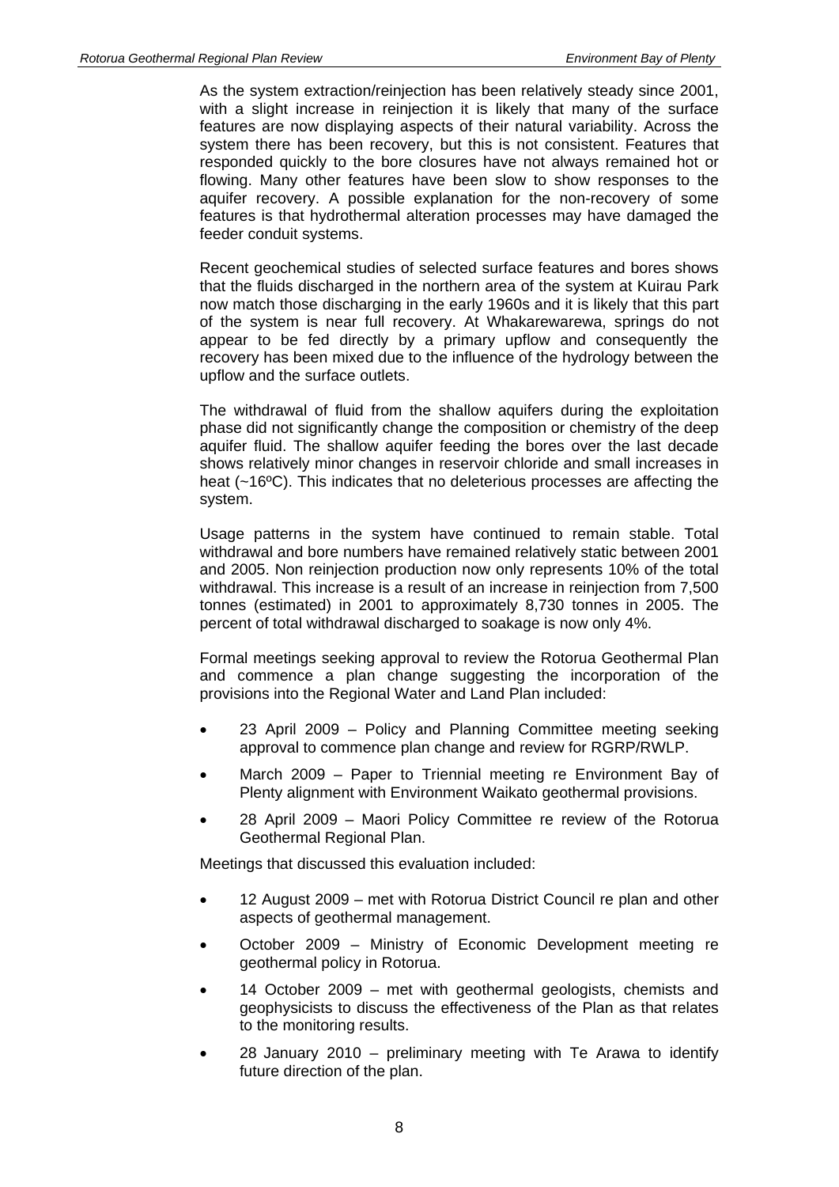As the system extraction/reinjection has been relatively steady since 2001, with a slight increase in reinjection it is likely that many of the surface features are now displaying aspects of their natural variability. Across the system there has been recovery, but this is not consistent. Features that responded quickly to the bore closures have not always remained hot or flowing. Many other features have been slow to show responses to the aquifer recovery. A possible explanation for the non-recovery of some features is that hydrothermal alteration processes may have damaged the feeder conduit systems.

Recent geochemical studies of selected surface features and bores shows that the fluids discharged in the northern area of the system at Kuirau Park now match those discharging in the early 1960s and it is likely that this part of the system is near full recovery. At Whakarewarewa, springs do not appear to be fed directly by a primary upflow and consequently the recovery has been mixed due to the influence of the hydrology between the upflow and the surface outlets.

The withdrawal of fluid from the shallow aquifers during the exploitation phase did not significantly change the composition or chemistry of the deep aquifer fluid. The shallow aquifer feeding the bores over the last decade shows relatively minor changes in reservoir chloride and small increases in heat (~16ºC). This indicates that no deleterious processes are affecting the system.

Usage patterns in the system have continued to remain stable. Total withdrawal and bore numbers have remained relatively static between 2001 and 2005. Non reinjection production now only represents 10% of the total withdrawal. This increase is a result of an increase in reinjection from 7,500 tonnes (estimated) in 2001 to approximately 8,730 tonnes in 2005. The percent of total withdrawal discharged to soakage is now only 4%.

Formal meetings seeking approval to review the Rotorua Geothermal Plan and commence a plan change suggesting the incorporation of the provisions into the Regional Water and Land Plan included:

- 23 April 2009 – Policy and Planning Committee meeting seeking approval to commence plan change and review for RGRP/RWLP.
- March 2009 – Paper to Triennial meeting re Environment Bay of Plenty alignment with Environment Waikato geothermal provisions.
- 28 April 2009 – Maori Policy Committee re review of the Rotorua Geothermal Regional Plan.

Meetings that discussed this evaluation included:

- 12 August 2009 – met with Rotorua District Council re plan and other aspects of geothermal management.
- October 2009 – Ministry of Economic Development meeting re geothermal policy in Rotorua.
- 14 October 2009 – met with geothermal geologists, chemists and geophysicists to discuss the effectiveness of the Plan as that relates to the monitoring results.
- 28 January 2010 – preliminary meeting with Te Arawa to identify future direction of the plan.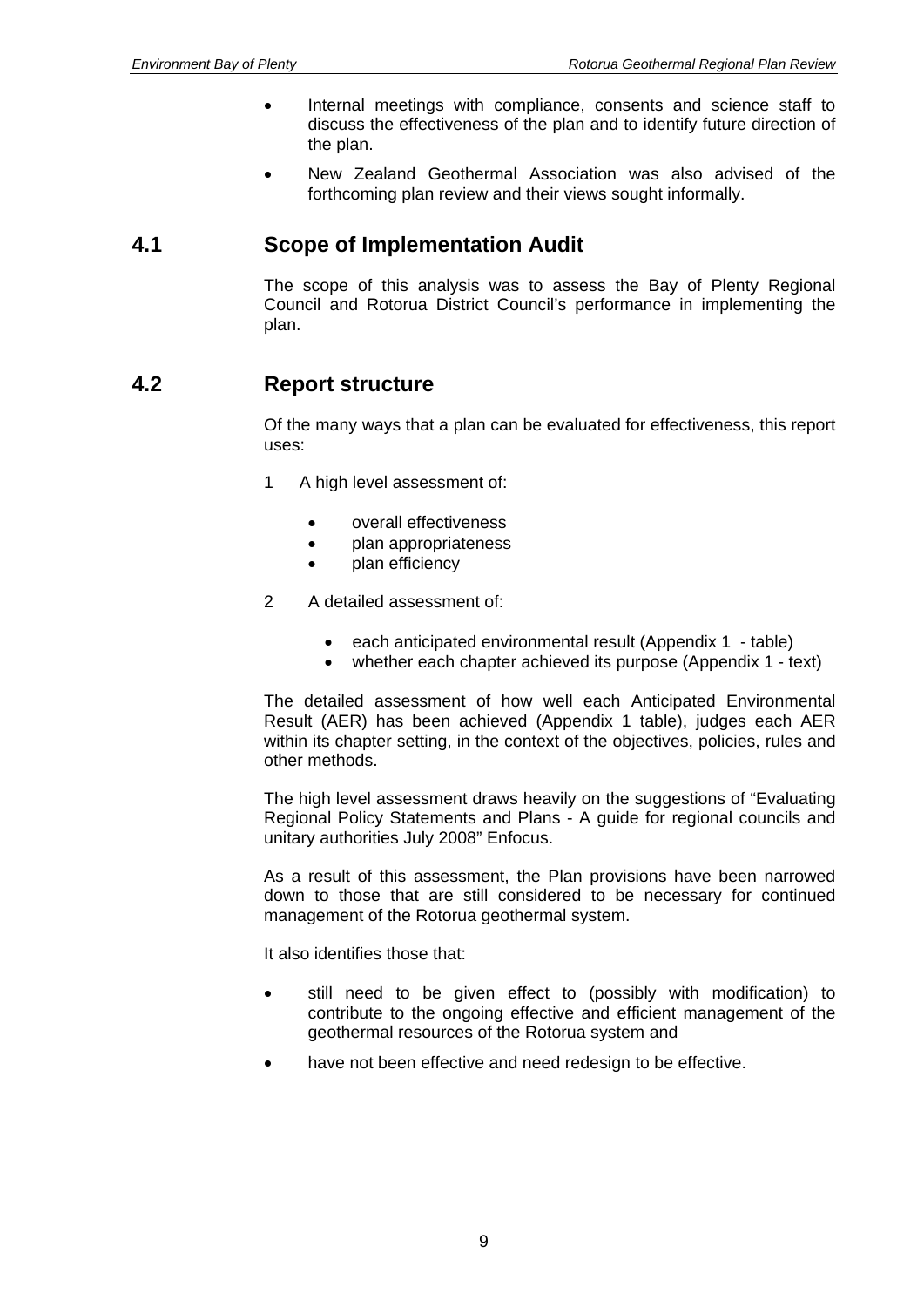- Internal meetings with compliance, consents and science staff to discuss the effectiveness of the plan and to identify future direction of the plan.
- New Zealand Geothermal Association was also advised of the forthcoming plan review and their views sought informally.

## 4.1 Scope of Implementation Audit

The scope of this analysis was to assess the Bay of Plenty Regional Council and Rotorua District Council's performance in implementing the plan.

## 4.2 Report structure

Of the many ways that a plan can be evaluated for effectiveness, this report uses:

1. A high level assessment of:
   - overall effectiveness
   - plan appropriateness
   - plan efficiency
2. A detailed assessment of:
   - each anticipated environmental result (Appendix 1 - table)
   - whether each chapter achieved its purpose (Appendix 1 - text)

The detailed assessment of how well each Anticipated Environmental Result (AER) has been achieved (Appendix 1 table), judges each AER within its chapter setting, in the context of the objectives, policies, rules and other methods.

The high level assessment draws heavily on the suggestions of "Evaluating Regional Policy Statements and Plans - A guide for regional councils and unitary authorities July 2008" Enfocus.

As a result of this assessment, the Plan provisions have been narrowed down to those that are still considered to be necessary for continued management of the Rotorua geothermal system.

It also identifies those that:

- still need to be given effect to (possibly with modification) to contribute to the ongoing effective and efficient management of the geothermal resources of the Rotorua system and
- have not been effective and need redesign to be effective.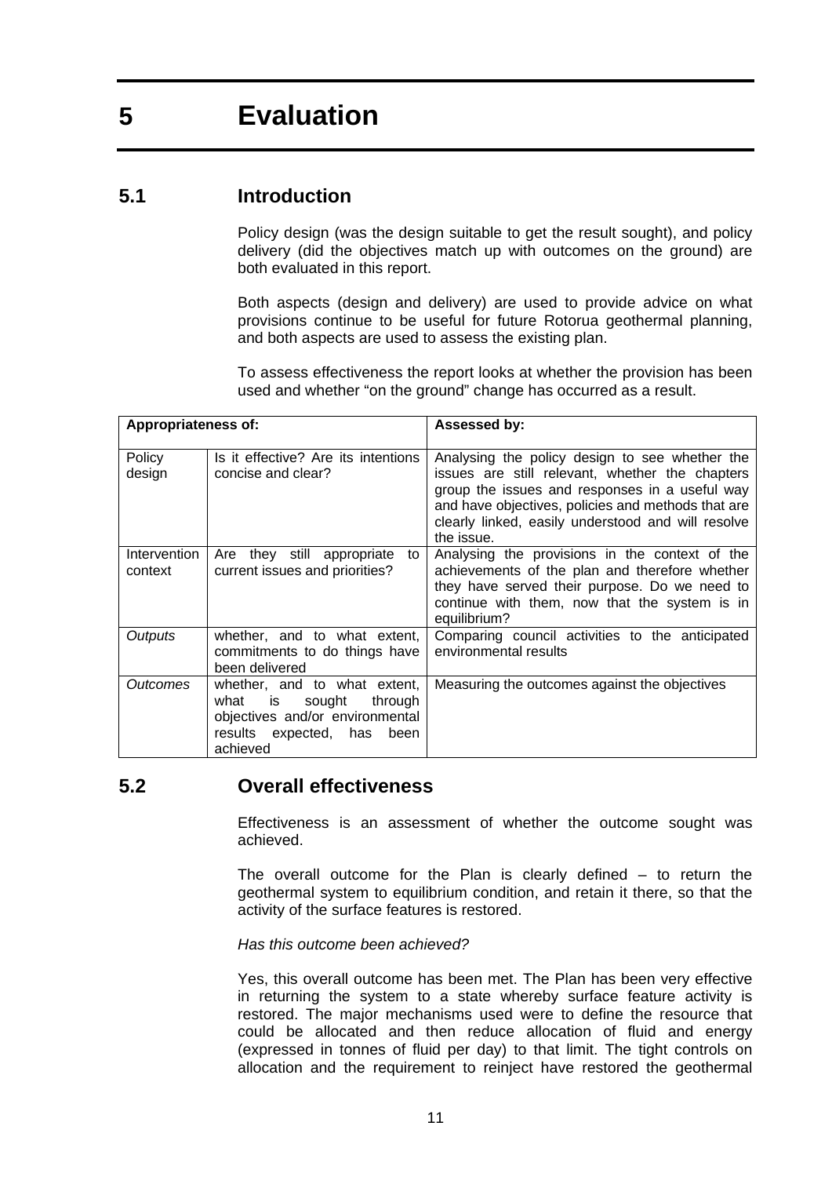# 5 Evaluation

## 5.1 Introduction

Policy design (was the design suitable to get the result sought), and policy delivery (did the objectives match up with outcomes on the ground) are both evaluated in this report.

Both aspects (design and delivery) are used to provide advice on what provisions continue to be useful for future Rotorua geothermal planning, and both aspects are used to assess the existing plan.

To assess effectiveness the report looks at whether the provision has been used and whether "on the ground" change has occurred as a result.

| **Appropriateness of:** | | **Assessed by:** |
|---|---|---|
| Policy design | Is it effective? Are its intentions concise and clear? | Analysing the policy design to see whether the issues are still relevant, whether the chapters group the issues and responses in a useful way and have objectives, policies and methods that are clearly linked, easily understood and will resolve the issue. |
| Intervention context | Are they still appropriate to current issues and priorities? | Analysing the provisions in the context of the achievements of the plan and therefore whether they have served their purpose. Do we need to continue with them, now that the system is in equilibrium? |
| *Outputs* | whether, and to what extent, commitments to do things have been delivered | Comparing council activities to the anticipated environmental results |
| *Outcomes* | whether, and to what extent, what is sought through objectives and/or environmental results expected, has been achieved | Measuring the outcomes against the objectives |

## 5.2 Overall effectiveness

Effectiveness is an assessment of whether the outcome sought was achieved.

The overall outcome for the Plan is clearly defined – to return the geothermal system to equilibrium condition, and retain it there, so that the activity of the surface features is restored.

*Has this outcome been achieved?*

Yes, this overall outcome has been met. The Plan has been very effective in returning the system to a state whereby surface feature activity is restored. The major mechanisms used were to define the resource that could be allocated and then reduce allocation of fluid and energy (expressed in tonnes of fluid per day) to that limit. The tight controls on allocation and the requirement to reinject have restored the geothermal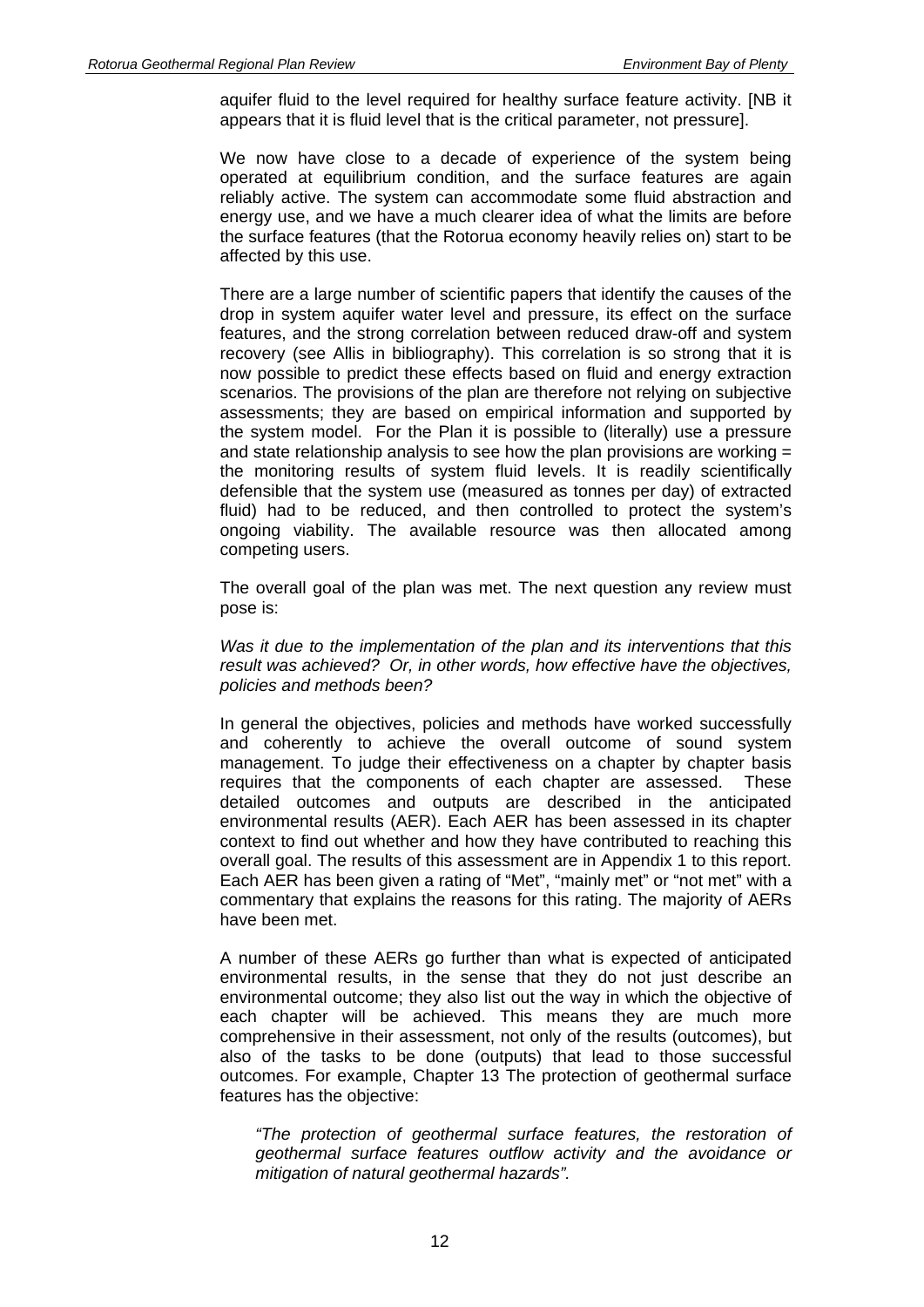aquifer fluid to the level required for healthy surface feature activity. [NB it appears that it is fluid level that is the critical parameter, not pressure].

We now have close to a decade of experience of the system being operated at equilibrium condition, and the surface features are again reliably active. The system can accommodate some fluid abstraction and energy use, and we have a much clearer idea of what the limits are before the surface features (that the Rotorua economy heavily relies on) start to be affected by this use.

There are a large number of scientific papers that identify the causes of the drop in system aquifer water level and pressure, its effect on the surface features, and the strong correlation between reduced draw-off and system recovery (see Allis in bibliography). This correlation is so strong that it is now possible to predict these effects based on fluid and energy extraction scenarios. The provisions of the plan are therefore not relying on subjective assessments; they are based on empirical information and supported by the system model. For the Plan it is possible to (literally) use a pressure and state relationship analysis to see how the plan provisions are working = the monitoring results of system fluid levels. It is readily scientifically defensible that the system use (measured as tonnes per day) of extracted fluid) had to be reduced, and then controlled to protect the system's ongoing viability. The available resource was then allocated among competing users.

The overall goal of the plan was met. The next question any review must pose is:

*Was it due to the implementation of the plan and its interventions that this result was achieved? Or, in other words, how effective have the objectives, policies and methods been?*

In general the objectives, policies and methods have worked successfully and coherently to achieve the overall outcome of sound system management. To judge their effectiveness on a chapter by chapter basis requires that the components of each chapter are assessed. These detailed outcomes and outputs are described in the anticipated environmental results (AER). Each AER has been assessed in its chapter context to find out whether and how they have contributed to reaching this overall goal. The results of this assessment are in Appendix 1 to this report. Each AER has been given a rating of "Met", "mainly met" or "not met" with a commentary that explains the reasons for this rating. The majority of AERs have been met.

A number of these AERs go further than what is expected of anticipated environmental results, in the sense that they do not just describe an environmental outcome; they also list out the way in which the objective of each chapter will be achieved. This means they are much more comprehensive in their assessment, not only of the results (outcomes), but also of the tasks to be done (outputs) that lead to those successful outcomes. For example, Chapter 13 The protection of geothermal surface features has the objective:

> *"The protection of geothermal surface features, the restoration of geothermal surface features outflow activity and the avoidance or mitigation of natural geothermal hazards".*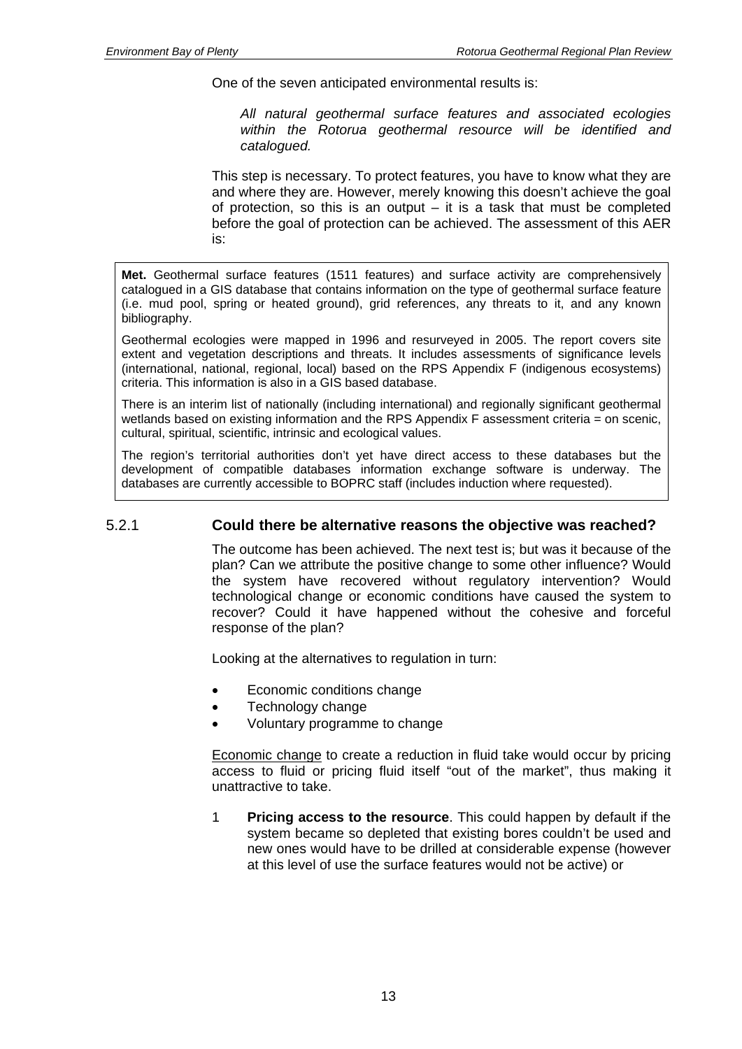One of the seven anticipated environmental results is:

> *All natural geothermal surface features and associated ecologies within the Rotorua geothermal resource will be identified and catalogued.*

This step is necessary. To protect features, you have to know what they are and where they are. However, merely knowing this doesn't achieve the goal of protection, so this is an output – it is a task that must be completed before the goal of protection can be achieved. The assessment of this AER is:

**Met.** Geothermal surface features (1511 features) and surface activity are comprehensively catalogued in a GIS database that contains information on the type of geothermal surface feature (i.e. mud pool, spring or heated ground), grid references, any threats to it, and any known bibliography.

Geothermal ecologies were mapped in 1996 and resurveyed in 2005. The report covers site extent and vegetation descriptions and threats. It includes assessments of significance levels (international, national, regional, local) based on the RPS Appendix F (indigenous ecosystems) criteria. This information is also in a GIS based database.

There is an interim list of nationally (including international) and regionally significant geothermal wetlands based on existing information and the RPS Appendix F assessment criteria = on scenic, cultural, spiritual, scientific, intrinsic and ecological values.

The region's territorial authorities don't yet have direct access to these databases but the development of compatible databases information exchange software is underway. The databases are currently accessible to BOPRC staff (includes induction where requested).

### 5.2.1 Could there be alternative reasons the objective was reached?

The outcome has been achieved. The next test is; but was it because of the plan? Can we attribute the positive change to some other influence? Would the system have recovered without regulatory intervention? Would technological change or economic conditions have caused the system to recover? Could it have happened without the cohesive and forceful response of the plan?

Looking at the alternatives to regulation in turn:

- Economic conditions change
- Technology change
- Voluntary programme to change

<u>Economic change</u> to create a reduction in fluid take would occur by pricing access to fluid or pricing fluid itself "out of the market", thus making it unattractive to take.

1 **Pricing access to the resource**. This could happen by default if the system became so depleted that existing bores couldn't be used and new ones would have to be drilled at considerable expense (however at this level of use the surface features would not be active) or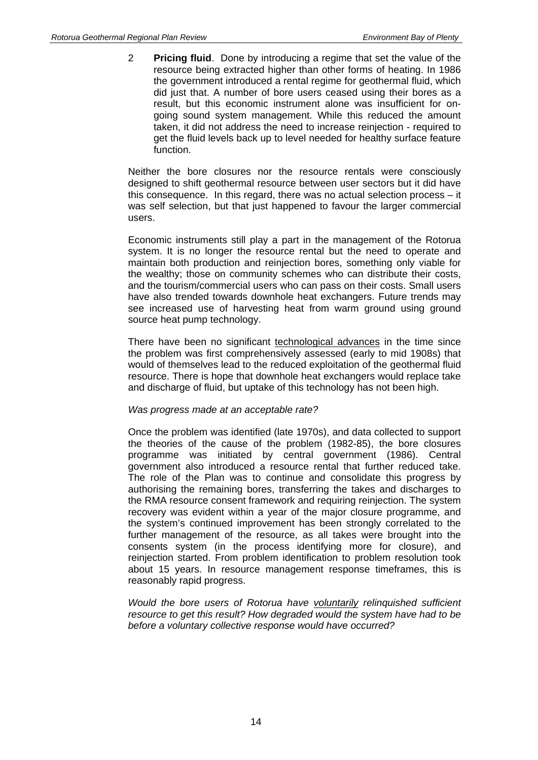2 **Pricing fluid**. Done by introducing a regime that set the value of the resource being extracted higher than other forms of heating. In 1986 the government introduced a rental regime for geothermal fluid, which did just that. A number of bore users ceased using their bores as a result, but this economic instrument alone was insufficient for on-going sound system management. While this reduced the amount taken, it did not address the need to increase reinjection - required to get the fluid levels back up to level needed for healthy surface feature function.

Neither the bore closures nor the resource rentals were consciously designed to shift geothermal resource between user sectors but it did have this consequence. In this regard, there was no actual selection process – it was self selection, but that just happened to favour the larger commercial users.

Economic instruments still play a part in the management of the Rotorua system. It is no longer the resource rental but the need to operate and maintain both production and reinjection bores, something only viable for the wealthy; those on community schemes who can distribute their costs, and the tourism/commercial users who can pass on their costs. Small users have also trended towards downhole heat exchangers. Future trends may see increased use of harvesting heat from warm ground using ground source heat pump technology.

There have been no significant technological advances in the time since the problem was first comprehensively assessed (early to mid 1908s) that would of themselves lead to the reduced exploitation of the geothermal fluid resource. There is hope that downhole heat exchangers would replace take and discharge of fluid, but uptake of this technology has not been high.

*Was progress made at an acceptable rate?*

Once the problem was identified (late 1970s), and data collected to support the theories of the cause of the problem (1982-85), the bore closures programme was initiated by central government (1986). Central government also introduced a resource rental that further reduced take. The role of the Plan was to continue and consolidate this progress by authorising the remaining bores, transferring the takes and discharges to the RMA resource consent framework and requiring reinjection. The system recovery was evident within a year of the major closure programme, and the system's continued improvement has been strongly correlated to the further management of the resource, as all takes were brought into the consents system (in the process identifying more for closure), and reinjection started. From problem identification to problem resolution took about 15 years. In resource management response timeframes, this is reasonably rapid progress.

*Would the bore users of Rotorua have voluntarily relinquished sufficient resource to get this result? How degraded would the system have had to be before a voluntary collective response would have occurred?*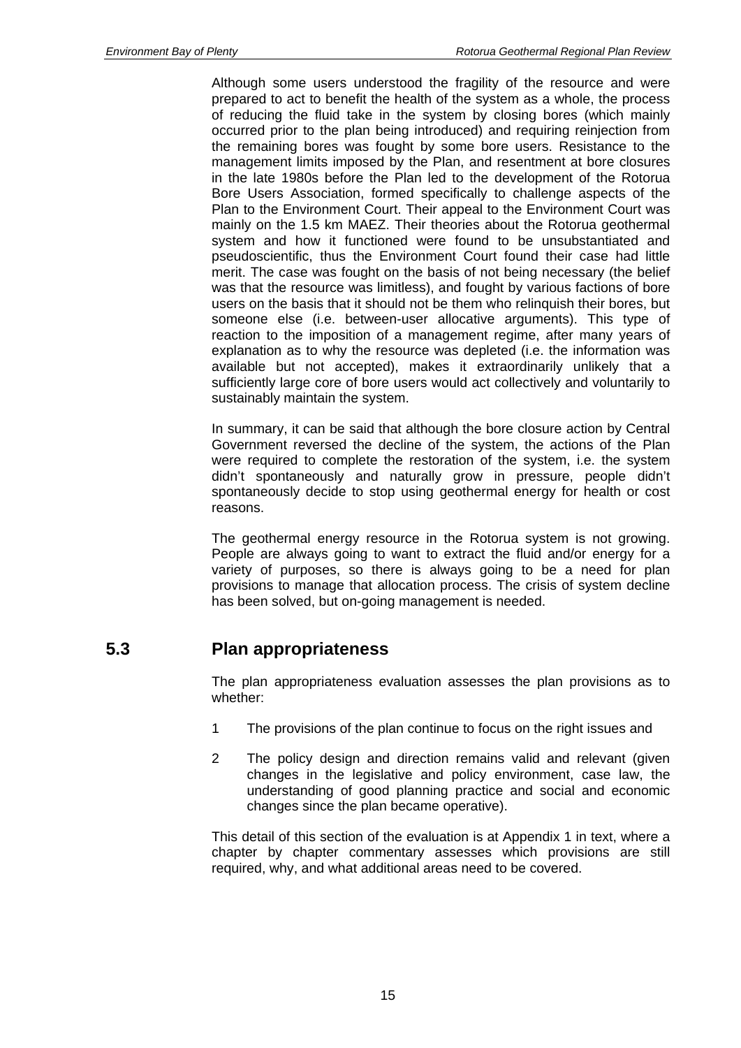Although some users understood the fragility of the resource and were prepared to act to benefit the health of the system as a whole, the process of reducing the fluid take in the system by closing bores (which mainly occurred prior to the plan being introduced) and requiring reinjection from the remaining bores was fought by some bore users. Resistance to the management limits imposed by the Plan, and resentment at bore closures in the late 1980s before the Plan led to the development of the Rotorua Bore Users Association, formed specifically to challenge aspects of the Plan to the Environment Court. Their appeal to the Environment Court was mainly on the 1.5 km MAEZ. Their theories about the Rotorua geothermal system and how it functioned were found to be unsubstantiated and pseudoscientific, thus the Environment Court found their case had little merit. The case was fought on the basis of not being necessary (the belief was that the resource was limitless), and fought by various factions of bore users on the basis that it should not be them who relinquish their bores, but someone else (i.e. between-user allocative arguments). This type of reaction to the imposition of a management regime, after many years of explanation as to why the resource was depleted (i.e. the information was available but not accepted), makes it extraordinarily unlikely that a sufficiently large core of bore users would act collectively and voluntarily to sustainably maintain the system.

In summary, it can be said that although the bore closure action by Central Government reversed the decline of the system, the actions of the Plan were required to complete the restoration of the system, i.e. the system didn't spontaneously and naturally grow in pressure, people didn't spontaneously decide to stop using geothermal energy for health or cost reasons.

The geothermal energy resource in the Rotorua system is not growing. People are always going to want to extract the fluid and/or energy for a variety of purposes, so there is always going to be a need for plan provisions to manage that allocation process. The crisis of system decline has been solved, but on-going management is needed.

## 5.3 Plan appropriateness

The plan appropriateness evaluation assesses the plan provisions as to whether:

1. The provisions of the plan continue to focus on the right issues and
2. The policy design and direction remains valid and relevant (given changes in the legislative and policy environment, case law, the understanding of good planning practice and social and economic changes since the plan became operative).

This detail of this section of the evaluation is at Appendix 1 in text, where a chapter by chapter commentary assesses which provisions are still required, why, and what additional areas need to be covered.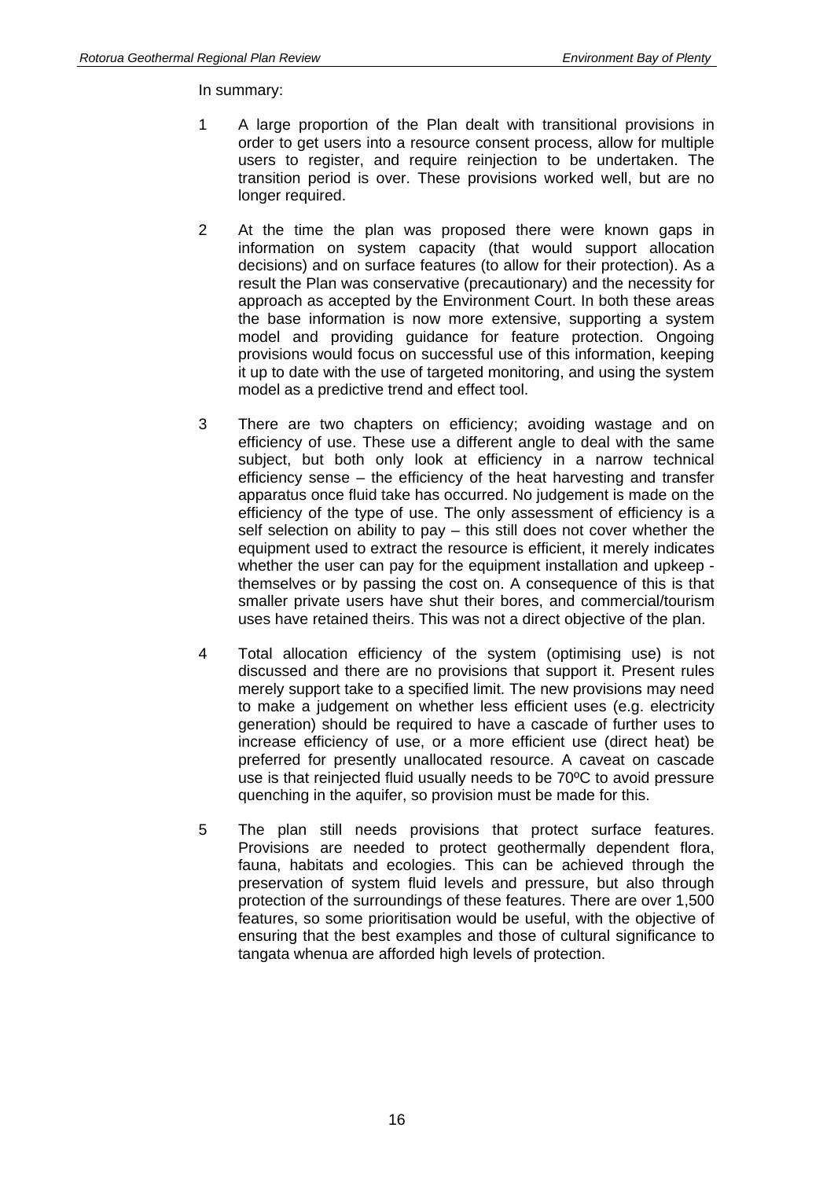In summary:

1. A large proportion of the Plan dealt with transitional provisions in order to get users into a resource consent process, allow for multiple users to register, and require reinjection to be undertaken. The transition period is over. These provisions worked well, but are no longer required.

2. At the time the plan was proposed there were known gaps in information on system capacity (that would support allocation decisions) and on surface features (to allow for their protection). As a result the Plan was conservative (precautionary) and the necessity for approach as accepted by the Environment Court. In both these areas the base information is now more extensive, supporting a system model and providing guidance for feature protection. Ongoing provisions would focus on successful use of this information, keeping it up to date with the use of targeted monitoring, and using the system model as a predictive trend and effect tool.

3. There are two chapters on efficiency; avoiding wastage and on efficiency of use. These use a different angle to deal with the same subject, but both only look at efficiency in a narrow technical efficiency sense – the efficiency of the heat harvesting and transfer apparatus once fluid take has occurred. No judgement is made on the efficiency of the type of use. The only assessment of efficiency is a self selection on ability to pay – this still does not cover whether the equipment used to extract the resource is efficient, it merely indicates whether the user can pay for the equipment installation and upkeep - themselves or by passing the cost on. A consequence of this is that smaller private users have shut their bores, and commercial/tourism uses have retained theirs. This was not a direct objective of the plan.

4. Total allocation efficiency of the system (optimising use) is not discussed and there are no provisions that support it. Present rules merely support take to a specified limit. The new provisions may need to make a judgement on whether less efficient uses (e.g. electricity generation) should be required to have a cascade of further uses to increase efficiency of use, or a more efficient use (direct heat) be preferred for presently unallocated resource. A caveat on cascade use is that reinjected fluid usually needs to be 70ºC to avoid pressure quenching in the aquifer, so provision must be made for this.

5. The plan still needs provisions that protect surface features. Provisions are needed to protect geothermally dependent flora, fauna, habitats and ecologies. This can be achieved through the preservation of system fluid levels and pressure, but also through protection of the surroundings of these features. There are over 1,500 features, so some prioritisation would be useful, with the objective of ensuring that the best examples and those of cultural significance to tangata whenua are afforded high levels of protection.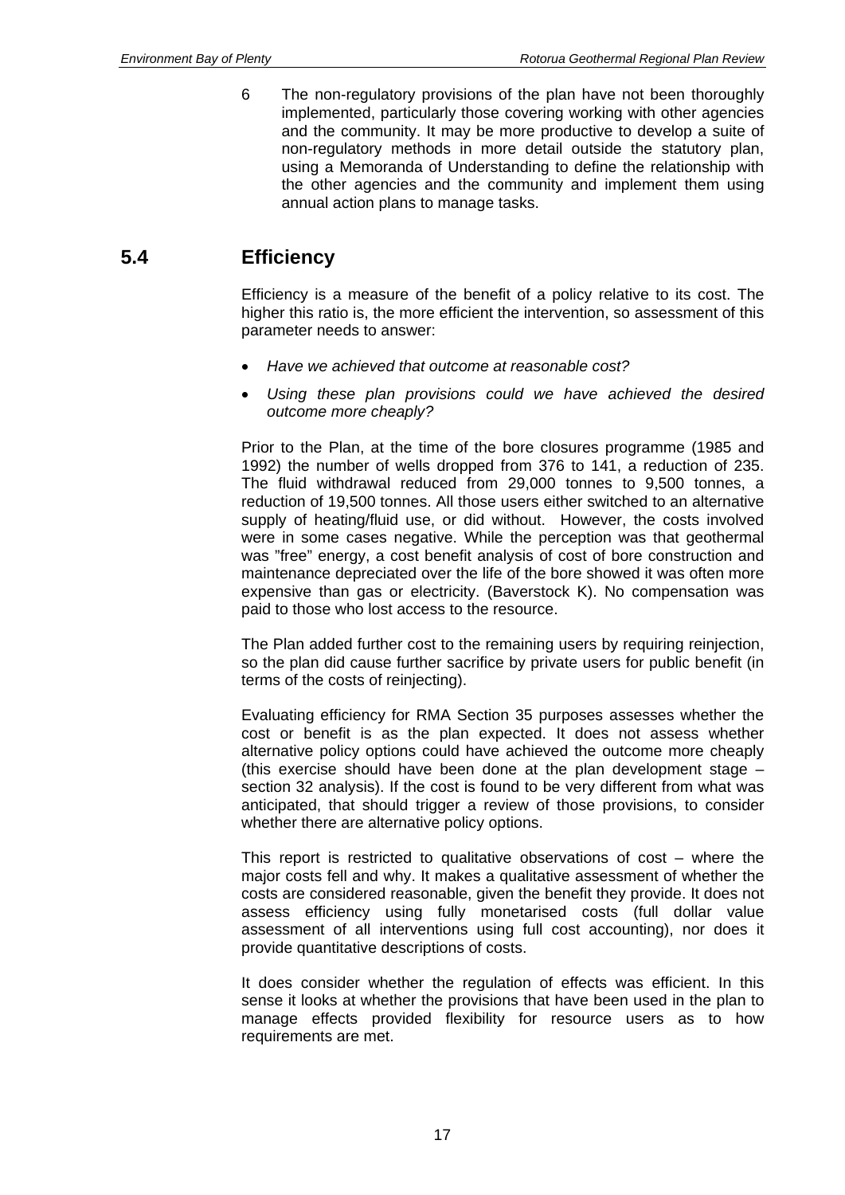6 The non-regulatory provisions of the plan have not been thoroughly implemented, particularly those covering working with other agencies and the community. It may be more productive to develop a suite of non-regulatory methods in more detail outside the statutory plan, using a Memoranda of Understanding to define the relationship with the other agencies and the community and implement them using annual action plans to manage tasks.

## 5.4 Efficiency

Efficiency is a measure of the benefit of a policy relative to its cost. The higher this ratio is, the more efficient the intervention, so assessment of this parameter needs to answer:

- *Have we achieved that outcome at reasonable cost?*
- *Using these plan provisions could we have achieved the desired outcome more cheaply?*

Prior to the Plan, at the time of the bore closures programme (1985 and 1992) the number of wells dropped from 376 to 141, a reduction of 235. The fluid withdrawal reduced from 29,000 tonnes to 9,500 tonnes, a reduction of 19,500 tonnes. All those users either switched to an alternative supply of heating/fluid use, or did without. However, the costs involved were in some cases negative. While the perception was that geothermal was "free" energy, a cost benefit analysis of cost of bore construction and maintenance depreciated over the life of the bore showed it was often more expensive than gas or electricity. (Baverstock K). No compensation was paid to those who lost access to the resource.

The Plan added further cost to the remaining users by requiring reinjection, so the plan did cause further sacrifice by private users for public benefit (in terms of the costs of reinjecting).

Evaluating efficiency for RMA Section 35 purposes assesses whether the cost or benefit is as the plan expected. It does not assess whether alternative policy options could have achieved the outcome more cheaply (this exercise should have been done at the plan development stage – section 32 analysis). If the cost is found to be very different from what was anticipated, that should trigger a review of those provisions, to consider whether there are alternative policy options.

This report is restricted to qualitative observations of cost – where the major costs fell and why. It makes a qualitative assessment of whether the costs are considered reasonable, given the benefit they provide. It does not assess efficiency using fully monetarised costs (full dollar value assessment of all interventions using full cost accounting), nor does it provide quantitative descriptions of costs.

It does consider whether the regulation of effects was efficient. In this sense it looks at whether the provisions that have been used in the plan to manage effects provided flexibility for resource users as to how requirements are met.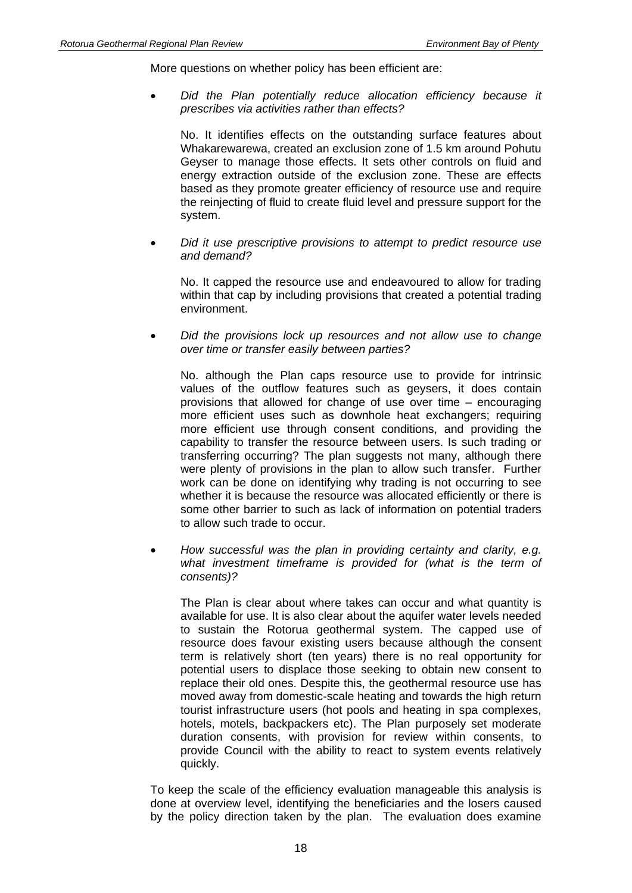More questions on whether policy has been efficient are:

- *Did the Plan potentially reduce allocation efficiency because it prescribes via activities rather than effects?*

  No. It identifies effects on the outstanding surface features about Whakarewarewa, created an exclusion zone of 1.5 km around Pohutu Geyser to manage those effects. It sets other controls on fluid and energy extraction outside of the exclusion zone. These are effects based as they promote greater efficiency of resource use and require the reinjecting of fluid to create fluid level and pressure support for the system.

- *Did it use prescriptive provisions to attempt to predict resource use and demand?*

  No. It capped the resource use and endeavoured to allow for trading within that cap by including provisions that created a potential trading environment.

- *Did the provisions lock up resources and not allow use to change over time or transfer easily between parties?*

  No. although the Plan caps resource use to provide for intrinsic values of the outflow features such as geysers, it does contain provisions that allowed for change of use over time – encouraging more efficient uses such as downhole heat exchangers; requiring more efficient use through consent conditions, and providing the capability to transfer the resource between users. Is such trading or transferring occurring? The plan suggests not many, although there were plenty of provisions in the plan to allow such transfer. Further work can be done on identifying why trading is not occurring to see whether it is because the resource was allocated efficiently or there is some other barrier to such as lack of information on potential traders to allow such trade to occur.

- *How successful was the plan in providing certainty and clarity, e.g. what investment timeframe is provided for (what is the term of consents)?*

  The Plan is clear about where takes can occur and what quantity is available for use. It is also clear about the aquifer water levels needed to sustain the Rotorua geothermal system. The capped use of resource does favour existing users because although the consent term is relatively short (ten years) there is no real opportunity for potential users to displace those seeking to obtain new consent to replace their old ones. Despite this, the geothermal resource use has moved away from domestic-scale heating and towards the high return tourist infrastructure users (hot pools and heating in spa complexes, hotels, motels, backpackers etc). The Plan purposely set moderate duration consents, with provision for review within consents, to provide Council with the ability to react to system events relatively quickly.

To keep the scale of the efficiency evaluation manageable this analysis is done at overview level, identifying the beneficiaries and the losers caused by the policy direction taken by the plan. The evaluation does examine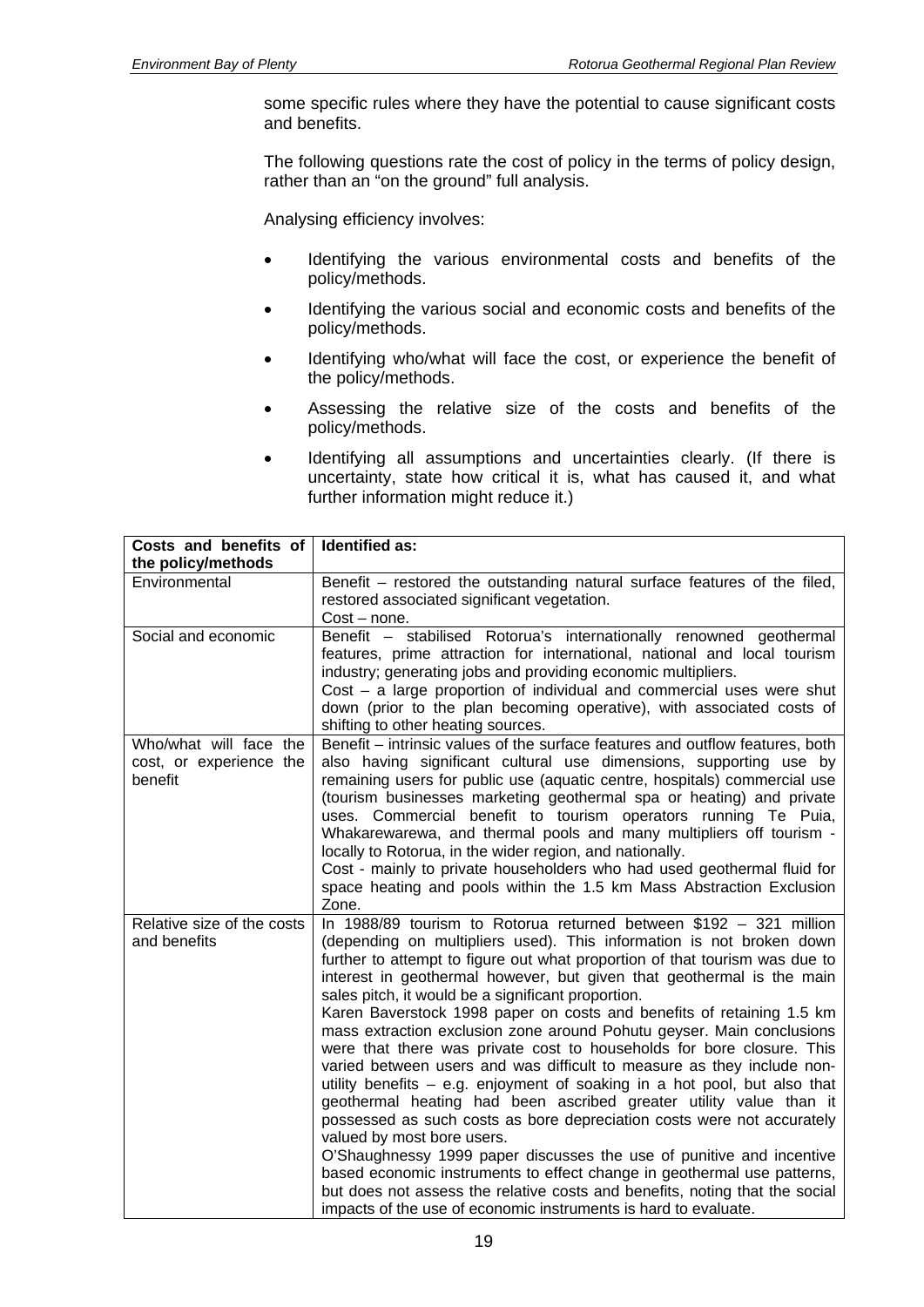some specific rules where they have the potential to cause significant costs and benefits.

The following questions rate the cost of policy in the terms of policy design, rather than an "on the ground" full analysis.

Analysing efficiency involves:

- Identifying the various environmental costs and benefits of the policy/methods.
- Identifying the various social and economic costs and benefits of the policy/methods.
- Identifying who/what will face the cost, or experience the benefit of the policy/methods.
- Assessing the relative size of the costs and benefits of the policy/methods.
- Identifying all assumptions and uncertainties clearly. (If there is uncertainty, state how critical it is, what has caused it, and what further information might reduce it.)

| Costs and benefits of the policy/methods | Identified as: |
|---|---|
| Environmental | Benefit – restored the outstanding natural surface features of the filed, restored associated significant vegetation.<br>Cost – none. |
| Social and economic | Benefit – stabilised Rotorua's internationally renowned geothermal features, prime attraction for international, national and local tourism industry; generating jobs and providing economic multipliers.<br>Cost – a large proportion of individual and commercial uses were shut down (prior to the plan becoming operative), with associated costs of shifting to other heating sources. |
| Who/what will face the cost, or experience the benefit | Benefit – intrinsic values of the surface features and outflow features, both also having significant cultural use dimensions, supporting use by remaining users for public use (aquatic centre, hospitals) commercial use (tourism businesses marketing geothermal spa or heating) and private uses. Commercial benefit to tourism operators running Te Puia, Whakarewarewa, and thermal pools and many multipliers off tourism - locally to Rotorua, in the wider region, and nationally.<br>Cost - mainly to private householders who had used geothermal fluid for space heating and pools within the 1.5 km Mass Abstraction Exclusion Zone. |
| Relative size of the costs and benefits | In 1988/89 tourism to Rotorua returned between $192 – 321 million (depending on multipliers used). This information is not broken down further to attempt to figure out what proportion of that tourism was due to interest in geothermal however, but given that geothermal is the main sales pitch, it would be a significant proportion.<br>Karen Baverstock 1998 paper on costs and benefits of retaining 1.5 km mass extraction exclusion zone around Pohutu geyser. Main conclusions were that there was private cost to households for bore closure. This varied between users and was difficult to measure as they include non-utility benefits – e.g. enjoyment of soaking in a hot pool, but also that geothermal heating had been ascribed greater utility value than it possessed as such costs as bore depreciation costs were not accurately valued by most bore users.<br>O'Shaughnessy 1999 paper discusses the use of punitive and incentive based economic instruments to effect change in geothermal use patterns, but does not assess the relative costs and benefits, noting that the social impacts of the use of economic instruments is hard to evaluate. |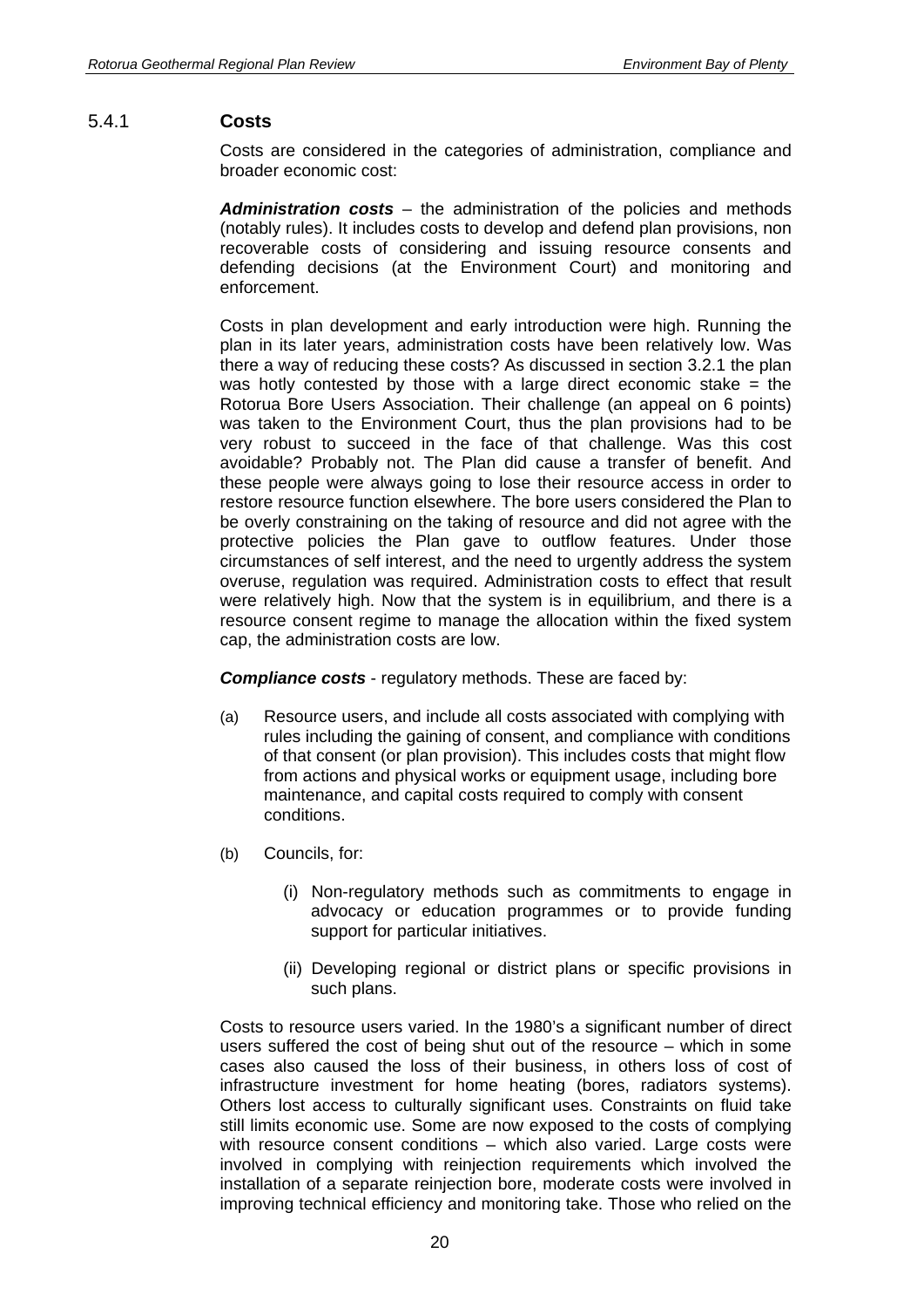### 5.4.1 Costs

Costs are considered in the categories of administration, compliance and broader economic cost:

***Administration costs*** – the administration of the policies and methods (notably rules). It includes costs to develop and defend plan provisions, non recoverable costs of considering and issuing resource consents and defending decisions (at the Environment Court) and monitoring and enforcement.

Costs in plan development and early introduction were high. Running the plan in its later years, administration costs have been relatively low. Was there a way of reducing these costs? As discussed in section 3.2.1 the plan was hotly contested by those with a large direct economic stake = the Rotorua Bore Users Association. Their challenge (an appeal on 6 points) was taken to the Environment Court, thus the plan provisions had to be very robust to succeed in the face of that challenge. Was this cost avoidable? Probably not. The Plan did cause a transfer of benefit. And these people were always going to lose their resource access in order to restore resource function elsewhere. The bore users considered the Plan to be overly constraining on the taking of resource and did not agree with the protective policies the Plan gave to outflow features. Under those circumstances of self interest, and the need to urgently address the system overuse, regulation was required. Administration costs to effect that result were relatively high. Now that the system is in equilibrium, and there is a resource consent regime to manage the allocation within the fixed system cap, the administration costs are low.

***Compliance costs*** - regulatory methods. These are faced by:

(a) Resource users, and include all costs associated with complying with rules including the gaining of consent, and compliance with conditions of that consent (or plan provision). This includes costs that might flow from actions and physical works or equipment usage, including bore maintenance, and capital costs required to comply with consent conditions.

(b) Councils, for:

   (i) Non-regulatory methods such as commitments to engage in advocacy or education programmes or to provide funding support for particular initiatives.

   (ii) Developing regional or district plans or specific provisions in such plans.

Costs to resource users varied. In the 1980's a significant number of direct users suffered the cost of being shut out of the resource – which in some cases also caused the loss of their business, in others loss of cost of infrastructure investment for home heating (bores, radiators systems). Others lost access to culturally significant uses. Constraints on fluid take still limits economic use. Some are now exposed to the costs of complying with resource consent conditions – which also varied. Large costs were involved in complying with reinjection requirements which involved the installation of a separate reinjection bore, moderate costs were involved in improving technical efficiency and monitoring take. Those who relied on the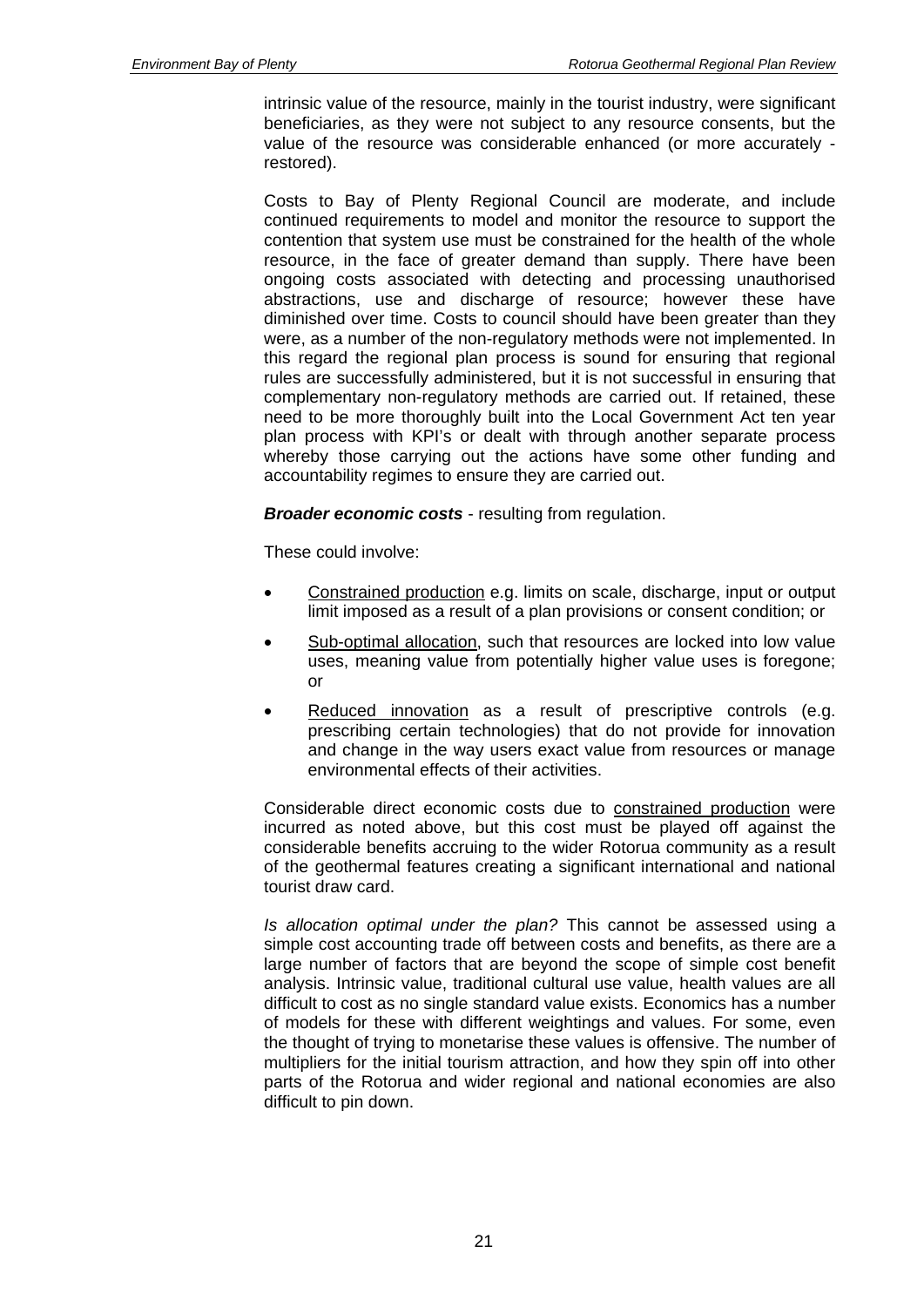intrinsic value of the resource, mainly in the tourist industry, were significant beneficiaries, as they were not subject to any resource consents, but the value of the resource was considerable enhanced (or more accurately - restored).

Costs to Bay of Plenty Regional Council are moderate, and include continued requirements to model and monitor the resource to support the contention that system use must be constrained for the health of the whole resource, in the face of greater demand than supply. There have been ongoing costs associated with detecting and processing unauthorised abstractions, use and discharge of resource; however these have diminished over time. Costs to council should have been greater than they were, as a number of the non-regulatory methods were not implemented. In this regard the regional plan process is sound for ensuring that regional rules are successfully administered, but it is not successful in ensuring that complementary non-regulatory methods are carried out. If retained, these need to be more thoroughly built into the Local Government Act ten year plan process with KPI's or dealt with through another separate process whereby those carrying out the actions have some other funding and accountability regimes to ensure they are carried out.

***Broader economic costs*** - resulting from regulation.

These could involve:

- Constrained production e.g. limits on scale, discharge, input or output limit imposed as a result of a plan provisions or consent condition; or
- Sub-optimal allocation, such that resources are locked into low value uses, meaning value from potentially higher value uses is foregone; or
- Reduced innovation as a result of prescriptive controls (e.g. prescribing certain technologies) that do not provide for innovation and change in the way users exact value from resources or manage environmental effects of their activities.

Considerable direct economic costs due to constrained production were incurred as noted above, but this cost must be played off against the considerable benefits accruing to the wider Rotorua community as a result of the geothermal features creating a significant international and national tourist draw card.

*Is allocation optimal under the plan?* This cannot be assessed using a simple cost accounting trade off between costs and benefits, as there are a large number of factors that are beyond the scope of simple cost benefit analysis. Intrinsic value, traditional cultural use value, health values are all difficult to cost as no single standard value exists. Economics has a number of models for these with different weightings and values. For some, even the thought of trying to monetarise these values is offensive. The number of multipliers for the initial tourism attraction, and how they spin off into other parts of the Rotorua and wider regional and national economies are also difficult to pin down.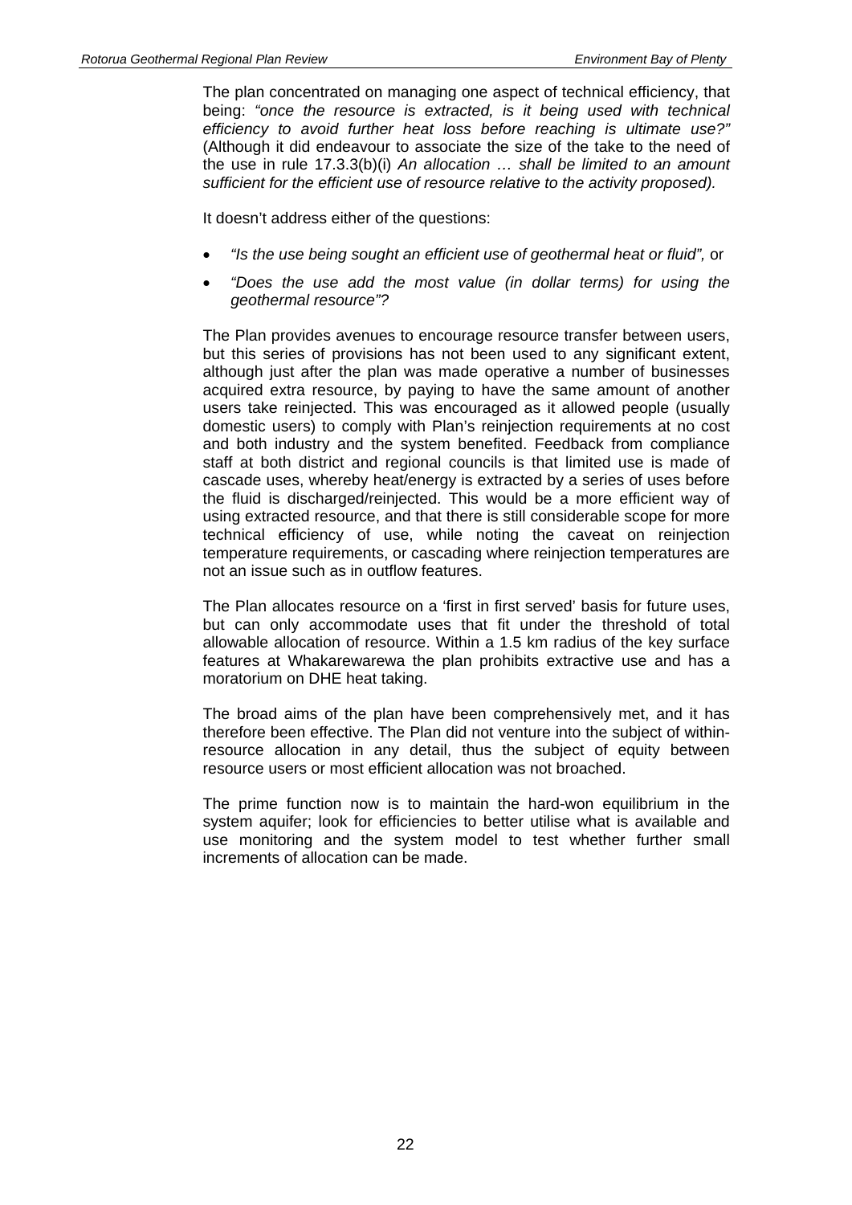The plan concentrated on managing one aspect of technical efficiency, that being: *"once the resource is extracted, is it being used with technical efficiency to avoid further heat loss before reaching is ultimate use?"* (Although it did endeavour to associate the size of the take to the need of the use in rule 17.3.3(b)(i) *An allocation … shall be limited to an amount sufficient for the efficient use of resource relative to the activity proposed).*

It doesn't address either of the questions:

- *"Is the use being sought an efficient use of geothermal heat or fluid",* or
- *"Does the use add the most value (in dollar terms) for using the geothermal resource"?*

The Plan provides avenues to encourage resource transfer between users, but this series of provisions has not been used to any significant extent, although just after the plan was made operative a number of businesses acquired extra resource, by paying to have the same amount of another users take reinjected. This was encouraged as it allowed people (usually domestic users) to comply with Plan's reinjection requirements at no cost and both industry and the system benefited. Feedback from compliance staff at both district and regional councils is that limited use is made of cascade uses, whereby heat/energy is extracted by a series of uses before the fluid is discharged/reinjected. This would be a more efficient way of using extracted resource, and that there is still considerable scope for more technical efficiency of use, while noting the caveat on reinjection temperature requirements, or cascading where reinjection temperatures are not an issue such as in outflow features.

The Plan allocates resource on a 'first in first served' basis for future uses, but can only accommodate uses that fit under the threshold of total allowable allocation of resource. Within a 1.5 km radius of the key surface features at Whakarewarewa the plan prohibits extractive use and has a moratorium on DHE heat taking.

The broad aims of the plan have been comprehensively met, and it has therefore been effective. The Plan did not venture into the subject of within-resource allocation in any detail, thus the subject of equity between resource users or most efficient allocation was not broached.

The prime function now is to maintain the hard-won equilibrium in the system aquifer; look for efficiencies to better utilise what is available and use monitoring and the system model to test whether further small increments of allocation can be made.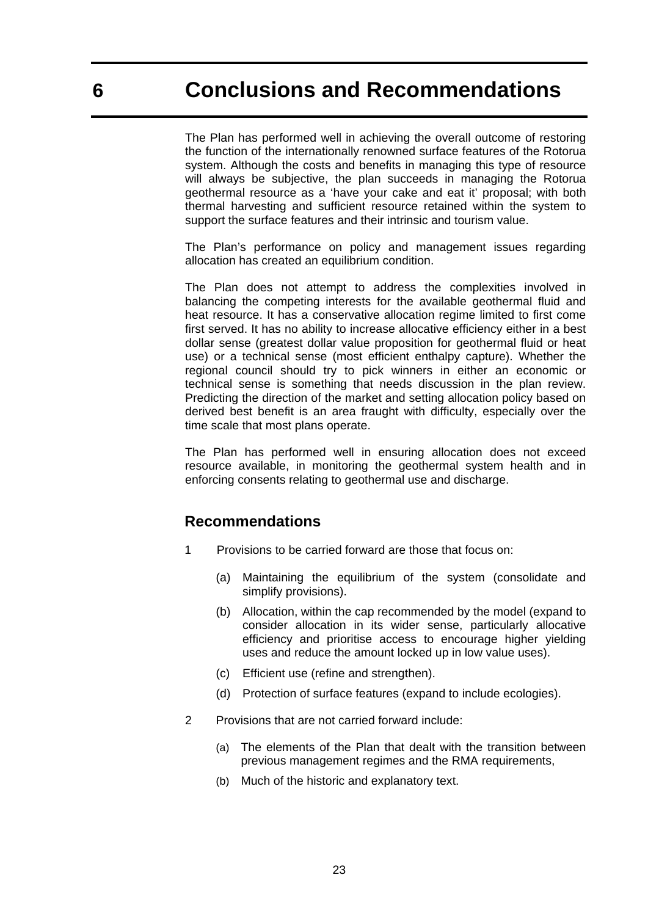# 6 Conclusions and Recommendations

The Plan has performed well in achieving the overall outcome of restoring the function of the internationally renowned surface features of the Rotorua system. Although the costs and benefits in managing this type of resource will always be subjective, the plan succeeds in managing the Rotorua geothermal resource as a 'have your cake and eat it' proposal; with both thermal harvesting and sufficient resource retained within the system to support the surface features and their intrinsic and tourism value.

The Plan's performance on policy and management issues regarding allocation has created an equilibrium condition.

The Plan does not attempt to address the complexities involved in balancing the competing interests for the available geothermal fluid and heat resource. It has a conservative allocation regime limited to first come first served. It has no ability to increase allocative efficiency either in a best dollar sense (greatest dollar value proposition for geothermal fluid or heat use) or a technical sense (most efficient enthalpy capture). Whether the regional council should try to pick winners in either an economic or technical sense is something that needs discussion in the plan review. Predicting the direction of the market and setting allocation policy based on derived best benefit is an area fraught with difficulty, especially over the time scale that most plans operate.

The Plan has performed well in ensuring allocation does not exceed resource available, in monitoring the geothermal system health and in enforcing consents relating to geothermal use and discharge.

## Recommendations

1. Provisions to be carried forward are those that focus on:

   (a) Maintaining the equilibrium of the system (consolidate and simplify provisions).

   (b) Allocation, within the cap recommended by the model (expand to consider allocation in its wider sense, particularly allocative efficiency and prioritise access to encourage higher yielding uses and reduce the amount locked up in low value uses).

   (c) Efficient use (refine and strengthen).

   (d) Protection of surface features (expand to include ecologies).

2. Provisions that are not carried forward include:

   (a) The elements of the Plan that dealt with the transition between previous management regimes and the RMA requirements,

   (b) Much of the historic and explanatory text.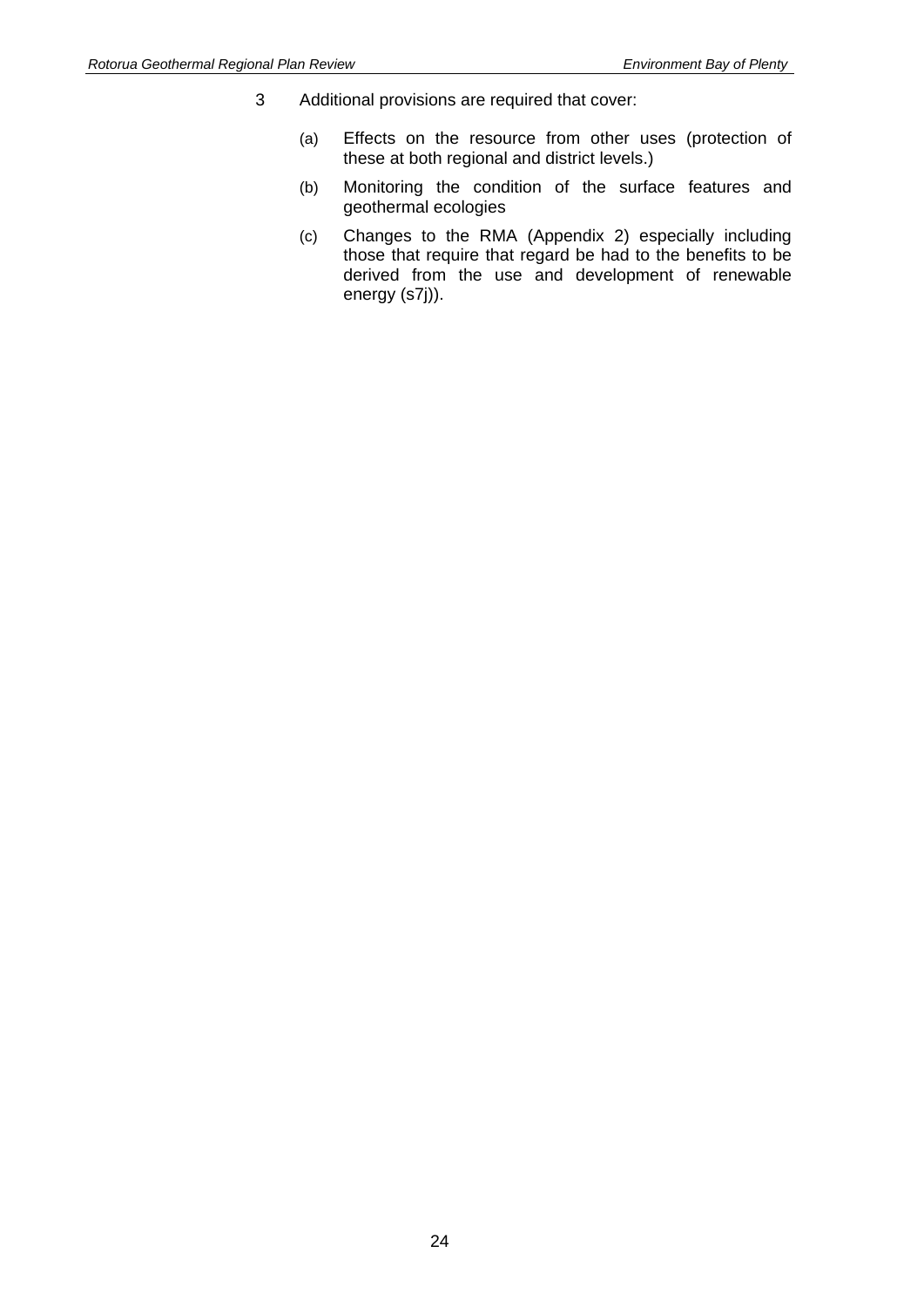3 Additional provisions are required that cover:

   (a) Effects on the resource from other uses (protection of these at both regional and district levels.)

   (b) Monitoring the condition of the surface features and geothermal ecologies

   (c) Changes to the RMA (Appendix 2) especially including those that require that regard be had to the benefits to be derived from the use and development of renewable energy (s7j)).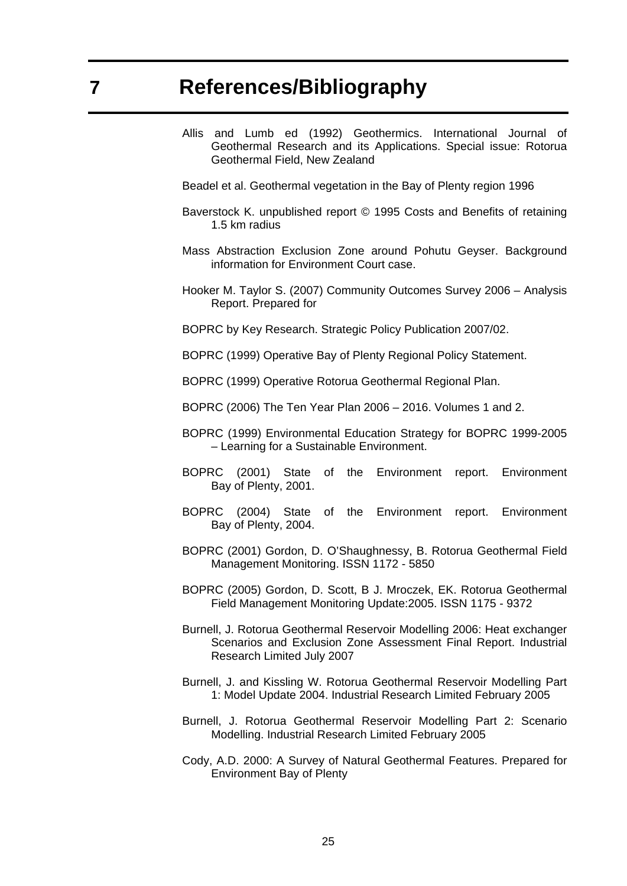# 7 References/Bibliography

Allis and Lumb ed (1992) Geothermics. International Journal of Geothermal Research and its Applications. Special issue: Rotorua Geothermal Field, New Zealand

Beadel et al. Geothermal vegetation in the Bay of Plenty region 1996

Baverstock K. unpublished report © 1995 Costs and Benefits of retaining 1.5 km radius

Mass Abstraction Exclusion Zone around Pohutu Geyser. Background information for Environment Court case.

Hooker M. Taylor S. (2007) Community Outcomes Survey 2006 – Analysis Report. Prepared for

BOPRC by Key Research. Strategic Policy Publication 2007/02.

BOPRC (1999) Operative Bay of Plenty Regional Policy Statement.

BOPRC (1999) Operative Rotorua Geothermal Regional Plan.

BOPRC (2006) The Ten Year Plan 2006 – 2016. Volumes 1 and 2.

BOPRC (1999) Environmental Education Strategy for BOPRC 1999-2005 – Learning for a Sustainable Environment.

BOPRC (2001) State of the Environment report. Environment Bay of Plenty, 2001.

BOPRC (2004) State of the Environment report. Environment Bay of Plenty, 2004.

BOPRC (2001) Gordon, D. O'Shaughnessy, B. Rotorua Geothermal Field Management Monitoring. ISSN 1172 - 5850

BOPRC (2005) Gordon, D. Scott, B J. Mroczek, EK. Rotorua Geothermal Field Management Monitoring Update:2005. ISSN 1175 - 9372

Burnell, J. Rotorua Geothermal Reservoir Modelling 2006: Heat exchanger Scenarios and Exclusion Zone Assessment Final Report. Industrial Research Limited July 2007

Burnell, J. and Kissling W. Rotorua Geothermal Reservoir Modelling Part 1: Model Update 2004. Industrial Research Limited February 2005

Burnell, J. Rotorua Geothermal Reservoir Modelling Part 2: Scenario Modelling. Industrial Research Limited February 2005

Cody, A.D. 2000: A Survey of Natural Geothermal Features. Prepared for Environment Bay of Plenty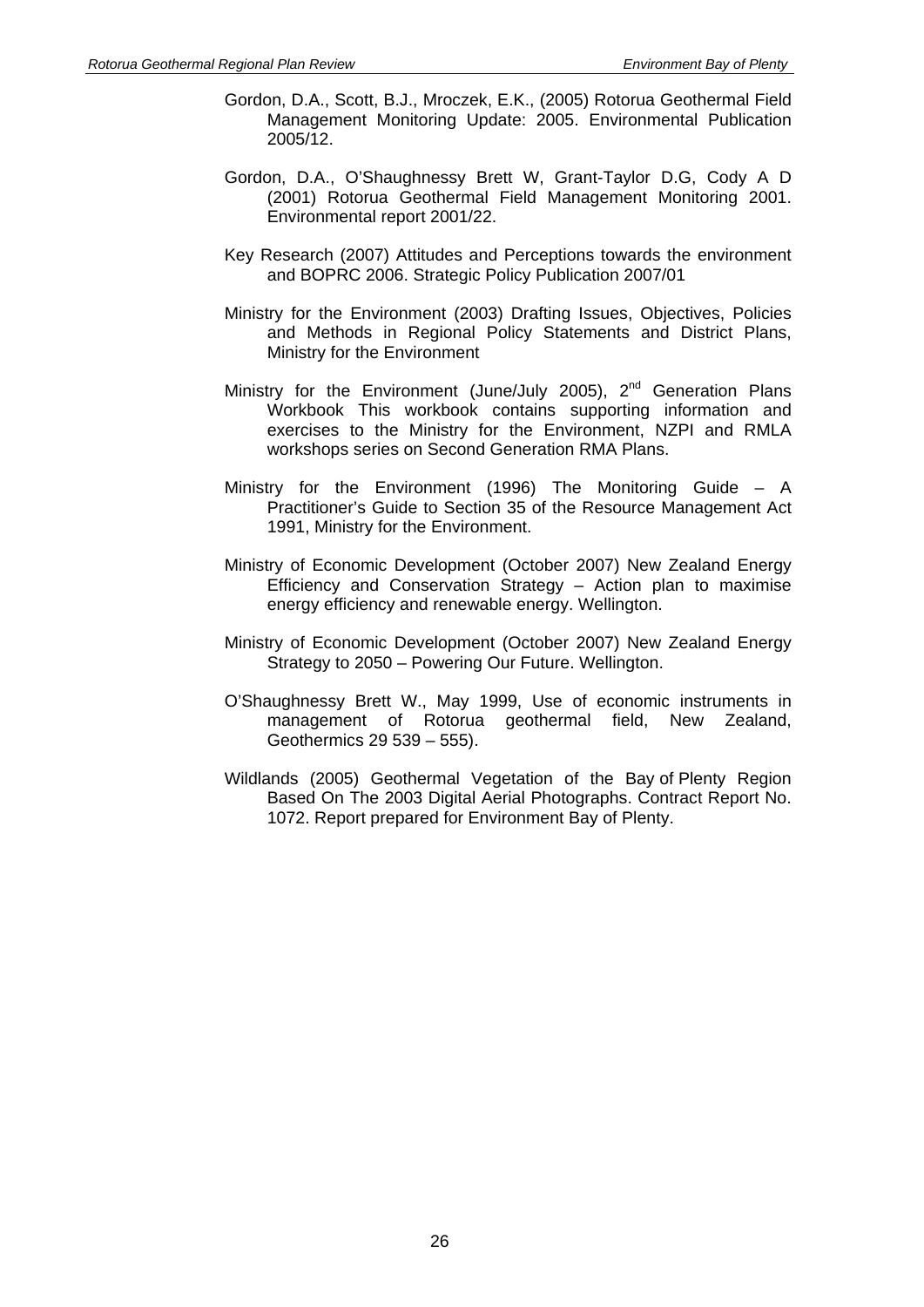Gordon, D.A., Scott, B.J., Mroczek, E.K., (2005) Rotorua Geothermal Field Management Monitoring Update: 2005. Environmental Publication 2005/12.

Gordon, D.A., O'Shaughnessy Brett W, Grant-Taylor D.G, Cody A D (2001) Rotorua Geothermal Field Management Monitoring 2001. Environmental report 2001/22.

Key Research (2007) Attitudes and Perceptions towards the environment and BOPRC 2006. Strategic Policy Publication 2007/01

Ministry for the Environment (2003) Drafting Issues, Objectives, Policies and Methods in Regional Policy Statements and District Plans, Ministry for the Environment

Ministry for the Environment (June/July 2005), 2nd Generation Plans Workbook This workbook contains supporting information and exercises to the Ministry for the Environment, NZPI and RMLA workshops series on Second Generation RMA Plans.

Ministry for the Environment (1996) The Monitoring Guide – A Practitioner's Guide to Section 35 of the Resource Management Act 1991, Ministry for the Environment.

Ministry of Economic Development (October 2007) New Zealand Energy Efficiency and Conservation Strategy – Action plan to maximise energy efficiency and renewable energy. Wellington.

Ministry of Economic Development (October 2007) New Zealand Energy Strategy to 2050 – Powering Our Future. Wellington.

O'Shaughnessy Brett W., May 1999, Use of economic instruments in management of Rotorua geothermal field, New Zealand, Geothermics 29 539 – 555).

Wildlands (2005) Geothermal Vegetation of the Bay of Plenty Region Based On The 2003 Digital Aerial Photographs. Contract Report No. 1072. Report prepared for Environment Bay of Plenty.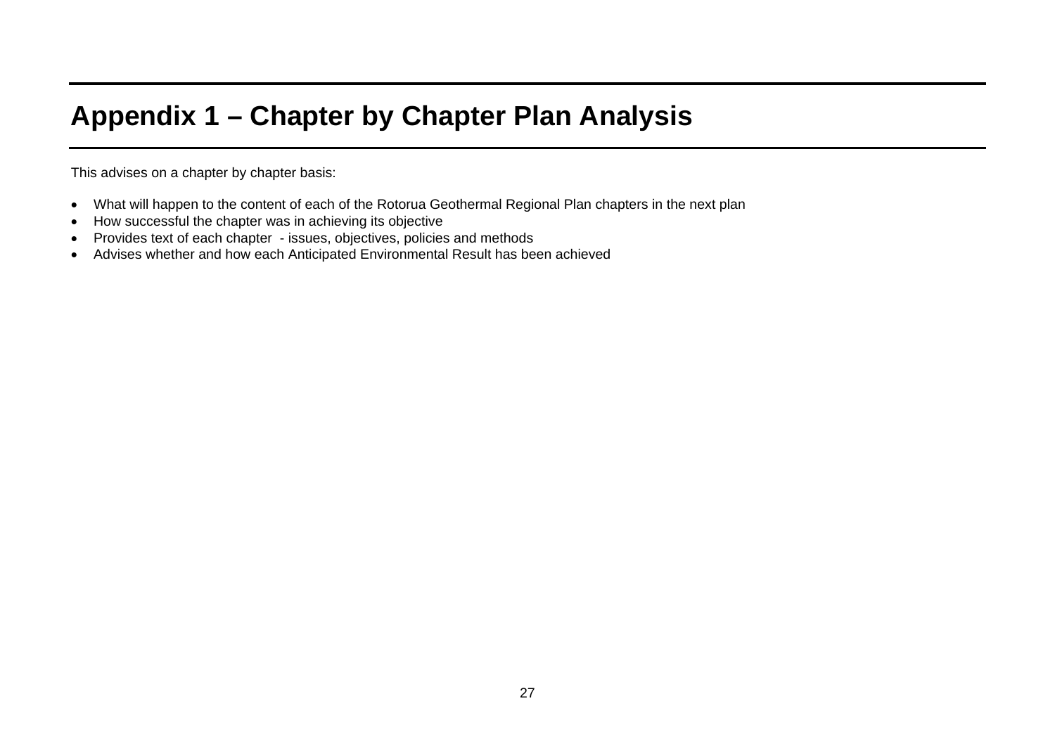# Appendix 1 – Chapter by Chapter Plan Analysis

This advises on a chapter by chapter basis:

- What will happen to the content of each of the Rotorua Geothermal Regional Plan chapters in the next plan
- How successful the chapter was in achieving its objective
- Provides text of each chapter - issues, objectives, policies and methods
- Advises whether and how each Anticipated Environmental Result has been achieved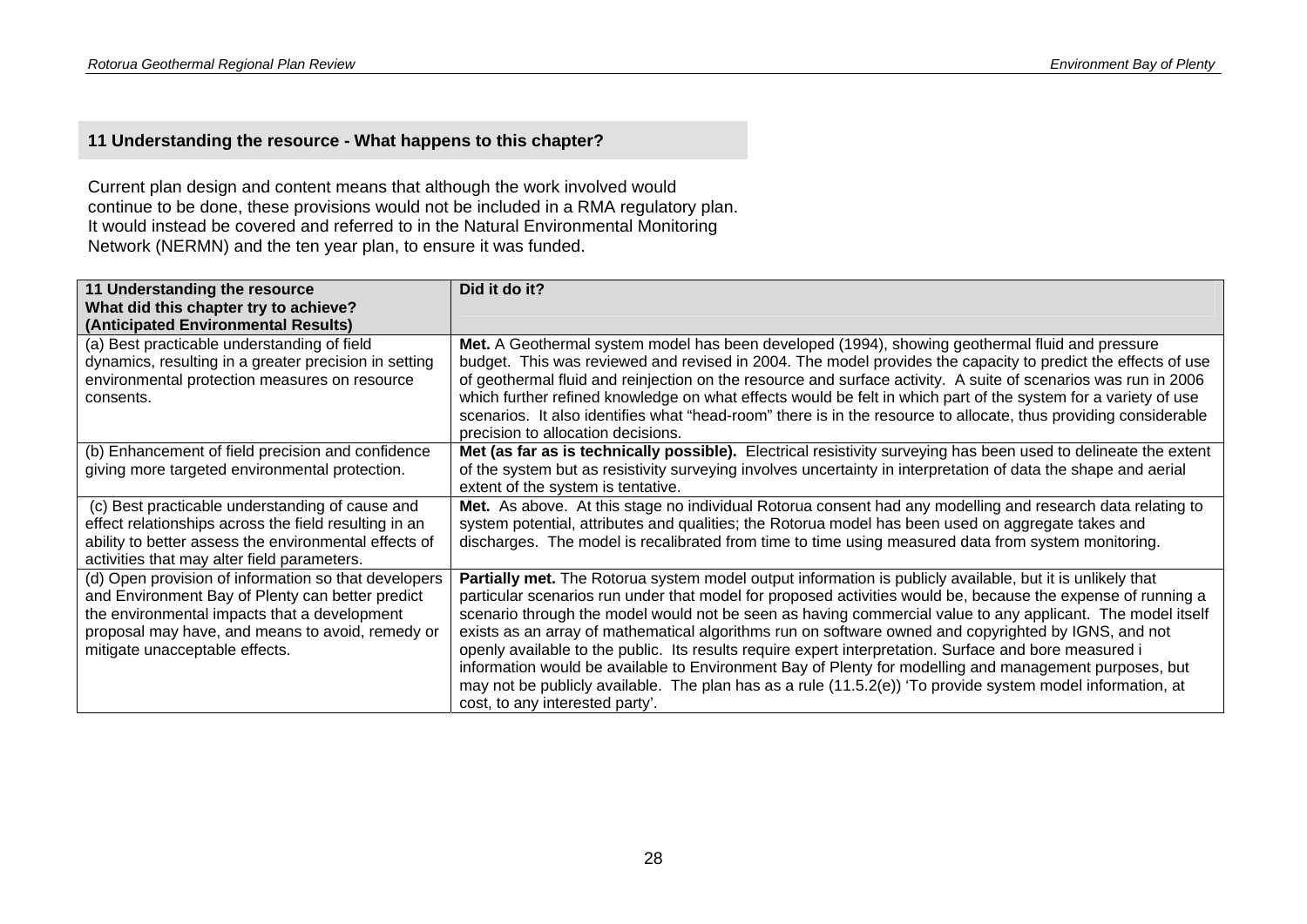## 11 Understanding the resource - What happens to this chapter?

Current plan design and content means that although the work involved would continue to be done, these provisions would not be included in a RMA regulatory plan. It would instead be covered and referred to in the Natural Environmental Monitoring Network (NERMN) and the ten year plan, to ensure it was funded.

| 11 Understanding the resource<br>What did this chapter try to achieve?<br>(Anticipated Environmental Results) | Did it do it? |
|---|---|
| (a) Best practicable understanding of field dynamics, resulting in a greater precision in setting environmental protection measures on resource consents. | **Met.** A Geothermal system model has been developed (1994), showing geothermal fluid and pressure budget. This was reviewed and revised in 2004. The model provides the capacity to predict the effects of use of geothermal fluid and reinjection on the resource and surface activity. A suite of scenarios was run in 2006 which further refined knowledge on what effects would be felt in which part of the system for a variety of use scenarios. It also identifies what "head-room" there is in the resource to allocate, thus providing considerable precision to allocation decisions. |
| (b) Enhancement of field precision and confidence giving more targeted environmental protection. | **Met (as far as is technically possible).** Electrical resistivity surveying has been used to delineate the extent of the system but as resistivity surveying involves uncertainty in interpretation of data the shape and aerial extent of the system is tentative. |
| (c) Best practicable understanding of cause and effect relationships across the field resulting in an ability to better assess the environmental effects of activities that may alter field parameters. | **Met.** As above. At this stage no individual Rotorua consent had any modelling and research data relating to system potential, attributes and qualities; the Rotorua model has been used on aggregate takes and discharges. The model is recalibrated from time to time using measured data from system monitoring. |
| (d) Open provision of information so that developers and Environment Bay of Plenty can better predict the environmental impacts that a development proposal may have, and means to avoid, remedy or mitigate unacceptable effects. | **Partially met.** The Rotorua system model output information is publicly available, but it is unlikely that particular scenarios run under that model for proposed activities would be, because the expense of running a scenario through the model would not be seen as having commercial value to any applicant. The model itself exists as an array of mathematical algorithms run on software owned and copyrighted by IGNS, and not openly available to the public. Its results require expert interpretation. Surface and bore measured i information would be available to Environment Bay of Plenty for modelling and management purposes, but may not be publicly available. The plan has as a rule (11.5.2(e)) 'To provide system model information, at cost, to any interested party'. |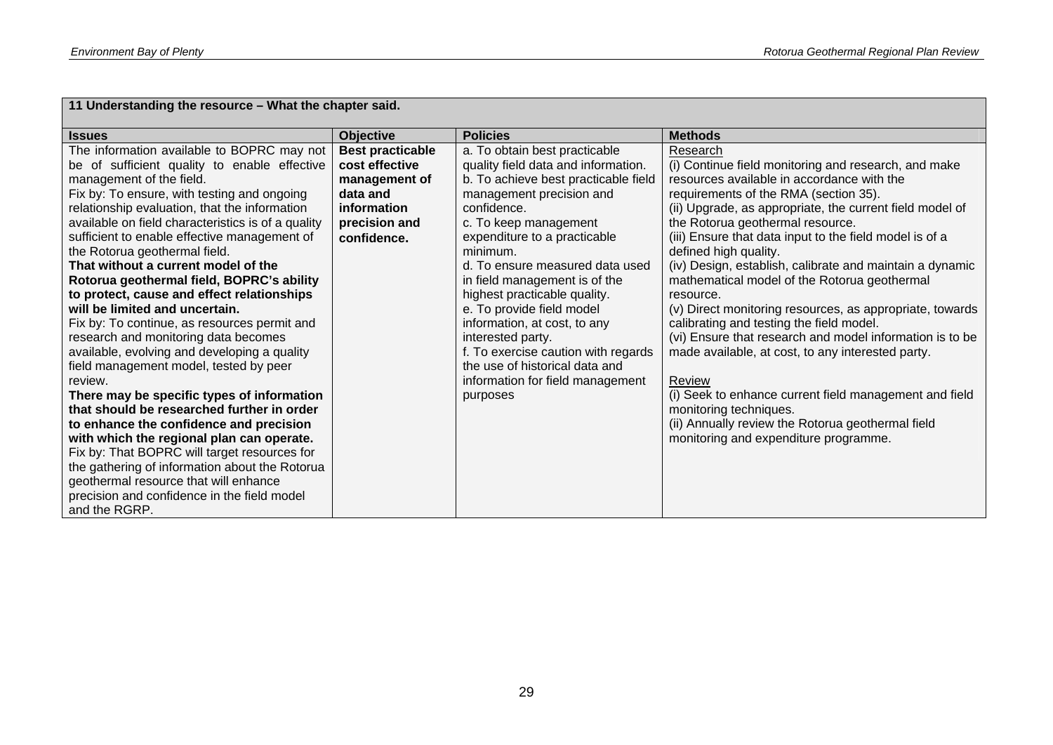| 11 Understanding the resource – What the chapter said. | | | |
|---|---|---|---|
| **Issues** | **Objective** | **Policies** | **Methods** |
| The information available to BOPRC may not be of sufficient quality to enable effective management of the field.<br>Fix by: To ensure, with testing and ongoing relationship evaluation, that the information available on field characteristics is of a quality sufficient to enable effective management of the Rotorua geothermal field.<br>**That without a current model of the Rotorua geothermal field, BOPRC's ability to protect, cause and effect relationships will be limited and uncertain.**<br>Fix by: To continue, as resources permit and research and monitoring data becomes available, evolving and developing a quality field management model, tested by peer review.<br>**There may be specific types of information that should be researched further in order to enhance the confidence and precision with which the regional plan can operate.**<br>Fix by: That BOPRC will target resources for the gathering of information about the Rotorua geothermal resource that will enhance precision and confidence in the field model and the RGRP. | **Best practicable cost effective management of data and information precision and confidence.** | a. To obtain best practicable quality field data and information.<br>b. To achieve best practicable field management precision and confidence.<br>c. To keep management expenditure to a practicable minimum.<br>d. To ensure measured data used in field management is of the highest practicable quality.<br>e. To provide field model information, at cost, to any interested party.<br>f. To exercise caution with regards the use of historical data and information for field management purposes | Research<br>(i) Continue field monitoring and research, and make resources available in accordance with the requirements of the RMA (section 35).<br>(ii) Upgrade, as appropriate, the current field model of the Rotorua geothermal resource.<br>(iii) Ensure that data input to the field model is of a defined high quality.<br>(iv) Design, establish, calibrate and maintain a dynamic mathematical model of the Rotorua geothermal resource.<br>(v) Direct monitoring resources, as appropriate, towards calibrating and testing the field model.<br>(vi) Ensure that research and model information is to be made available, at cost, to any interested party.<br><br>Review<br>(i) Seek to enhance current field management and field monitoring techniques.<br>(ii) Annually review the Rotorua geothermal field monitoring and expenditure programme. |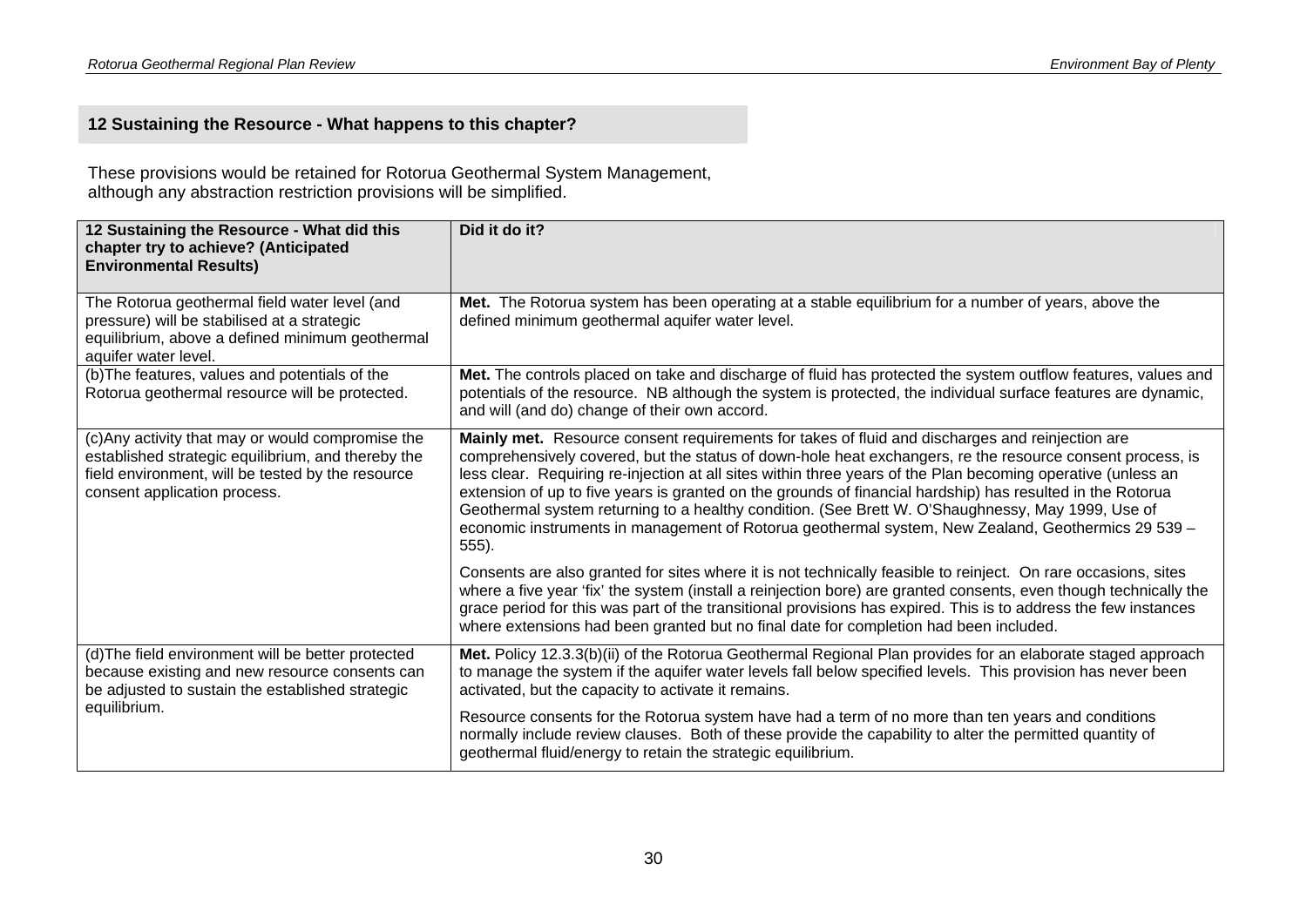## 12 Sustaining the Resource - What happens to this chapter?

These provisions would be retained for Rotorua Geothermal System Management, although any abstraction restriction provisions will be simplified.

| 12 Sustaining the Resource - What did this chapter try to achieve? (Anticipated Environmental Results) | Did it do it? |
|---|---|
| The Rotorua geothermal field water level (and pressure) will be stabilised at a strategic equilibrium, above a defined minimum geothermal aquifer water level. | **Met.** The Rotorua system has been operating at a stable equilibrium for a number of years, above the defined minimum geothermal aquifer water level. |
| (b)The features, values and potentials of the Rotorua geothermal resource will be protected. | **Met.** The controls placed on take and discharge of fluid has protected the system outflow features, values and potentials of the resource. NB although the system is protected, the individual surface features are dynamic, and will (and do) change of their own accord. |
| (c)Any activity that may or would compromise the established strategic equilibrium, and thereby the field environment, will be tested by the resource consent application process. | **Mainly met.** Resource consent requirements for takes of fluid and discharges and reinjection are comprehensively covered, but the status of down-hole heat exchangers, re the resource consent process, is less clear. Requiring re-injection at all sites within three years of the Plan becoming operative (unless an extension of up to five years is granted on the grounds of financial hardship) has resulted in the Rotorua Geothermal system returning to a healthy condition. (See Brett W. O'Shaughnessy, May 1999, Use of economic instruments in management of Rotorua geothermal system, New Zealand, Geothermics 29 539 – 555).<br><br>Consents are also granted for sites where it is not technically feasible to reinject. On rare occasions, sites where a five year 'fix' the system (install a reinjection bore) are granted consents, even though technically the grace period for this was part of the transitional provisions has expired. This is to address the few instances where extensions had been granted but no final date for completion had been included. |
| (d)The field environment will be better protected because existing and new resource consents can be adjusted to sustain the established strategic equilibrium. | **Met.** Policy 12.3.3(b)(ii) of the Rotorua Geothermal Regional Plan provides for an elaborate staged approach to manage the system if the aquifer water levels fall below specified levels. This provision has never been activated, but the capacity to activate it remains.<br><br>Resource consents for the Rotorua system have had a term of no more than ten years and conditions normally include review clauses. Both of these provide the capability to alter the permitted quantity of geothermal fluid/energy to retain the strategic equilibrium. |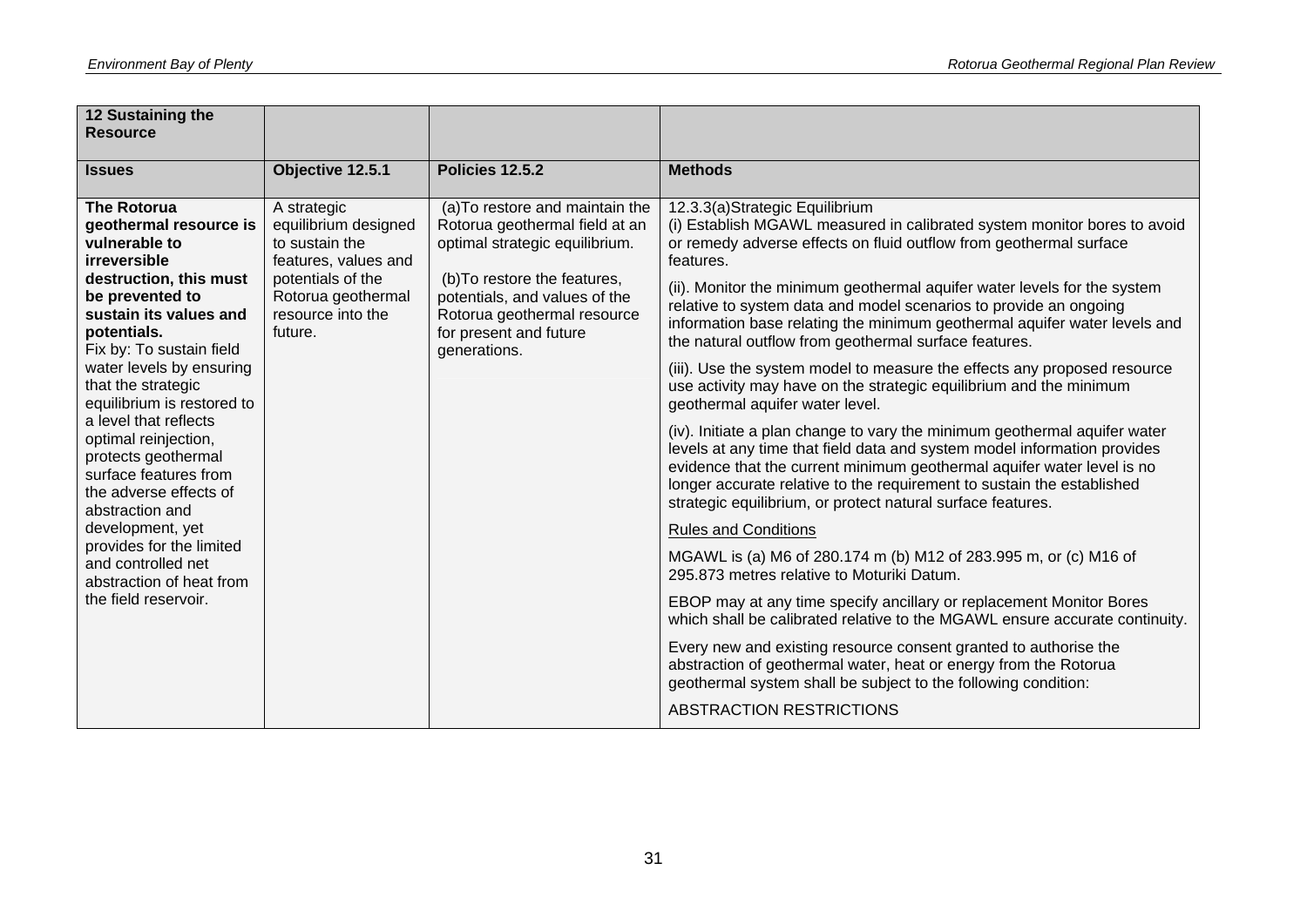| 12 Sustaining the Resource | | | |
|---|---|---|---|
| **Issues** | **Objective 12.5.1** | **Policies 12.5.2** | **Methods** |
| **The Rotorua geothermal resource is vulnerable to irreversible destruction, this must be prevented to sustain its values and potentials.**<br>Fix by: To sustain field water levels by ensuring that the strategic equilibrium is restored to a level that reflects optimal reinjection, protects geothermal surface features from the adverse effects of abstraction and development, yet provides for the limited and controlled net abstraction of heat from the field reservoir. | A strategic equilibrium designed to sustain the features, values and potentials of the Rotorua geothermal resource into the future. | (a)To restore and maintain the Rotorua geothermal field at an optimal strategic equilibrium.<br><br>(b)To restore the features, potentials, and values of the Rotorua geothermal resource for present and future generations. | 12.3.3(a)Strategic Equilibrium<br>(i) Establish MGAWL measured in calibrated system monitor bores to avoid or remedy adverse effects on fluid outflow from geothermal surface features.<br><br>(ii). Monitor the minimum geothermal aquifer water levels for the system relative to system data and model scenarios to provide an ongoing information base relating the minimum geothermal aquifer water levels and the natural outflow from geothermal surface features.<br><br>(iii). Use the system model to measure the effects any proposed resource use activity may have on the strategic equilibrium and the minimum geothermal aquifer water level.<br><br>(iv). Initiate a plan change to vary the minimum geothermal aquifer water levels at any time that field data and system model information provides evidence that the current minimum geothermal aquifer water level is no longer accurate relative to the requirement to sustain the established strategic equilibrium, or protect natural surface features.<br><br><u>Rules and Conditions</u><br><br>MGAWL is (a) M6 of 280.174 m (b) M12 of 283.995 m, or (c) M16 of 295.873 metres relative to Moturiki Datum.<br><br>EBOP may at any time specify ancillary or replacement Monitor Bores which shall be calibrated relative to the MGAWL ensure accurate continuity.<br><br>Every new and existing resource consent granted to authorise the abstraction of geothermal water, heat or energy from the Rotorua geothermal system shall be subject to the following condition:<br><br>ABSTRACTION RESTRICTIONS |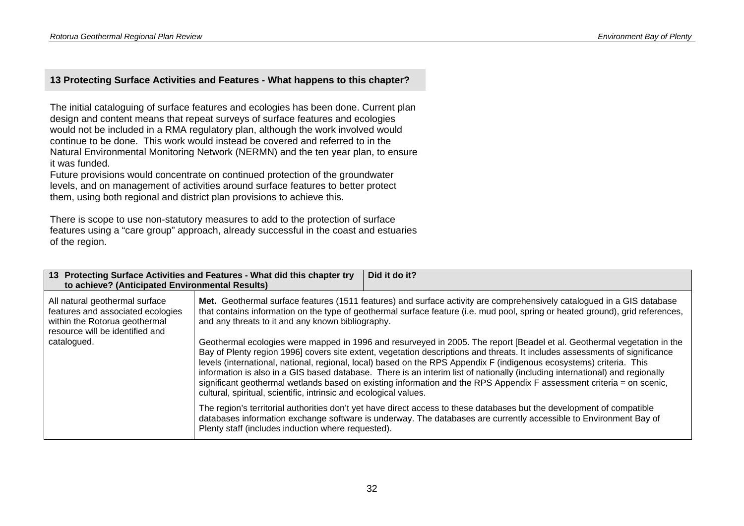## 13 Protecting Surface Activities and Features - What happens to this chapter?

The initial cataloguing of surface features and ecologies has been done. Current plan design and content means that repeat surveys of surface features and ecologies would not be included in a RMA regulatory plan, although the work involved would continue to be done. This work would instead be covered and referred to in the Natural Environmental Monitoring Network (NERMN) and the ten year plan, to ensure it was funded.

Future provisions would concentrate on continued protection of the groundwater levels, and on management of activities around surface features to better protect them, using both regional and district plan provisions to achieve this.

There is scope to use non-statutory measures to add to the protection of surface features using a "care group" approach, already successful in the coast and estuaries of the region.

| 13 Protecting Surface Activities and Features - What did this chapter try to achieve? (Anticipated Environmental Results) | Did it do it? |
|---|---|
| All natural geothermal surface features and associated ecologies within the Rotorua geothermal resource will be identified and catalogued. | **Met.** Geothermal surface features (1511 features) and surface activity are comprehensively catalogued in a GIS database that contains information on the type of geothermal surface feature (i.e. mud pool, spring or heated ground), grid references, and any threats to it and any known bibliography.<br><br>Geothermal ecologies were mapped in 1996 and resurveyed in 2005. The report [Beadel et al. Geothermal vegetation in the Bay of Plenty region 1996] covers site extent, vegetation descriptions and threats. It includes assessments of significance levels (international, national, regional, local) based on the RPS Appendix F (indigenous ecosystems) criteria. This information is also in a GIS based database. There is an interim list of nationally (including international) and regionally significant geothermal wetlands based on existing information and the RPS Appendix F assessment criteria = on scenic, cultural, spiritual, scientific, intrinsic and ecological values.<br><br>The region's territorial authorities don't yet have direct access to these databases but the development of compatible databases information exchange software is underway. The databases are currently accessible to Environment Bay of Plenty staff (includes induction where requested). |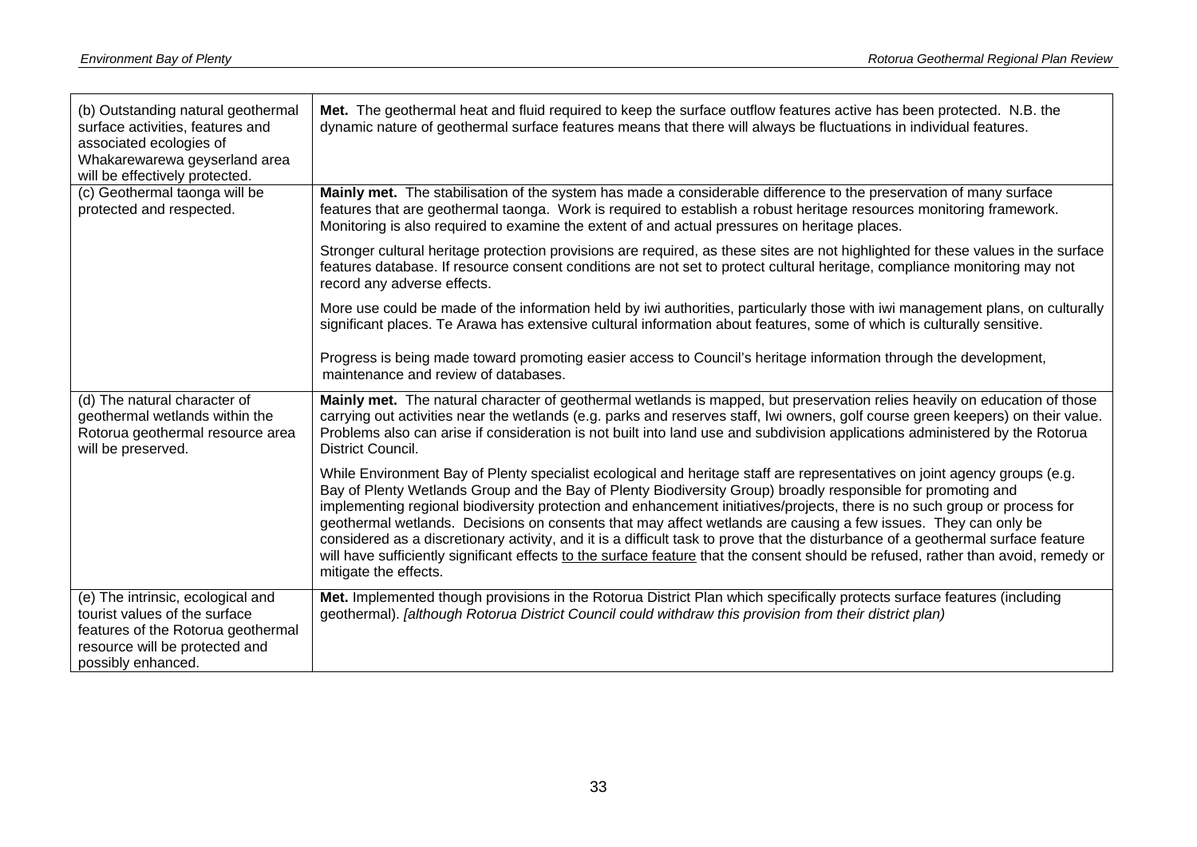| | |
|---|---|
| (b) Outstanding natural geothermal surface activities, features and associated ecologies of Whakarewarewa geyserland area will be effectively protected. | **Met.** The geothermal heat and fluid required to keep the surface outflow features active has been protected. N.B. the dynamic nature of geothermal surface features means that there will always be fluctuations in individual features. |
| (c) Geothermal taonga will be protected and respected. | **Mainly met.** The stabilisation of the system has made a considerable difference to the preservation of many surface features that are geothermal taonga. Work is required to establish a robust heritage resources monitoring framework. Monitoring is also required to examine the extent of and actual pressures on heritage places.<br><br>Stronger cultural heritage protection provisions are required, as these sites are not highlighted for these values in the surface features database. If resource consent conditions are not set to protect cultural heritage, compliance monitoring may not record any adverse effects.<br><br>More use could be made of the information held by iwi authorities, particularly those with iwi management plans, on culturally significant places. Te Arawa has extensive cultural information about features, some of which is culturally sensitive.<br><br>Progress is being made toward promoting easier access to Council's heritage information through the development, maintenance and review of databases. |
| (d) The natural character of geothermal wetlands within the Rotorua geothermal resource area will be preserved. | **Mainly met.** The natural character of geothermal wetlands is mapped, but preservation relies heavily on education of those carrying out activities near the wetlands (e.g. parks and reserves staff, Iwi owners, golf course green keepers) on their value. Problems also can arise if consideration is not built into land use and subdivision applications administered by the Rotorua District Council.<br><br>While Environment Bay of Plenty specialist ecological and heritage staff are representatives on joint agency groups (e.g. Bay of Plenty Wetlands Group and the Bay of Plenty Biodiversity Group) broadly responsible for promoting and implementing regional biodiversity protection and enhancement initiatives/projects, there is no such group or process for geothermal wetlands. Decisions on consents that may affect wetlands are causing a few issues. They can only be considered as a discretionary activity, and it is a difficult task to prove that the disturbance of a geothermal surface feature will have sufficiently significant effects <u>to the surface feature</u> that the consent should be refused, rather than avoid, remedy or mitigate the effects. |
| (e) The intrinsic, ecological and tourist values of the surface features of the Rotorua geothermal resource will be protected and possibly enhanced. | **Met.** Implemented though provisions in the Rotorua District Plan which specifically protects surface features (including geothermal). *[although Rotorua District Council could withdraw this provision from their district plan)* |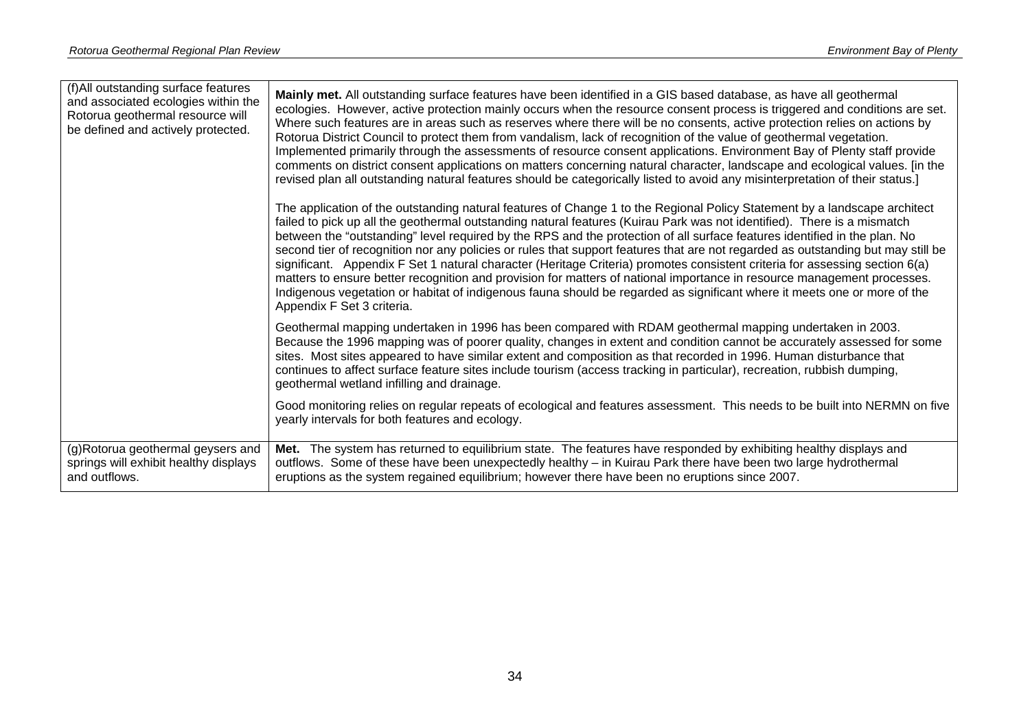| | |
|---|---|
| (f)All outstanding surface features and associated ecologies within the Rotorua geothermal resource will be defined and actively protected. | **Mainly met.** All outstanding surface features have been identified in a GIS based database, as have all geothermal ecologies. However, active protection mainly occurs when the resource consent process is triggered and conditions are set. Where such features are in areas such as reserves where there will be no consents, active protection relies on actions by Rotorua District Council to protect them from vandalism, lack of recognition of the value of geothermal vegetation. Implemented primarily through the assessments of resource consent applications. Environment Bay of Plenty staff provide comments on district consent applications on matters concerning natural character, landscape and ecological values. [in the revised plan all outstanding natural features should be categorically listed to avoid any misinterpretation of their status.]<br><br>The application of the outstanding natural features of Change 1 to the Regional Policy Statement by a landscape architect failed to pick up all the geothermal outstanding natural features (Kuirau Park was not identified). There is a mismatch between the "outstanding" level required by the RPS and the protection of all surface features identified in the plan. No second tier of recognition nor any policies or rules that support features that are not regarded as outstanding but may still be significant. Appendix F Set 1 natural character (Heritage Criteria) promotes consistent criteria for assessing section 6(a) matters to ensure better recognition and provision for matters of national importance in resource management processes. Indigenous vegetation or habitat of indigenous fauna should be regarded as significant where it meets one or more of the Appendix F Set 3 criteria.<br><br>Geothermal mapping undertaken in 1996 has been compared with RDAM geothermal mapping undertaken in 2003. Because the 1996 mapping was of poorer quality, changes in extent and condition cannot be accurately assessed for some sites. Most sites appeared to have similar extent and composition as that recorded in 1996. Human disturbance that continues to affect surface feature sites include tourism (access tracking in particular), recreation, rubbish dumping, geothermal wetland infilling and drainage.<br><br>Good monitoring relies on regular repeats of ecological and features assessment. This needs to be built into NERMN on five yearly intervals for both features and ecology. |
| (g)Rotorua geothermal geysers and springs will exhibit healthy displays and outflows. | **Met.** The system has returned to equilibrium state. The features have responded by exhibiting healthy displays and outflows. Some of these have been unexpectedly healthy – in Kuirau Park there have been two large hydrothermal eruptions as the system regained equilibrium; however there have been no eruptions since 2007. |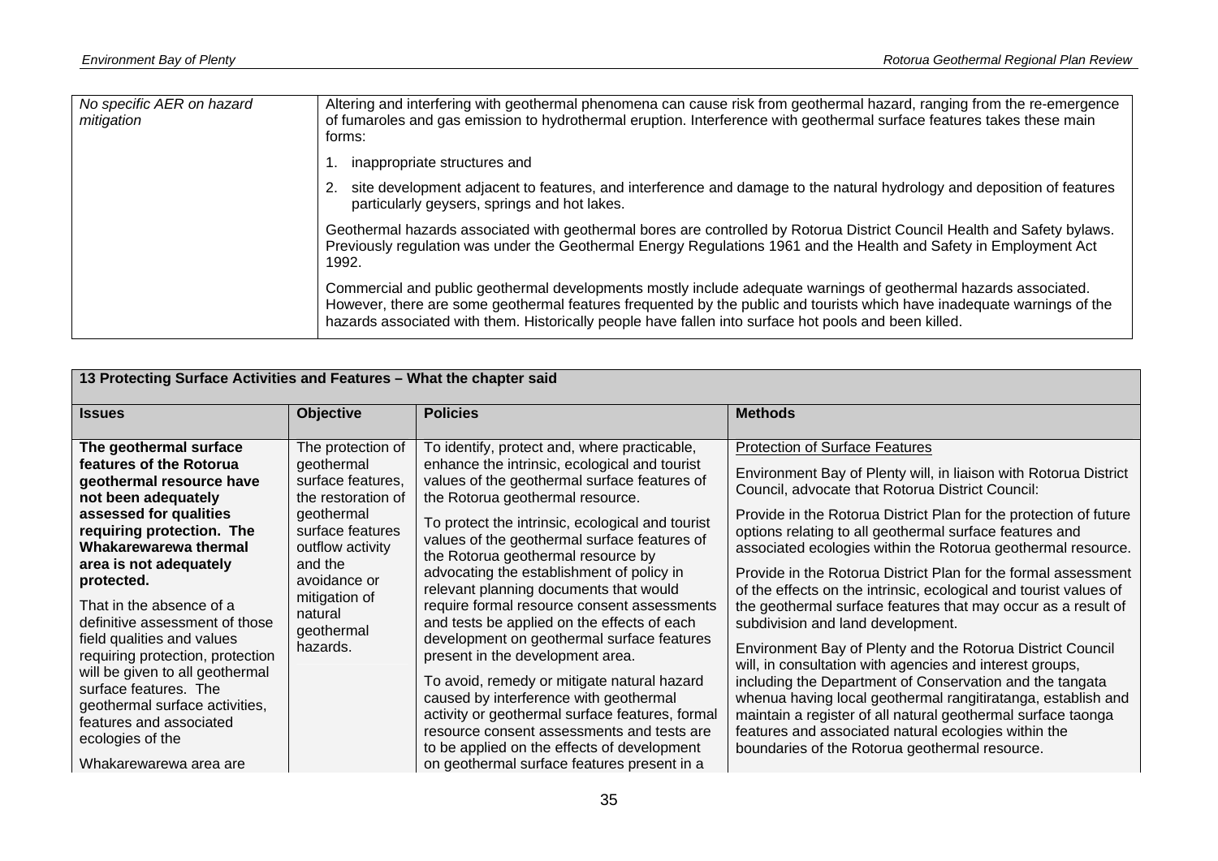| No specific AER on hazard mitigation | Altering and interfering with geothermal phenomena can cause risk from geothermal hazard, ranging from the re-emergence of fumaroles and gas emission to hydrothermal eruption. Interference with geothermal surface features takes these main forms:<br><br>1. inappropriate structures and<br><br>2. site development adjacent to features, and interference and damage to the natural hydrology and deposition of features particularly geysers, springs and hot lakes.<br><br>Geothermal hazards associated with geothermal bores are controlled by Rotorua District Council Health and Safety bylaws. Previously regulation was under the Geothermal Energy Regulations 1961 and the Health and Safety in Employment Act 1992.<br><br>Commercial and public geothermal developments mostly include adequate warnings of geothermal hazards associated. However, there are some geothermal features frequented by the public and tourists which have inadequate warnings of the hazards associated with them. Historically people have fallen into surface hot pools and been killed. |
|---|---|

| **13 Protecting Surface Activities and Features – What the chapter said** | | | |
|---|---|---|---|
| **Issues** | **Objective** | **Policies** | **Methods** |
| **The geothermal surface features of the Rotorua geothermal resource have not been adequately assessed for qualities requiring protection. The Whakarewarewa thermal area is not adequately protected.**<br><br>That in the absence of a definitive assessment of those field qualities and values requiring protection, protection will be given to all geothermal surface features. The geothermal surface activities, features and associated ecologies of the<br><br>Whakarewarewa area are | The protection of geothermal surface features, the restoration of geothermal surface features outflow activity and the avoidance or mitigation of natural geothermal hazards. | To identify, protect and, where practicable, enhance the intrinsic, ecological and tourist values of the geothermal surface features of the Rotorua geothermal resource.<br><br>To protect the intrinsic, ecological and tourist values of the geothermal surface features of the Rotorua geothermal resource by advocating the establishment of policy in relevant planning documents that would require formal resource consent assessments and tests be applied on the effects of each development on geothermal surface features present in the development area.<br><br>To avoid, remedy or mitigate natural hazard caused by interference with geothermal activity or geothermal surface features, formal resource consent assessments and tests are to be applied on the effects of development on geothermal surface features present in a | Protection of Surface Features<br><br>Environment Bay of Plenty will, in liaison with Rotorua District Council, advocate that Rotorua District Council:<br><br>Provide in the Rotorua District Plan for the protection of future options relating to all geothermal surface features and associated ecologies within the Rotorua geothermal resource.<br><br>Provide in the Rotorua District Plan for the formal assessment of the effects on the intrinsic, ecological and tourist values of the geothermal surface features that may occur as a result of subdivision and land development.<br><br>Environment Bay of Plenty and the Rotorua District Council will, in consultation with agencies and interest groups, including the Department of Conservation and the tangata whenua having local geothermal rangitiratanga, establish and maintain a register of all natural geothermal surface taonga features and associated natural ecologies within the boundaries of the Rotorua geothermal resource. |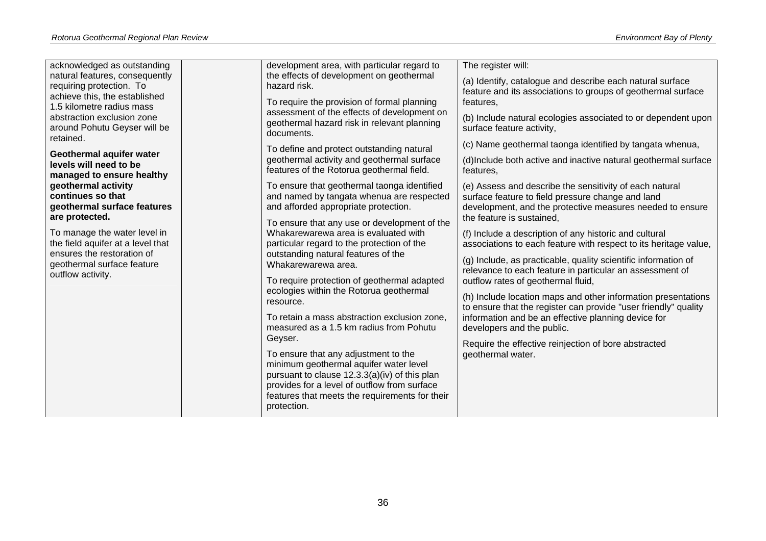| | | | |
|---|---|---|---|
| acknowledged as outstanding natural features, consequently requiring protection. To achieve this, the established 1.5 kilometre radius mass abstraction exclusion zone around Pohutu Geyser will be retained.<br><br>**Geothermal aquifer water levels will need to be managed to ensure healthy geothermal activity continues so that geothermal surface features are protected.**<br><br>To manage the water level in the field aquifer at a level that ensures the restoration of geothermal surface feature outflow activity. | | development area, with particular regard to the effects of development on geothermal hazard risk.<br><br>To require the provision of formal planning assessment of the effects of development on geothermal hazard risk in relevant planning documents.<br><br>To define and protect outstanding natural geothermal activity and geothermal surface features of the Rotorua geothermal field.<br><br>To ensure that geothermal taonga identified and named by tangata whenua are respected and afforded appropriate protection.<br><br>To ensure that any use or development of the Whakarewarewa area is evaluated with particular regard to the protection of the outstanding natural features of the Whakarewarewa area.<br><br>To require protection of geothermal adapted ecologies within the Rotorua geothermal resource.<br><br>To retain a mass abstraction exclusion zone, measured as a 1.5 km radius from Pohutu Geyser.<br><br>To ensure that any adjustment to the minimum geothermal aquifer water level pursuant to clause 12.3.3(a)(iv) of this plan provides for a level of outflow from surface features that meets the requirements for their protection. | The register will:<br><br>(a) Identify, catalogue and describe each natural surface feature and its associations to groups of geothermal surface features,<br><br>(b) Include natural ecologies associated to or dependent upon surface feature activity,<br><br>(c) Name geothermal taonga identified by tangata whenua,<br><br>(d)Include both active and inactive natural geothermal surface features,<br><br>(e) Assess and describe the sensitivity of each natural surface feature to field pressure change and land development, and the protective measures needed to ensure the feature is sustained,<br><br>(f) Include a description of any historic and cultural associations to each feature with respect to its heritage value,<br><br>(g) Include, as practicable, quality scientific information of relevance to each feature in particular an assessment of outflow rates of geothermal fluid,<br><br>(h) Include location maps and other information presentations to ensure that the register can provide "user friendly" quality information and be an effective planning device for developers and the public.<br><br>Require the effective reinjection of bore abstracted geothermal water. |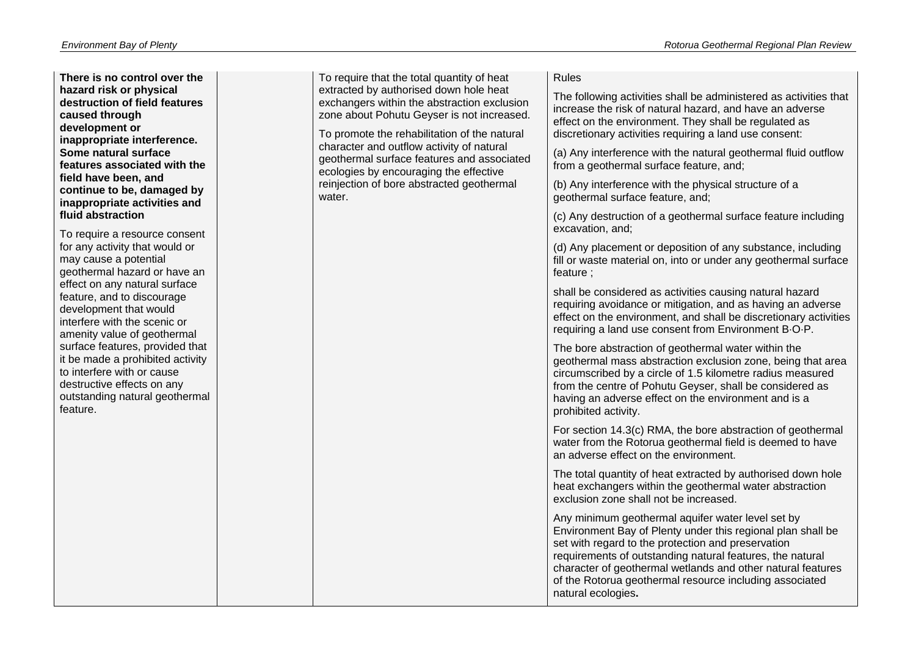| | | | |
|---|---|---|---|
| **There is no control over the hazard risk or physical destruction of field features caused through development or inappropriate interference. Some natural surface features associated with the field have been, and continue to be, damaged by inappropriate activities and fluid abstraction**<br><br>To require a resource consent for any activity that would or may cause a potential geothermal hazard or have an effect on any natural surface feature, and to discourage development that would interfere with the scenic or amenity value of geothermal surface features, provided that it be made a prohibited activity to interfere with or cause destructive effects on any outstanding natural geothermal feature. | | To require that the total quantity of heat extracted by authorised down hole heat exchangers within the abstraction exclusion zone about Pohutu Geyser is not increased.<br><br>To promote the rehabilitation of the natural character and outflow activity of natural geothermal surface features and associated ecologies by encouraging the effective reinjection of bore abstracted geothermal water. | Rules<br><br>The following activities shall be administered as activities that increase the risk of natural hazard, and have an adverse effect on the environment. They shall be regulated as discretionary activities requiring a land use consent:<br><br>(a) Any interference with the natural geothermal fluid outflow from a geothermal surface feature, and;<br><br>(b) Any interference with the physical structure of a geothermal surface feature, and;<br><br>(c) Any destruction of a geothermal surface feature including excavation, and;<br><br>(d) Any placement or deposition of any substance, including fill or waste material on, into or under any geothermal surface feature ;<br><br>shall be considered as activities causing natural hazard requiring avoidance or mitigation, and as having an adverse effect on the environment, and shall be discretionary activities requiring a land use consent from Environment B·O·P.<br><br>The bore abstraction of geothermal water within the geothermal mass abstraction exclusion zone, being that area circumscribed by a circle of 1.5 kilometre radius measured from the centre of Pohutu Geyser, shall be considered as having an adverse effect on the environment and is a prohibited activity.<br><br>For section 14.3(c) RMA, the bore abstraction of geothermal water from the Rotorua geothermal field is deemed to have an adverse effect on the environment.<br><br>The total quantity of heat extracted by authorised down hole heat exchangers within the geothermal water abstraction exclusion zone shall not be increased.<br><br>Any minimum geothermal aquifer water level set by Environment Bay of Plenty under this regional plan shall be set with regard to the protection and preservation requirements of outstanding natural features, the natural character of geothermal wetlands and other natural features of the Rotorua geothermal resource including associated natural ecologies**.** |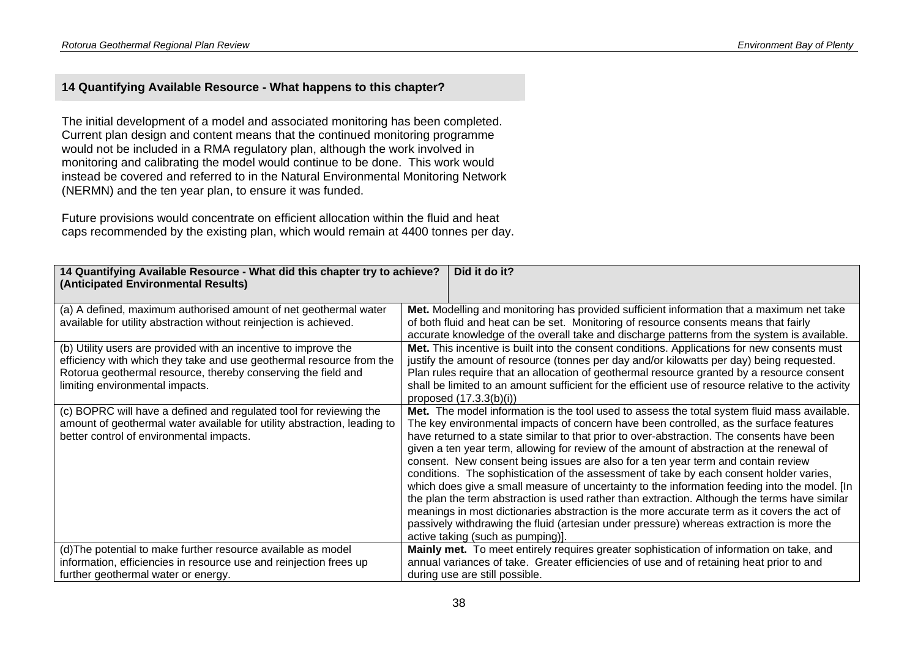## 14 Quantifying Available Resource - What happens to this chapter?

The initial development of a model and associated monitoring has been completed. Current plan design and content means that the continued monitoring programme would not be included in a RMA regulatory plan, although the work involved in monitoring and calibrating the model would continue to be done. This work would instead be covered and referred to in the Natural Environmental Monitoring Network (NERMN) and the ten year plan, to ensure it was funded.

Future provisions would concentrate on efficient allocation within the fluid and heat caps recommended by the existing plan, which would remain at 4400 tonnes per day.

| 14 Quantifying Available Resource - What did this chapter try to achieve? (Anticipated Environmental Results) | Did it do it? |
|---|---|
| (a) A defined, maximum authorised amount of net geothermal water available for utility abstraction without reinjection is achieved. | **Met.** Modelling and monitoring has provided sufficient information that a maximum net take of both fluid and heat can be set. Monitoring of resource consents means that fairly accurate knowledge of the overall take and discharge patterns from the system is available. |
| (b) Utility users are provided with an incentive to improve the efficiency with which they take and use geothermal resource from the Rotorua geothermal resource, thereby conserving the field and limiting environmental impacts. | **Met.** This incentive is built into the consent conditions. Applications for new consents must justify the amount of resource (tonnes per day and/or kilowatts per day) being requested. Plan rules require that an allocation of geothermal resource granted by a resource consent shall be limited to an amount sufficient for the efficient use of resource relative to the activity proposed (17.3.3(b)(i)) |
| (c) BOPRC will have a defined and regulated tool for reviewing the amount of geothermal water available for utility abstraction, leading to better control of environmental impacts. | **Met.** The model information is the tool used to assess the total system fluid mass available. The key environmental impacts of concern have been controlled, as the surface features have returned to a state similar to that prior to over-abstraction. The consents have been given a ten year term, allowing for review of the amount of abstraction at the renewal of consent. New consent being issues are also for a ten year term and contain review conditions. The sophistication of the assessment of take by each consent holder varies, which does give a small measure of uncertainty to the information feeding into the model. [In the plan the term abstraction is used rather than extraction. Although the terms have similar meanings in most dictionaries abstraction is the more accurate term as it covers the act of passively withdrawing the fluid (artesian under pressure) whereas extraction is more the active taking (such as pumping)]. |
| (d)The potential to make further resource available as model information, efficiencies in resource use and reinjection frees up further geothermal water or energy. | **Mainly met.** To meet entirely requires greater sophistication of information on take, and annual variances of take. Greater efficiencies of use and of retaining heat prior to and during use are still possible. |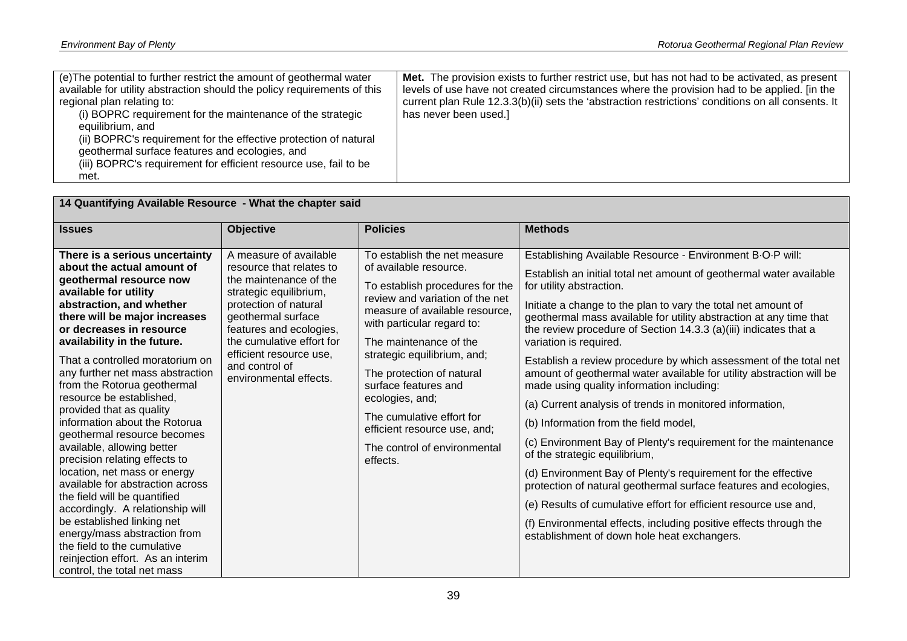| (e)The potential to further restrict the amount of geothermal water available for utility abstraction should the policy requirements of this regional plan relating to:<br>(i) BOPRC requirement for the maintenance of the strategic equilibrium, and<br>(ii) BOPRC's requirement for the effective protection of natural geothermal surface features and ecologies, and<br>(iii) BOPRC's requirement for efficient resource use, fail to be met. | **Met.** The provision exists to further restrict use, but has not had to be activated, as present levels of use have not created circumstances where the provision had to be applied. [in the current plan Rule 12.3.3(b)(ii) sets the 'abstraction restrictions' conditions on all consents. It has never been used.] |
|---|---|

| **14 Quantifying Available Resource - What the chapter said** | | | |
|---|---|---|---|
| **Issues** | **Objective** | **Policies** | **Methods** |
| **There is a serious uncertainty about the actual amount of geothermal resource now available for utility abstraction, and whether there will be major increases or decreases in resource availability in the future.**<br><br>That a controlled moratorium on any further net mass abstraction from the Rotorua geothermal resource be established, provided that as quality information about the Rotorua geothermal resource becomes available, allowing better precision relating effects to location, net mass or energy available for abstraction across the field will be quantified accordingly. A relationship will be established linking net energy/mass abstraction from the field to the cumulative reinjection effort. As an interim control, the total net mass | A measure of available resource that relates to the maintenance of the strategic equilibrium, protection of natural geothermal surface features and ecologies, the cumulative effort for efficient resource use, and control of environmental effects. | To establish the net measure of available resource.<br><br>To establish procedures for the review and variation of the net measure of available resource, with particular regard to:<br><br>The maintenance of the strategic equilibrium, and;<br><br>The protection of natural surface features and ecologies, and;<br><br>The cumulative effort for efficient resource use, and;<br><br>The control of environmental effects. | Establishing Available Resource - Environment B·O·P will:<br><br>Establish an initial total net amount of geothermal water available for utility abstraction.<br><br>Initiate a change to the plan to vary the total net amount of geothermal mass available for utility abstraction at any time that the review procedure of Section 14.3.3 (a)(iii) indicates that a variation is required.<br><br>Establish a review procedure by which assessment of the total net amount of geothermal water available for utility abstraction will be made using quality information including:<br><br>(a) Current analysis of trends in monitored information,<br><br>(b) Information from the field model,<br><br>(c) Environment Bay of Plenty's requirement for the maintenance of the strategic equilibrium,<br><br>(d) Environment Bay of Plenty's requirement for the effective protection of natural geothermal surface features and ecologies,<br><br>(e) Results of cumulative effort for efficient resource use and,<br><br>(f) Environmental effects, including positive effects through the establishment of down hole heat exchangers. |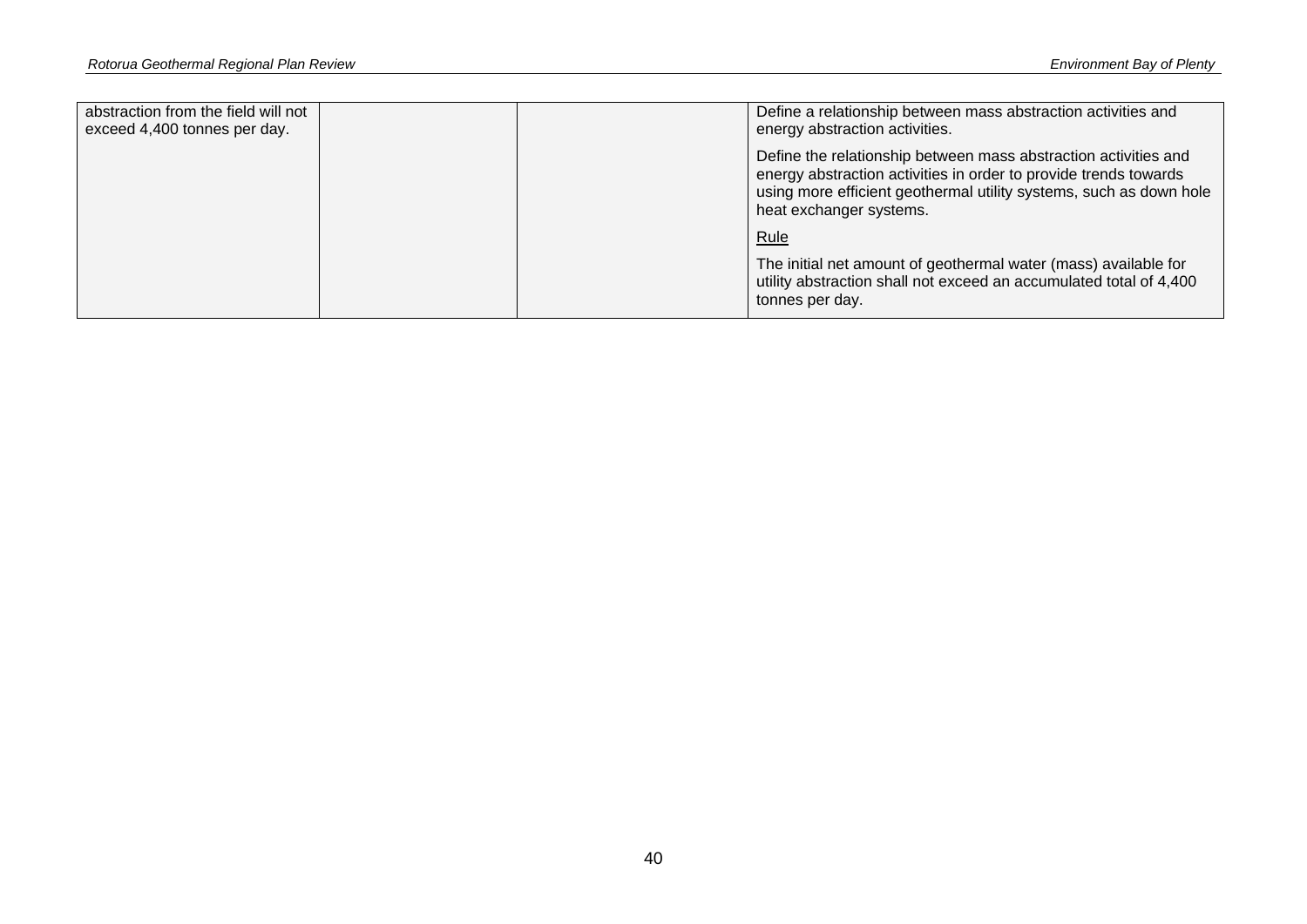| | | | |
|---|---|---|---|
| abstraction from the field will not exceed 4,400 tonnes per day. | | | Define a relationship between mass abstraction activities and energy abstraction activities.<br><br>Define the relationship between mass abstraction activities and energy abstraction activities in order to provide trends towards using more efficient geothermal utility systems, such as down hole heat exchanger systems.<br><br><u>Rule</u><br><br>The initial net amount of geothermal water (mass) available for utility abstraction shall not exceed an accumulated total of 4,400 tonnes per day. |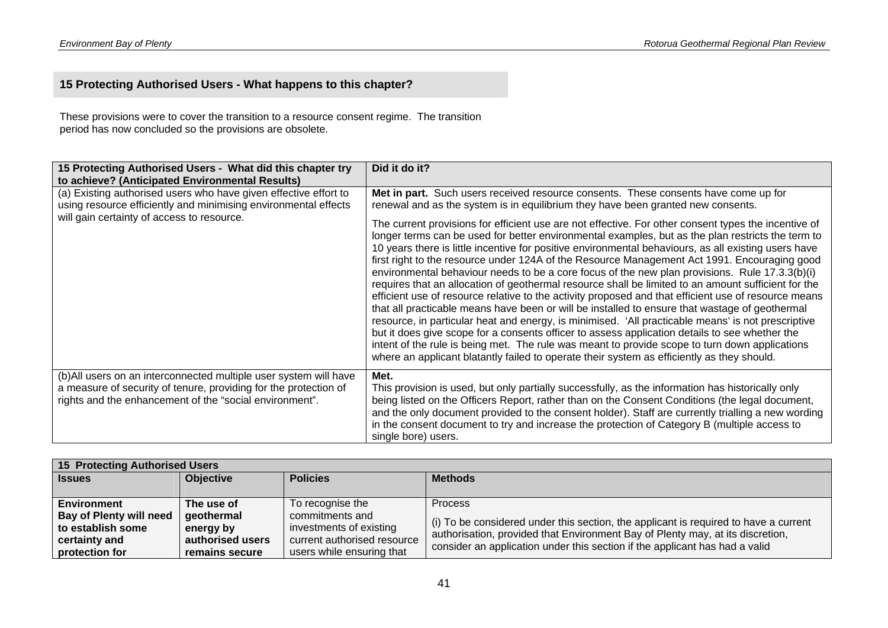## 15 Protecting Authorised Users - What happens to this chapter?

These provisions were to cover the transition to a resource consent regime. The transition period has now concluded so the provisions are obsolete.

| 15 Protecting Authorised Users - What did this chapter try to achieve? (Anticipated Environmental Results) | Did it do it? |
|---|---|
| (a) Existing authorised users who have given effective effort to using resource efficiently and minimising environmental effects will gain certainty of access to resource. | **Met in part.** Such users received resource consents. These consents have come up for renewal and as the system is in equilibrium they have been granted new consents.<br><br>The current provisions for efficient use are not effective. For other consent types the incentive of longer terms can be used for better environmental examples, but as the plan restricts the term to 10 years there is little incentive for positive environmental behaviours, as all existing users have first right to the resource under 124A of the Resource Management Act 1991. Encouraging good environmental behaviour needs to be a core focus of the new plan provisions. Rule 17.3.3(b)(i) requires that an allocation of geothermal resource shall be limited to an amount sufficient for the efficient use of resource relative to the activity proposed and that efficient use of resource means that all practicable means have been or will be installed to ensure that wastage of geothermal resource, in particular heat and energy, is minimised. 'All practicable means' is not prescriptive but it does give scope for a consents officer to assess application details to see whether the intent of the rule is being met. The rule was meant to provide scope to turn down applications where an applicant blatantly failed to operate their system as efficiently as they should. |
| (b)All users on an interconnected multiple user system will have a measure of security of tenure, providing for the protection of rights and the enhancement of the "social environment". | **Met.**<br>This provision is used, but only partially successfully, as the information has historically only being listed on the Officers Report, rather than on the Consent Conditions (the legal document, and the only document provided to the consent holder). Staff are currently trialling a new wording in the consent document to try and increase the protection of Category B (multiple access to single bore) users. |

| 15 Protecting Authorised Users | | | |
|---|---|---|---|
| **Issues** | **Objective** | **Policies** | **Methods** |
| **Environment Bay of Plenty will need to establish some certainty and protection for** | **The use of geothermal energy by authorised users remains secure** | To recognise the commitments and investments of existing current authorised resource users while ensuring that | Process<br><br>(i) To be considered under this section, the applicant is required to have a current authorisation, provided that Environment Bay of Plenty may, at its discretion, consider an application under this section if the applicant has had a valid |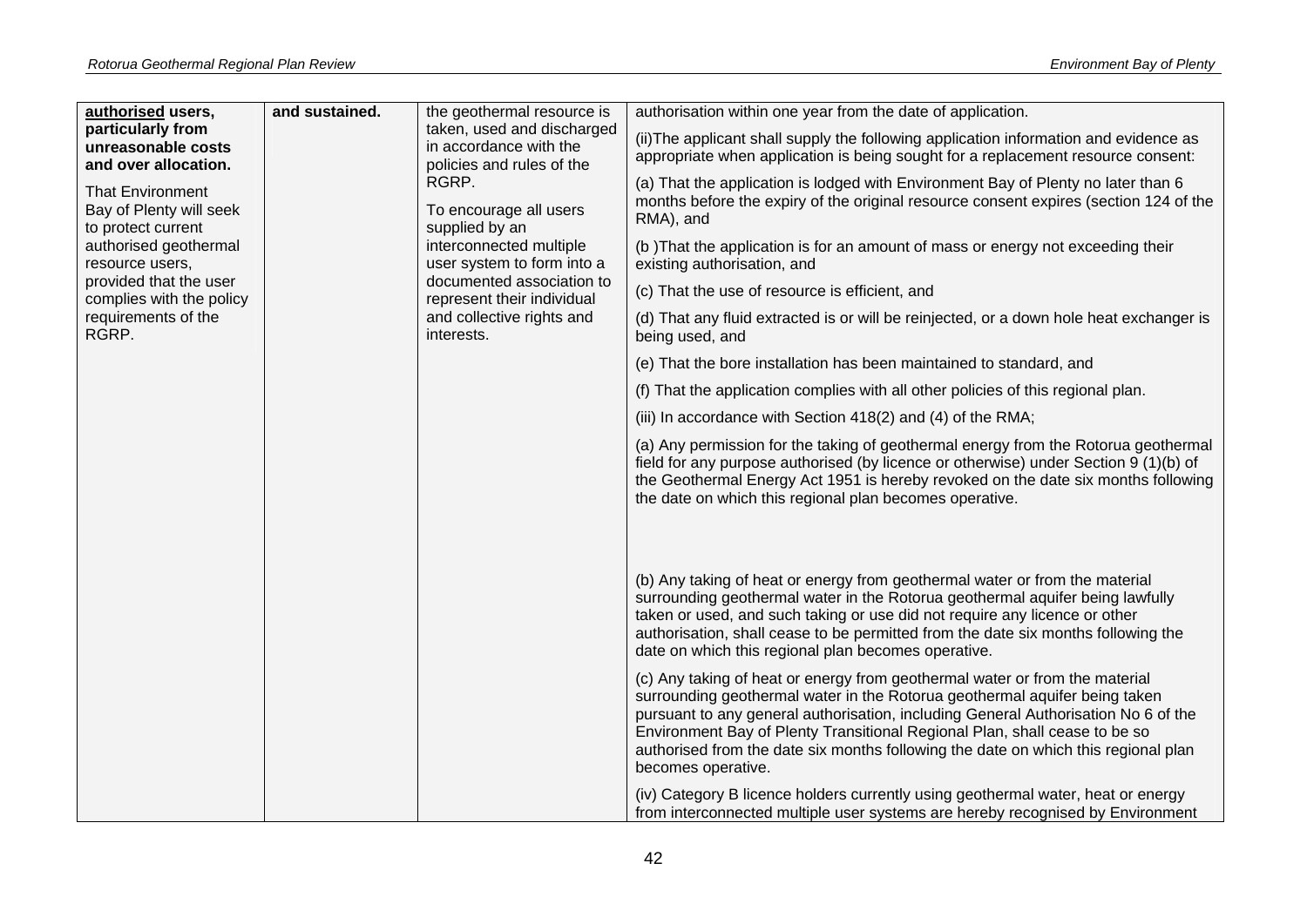| | | | |
|---|---|---|---|
| **<u>authorised</u> users, particularly from unreasonable costs and over allocation.**<br><br>That Environment Bay of Plenty will seek to protect current authorised geothermal resource users, provided that the user complies with the policy requirements of the RGRP. | **and sustained.** | the geothermal resource is taken, used and discharged in accordance with the policies and rules of the RGRP.<br><br>To encourage all users supplied by an interconnected multiple user system to form into a documented association to represent their individual and collective rights and interests. | authorisation within one year from the date of application.<br><br>(ii)The applicant shall supply the following application information and evidence as appropriate when application is being sought for a replacement resource consent:<br><br>(a) That the application is lodged with Environment Bay of Plenty no later than 6 months before the expiry of the original resource consent expires (section 124 of the RMA), and<br><br>(b )That the application is for an amount of mass or energy not exceeding their existing authorisation, and<br><br>(c) That the use of resource is efficient, and<br><br>(d) That any fluid extracted is or will be reinjected, or a down hole heat exchanger is being used, and<br><br>(e) That the bore installation has been maintained to standard, and<br><br>(f) That the application complies with all other policies of this regional plan.<br><br>(iii) In accordance with Section 418(2) and (4) of the RMA;<br><br>(a) Any permission for the taking of geothermal energy from the Rotorua geothermal field for any purpose authorised (by licence or otherwise) under Section 9 (1)(b) of the Geothermal Energy Act 1951 is hereby revoked on the date six months following the date on which this regional plan becomes operative.<br><br>(b) Any taking of heat or energy from geothermal water or from the material surrounding geothermal water in the Rotorua geothermal aquifer being lawfully taken or used, and such taking or use did not require any licence or other authorisation, shall cease to be permitted from the date six months following the date on which this regional plan becomes operative.<br><br>(c) Any taking of heat or energy from geothermal water or from the material surrounding geothermal water in the Rotorua geothermal aquifer being taken pursuant to any general authorisation, including General Authorisation No 6 of the Environment Bay of Plenty Transitional Regional Plan, shall cease to be so authorised from the date six months following the date on which this regional plan becomes operative.<br><br>(iv) Category B licence holders currently using geothermal water, heat or energy from interconnected multiple user systems are hereby recognised by Environment |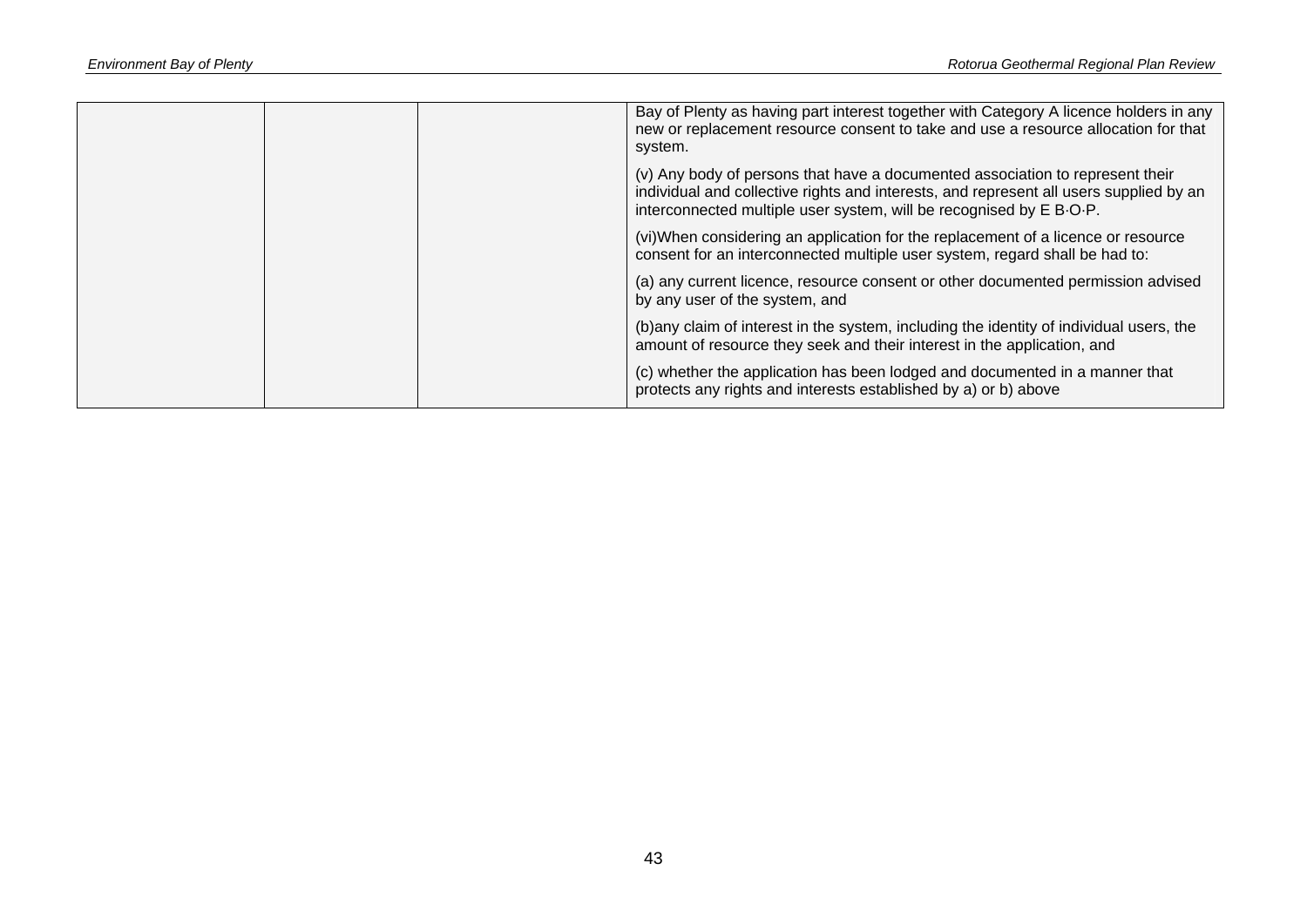|  |  |  | Bay of Plenty as having part interest together with Category A licence holders in any new or replacement resource consent to take and use a resource allocation for that system.<br><br>(v) Any body of persons that have a documented association to represent their individual and collective rights and interests, and represent all users supplied by an interconnected multiple user system, will be recognised by E B·O·P.<br><br>(vi)When considering an application for the replacement of a licence or resource consent for an interconnected multiple user system, regard shall be had to:<br><br>(a) any current licence, resource consent or other documented permission advised by any user of the system, and<br><br>(b)any claim of interest in the system, including the identity of individual users, the amount of resource they seek and their interest in the application, and<br><br>(c) whether the application has been lodged and documented in a manner that protects any rights and interests established by a) or b) above |
|---|---|---|---|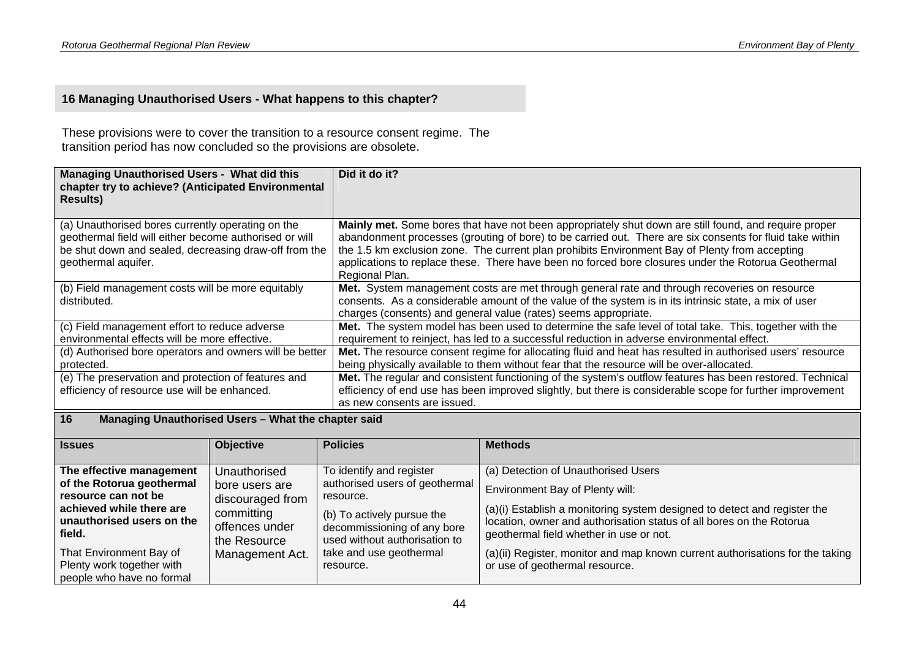## 16 Managing Unauthorised Users - What happens to this chapter?

These provisions were to cover the transition to a resource consent regime. The transition period has now concluded so the provisions are obsolete.

| Managing Unauthorised Users - What did this chapter try to achieve? (Anticipated Environmental Results) | Did it do it? |
|---|---|
| (a) Unauthorised bores currently operating on the geothermal field will either become authorised or will be shut down and sealed, decreasing draw-off from the geothermal aquifer. | **Mainly met.** Some bores that have not been appropriately shut down are still found, and require proper abandonment processes (grouting of bore) to be carried out. There are six consents for fluid take within the 1.5 km exclusion zone. The current plan prohibits Environment Bay of Plenty from accepting applications to replace these. There have been no forced bore closures under the Rotorua Geothermal Regional Plan. |
| (b) Field management costs will be more equitably distributed. | **Met.** System management costs are met through general rate and through recoveries on resource consents. As a considerable amount of the value of the system is in its intrinsic state, a mix of user charges (consents) and general value (rates) seems appropriate. |
| (c) Field management effort to reduce adverse environmental effects will be more effective. | **Met.** The system model has been used to determine the safe level of total take. This, together with the requirement to reinject, has led to a successful reduction in adverse environmental effect. |
| (d) Authorised bore operators and owners will be better protected. | **Met.** The resource consent regime for allocating fluid and heat has resulted in authorised users' resource being physically available to them without fear that the resource will be over-allocated. |
| (e) The preservation and protection of features and efficiency of resource use will be enhanced. | **Met.** The regular and consistent functioning of the system's outflow features has been restored. Technical efficiency of end use has been improved slightly, but there is considerable scope for further improvement as new consents are issued. |

| 16 Managing Unauthorised Users – What the chapter said | | | |
|---|---|---|---|
| **Issues** | **Objective** | **Policies** | **Methods** |
| **The effective management of the Rotorua geothermal resource can not be achieved while there are unauthorised users on the field.**<br><br>That Environment Bay of Plenty work together with people who have no formal | Unauthorised bore users are discouraged from committing offences under the Resource Management Act. | To identify and register authorised users of geothermal resource.<br><br>(b) To actively pursue the decommissioning of any bore used without authorisation to take and use geothermal resource. | (a) Detection of Unauthorised Users<br><br>Environment Bay of Plenty will:<br><br>(a)(i) Establish a monitoring system designed to detect and register the location, owner and authorisation status of all bores on the Rotorua geothermal field whether in use or not.<br><br>(a)(ii) Register, monitor and map known current authorisations for the taking or use of geothermal resource. |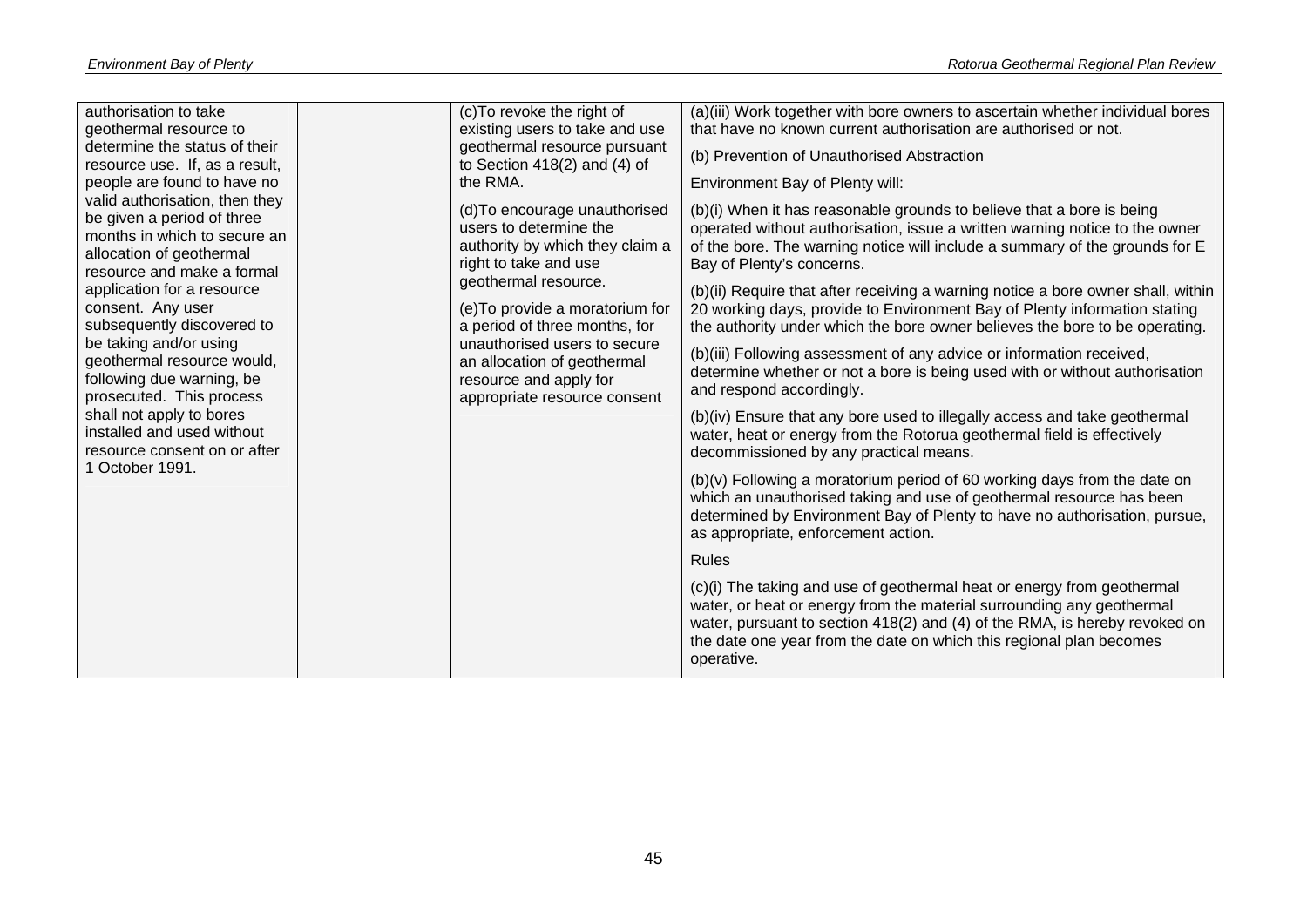| | | | |
|---|---|---|---|
| authorisation to take geothermal resource to determine the status of their resource use. If, as a result, people are found to have no valid authorisation, then they be given a period of three months in which to secure an allocation of geothermal resource and make a formal application for a resource consent. Any user subsequently discovered to be taking and/or using geothermal resource would, following due warning, be prosecuted. This process shall not apply to bores installed and used without resource consent on or after 1 October 1991. | | (c)To revoke the right of existing users to take and use geothermal resource pursuant to Section 418(2) and (4) of the RMA.<br><br>(d)To encourage unauthorised users to determine the authority by which they claim a right to take and use geothermal resource.<br><br>(e)To provide a moratorium for a period of three months, for unauthorised users to secure an allocation of geothermal resource and apply for appropriate resource consent | (a)(iii) Work together with bore owners to ascertain whether individual bores that have no known current authorisation are authorised or not.<br><br>(b) Prevention of Unauthorised Abstraction<br><br>Environment Bay of Plenty will:<br><br>(b)(i) When it has reasonable grounds to believe that a bore is being operated without authorisation, issue a written warning notice to the owner of the bore. The warning notice will include a summary of the grounds for E Bay of Plenty's concerns.<br><br>(b)(ii) Require that after receiving a warning notice a bore owner shall, within 20 working days, provide to Environment Bay of Plenty information stating the authority under which the bore owner believes the bore to be operating.<br><br>(b)(iii) Following assessment of any advice or information received, determine whether or not a bore is being used with or without authorisation and respond accordingly.<br><br>(b)(iv) Ensure that any bore used to illegally access and take geothermal water, heat or energy from the Rotorua geothermal field is effectively decommissioned by any practical means.<br><br>(b)(v) Following a moratorium period of 60 working days from the date on which an unauthorised taking and use of geothermal resource has been determined by Environment Bay of Plenty to have no authorisation, pursue, as appropriate, enforcement action.<br><br>Rules<br><br>(c)(i) The taking and use of geothermal heat or energy from geothermal water, or heat or energy from the material surrounding any geothermal water, pursuant to section 418(2) and (4) of the RMA, is hereby revoked on the date one year from the date on which this regional plan becomes operative. |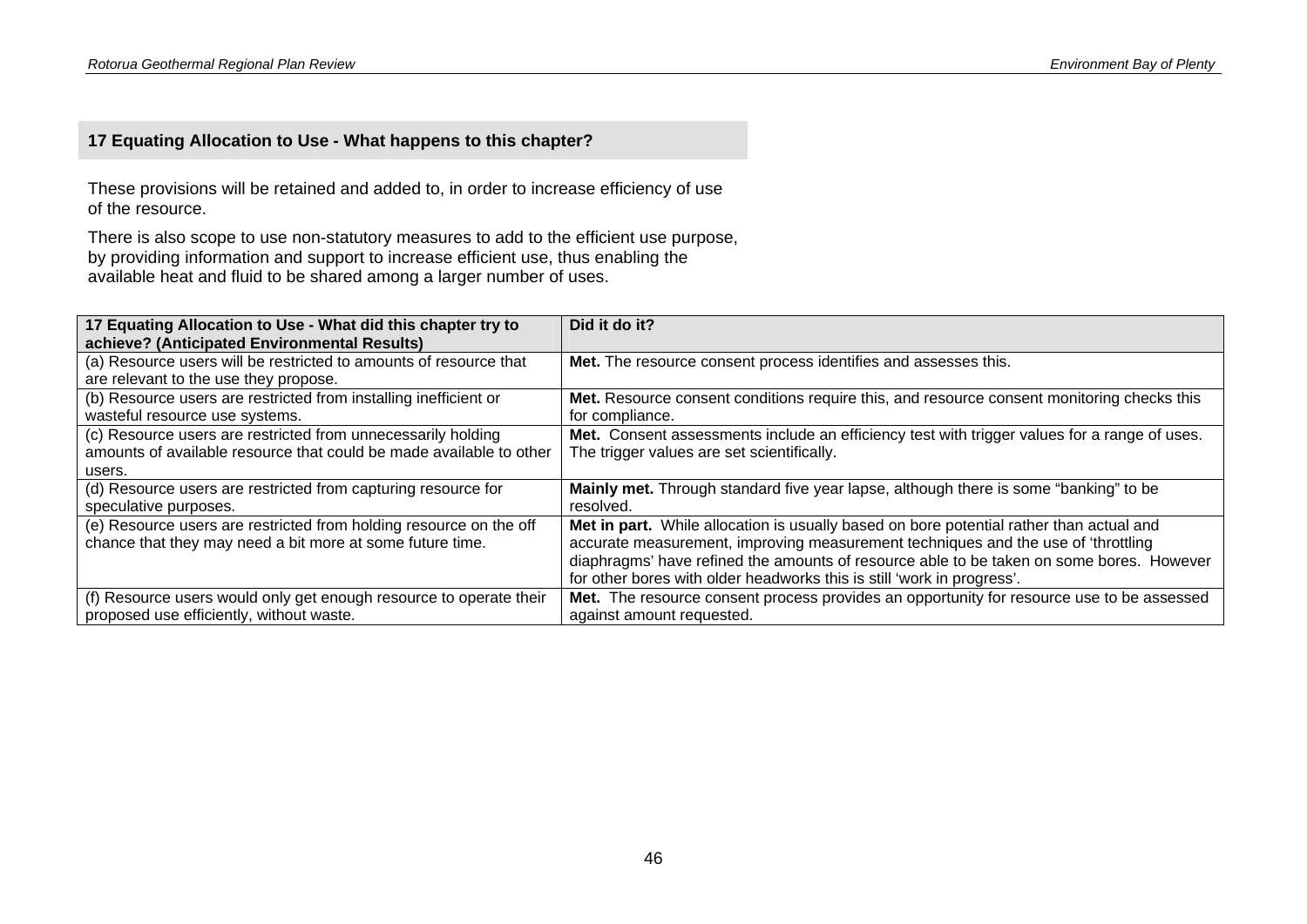## 17 Equating Allocation to Use - What happens to this chapter?

These provisions will be retained and added to, in order to increase efficiency of use of the resource.

There is also scope to use non-statutory measures to add to the efficient use purpose, by providing information and support to increase efficient use, thus enabling the available heat and fluid to be shared among a larger number of uses.

| 17 Equating Allocation to Use - What did this chapter try to achieve? (Anticipated Environmental Results) | Did it do it? |
|---|---|
| (a) Resource users will be restricted to amounts of resource that are relevant to the use they propose. | **Met.** The resource consent process identifies and assesses this. |
| (b) Resource users are restricted from installing inefficient or wasteful resource use systems. | **Met.** Resource consent conditions require this, and resource consent monitoring checks this for compliance. |
| (c) Resource users are restricted from unnecessarily holding amounts of available resource that could be made available to other users. | **Met.** Consent assessments include an efficiency test with trigger values for a range of uses. The trigger values are set scientifically. |
| (d) Resource users are restricted from capturing resource for speculative purposes. | **Mainly met.** Through standard five year lapse, although there is some "banking" to be resolved. |
| (e) Resource users are restricted from holding resource on the off chance that they may need a bit more at some future time. | **Met in part.** While allocation is usually based on bore potential rather than actual and accurate measurement, improving measurement techniques and the use of 'throttling diaphragms' have refined the amounts of resource able to be taken on some bores. However for other bores with older headworks this is still 'work in progress'. |
| (f) Resource users would only get enough resource to operate their proposed use efficiently, without waste. | **Met.** The resource consent process provides an opportunity for resource use to be assessed against amount requested. |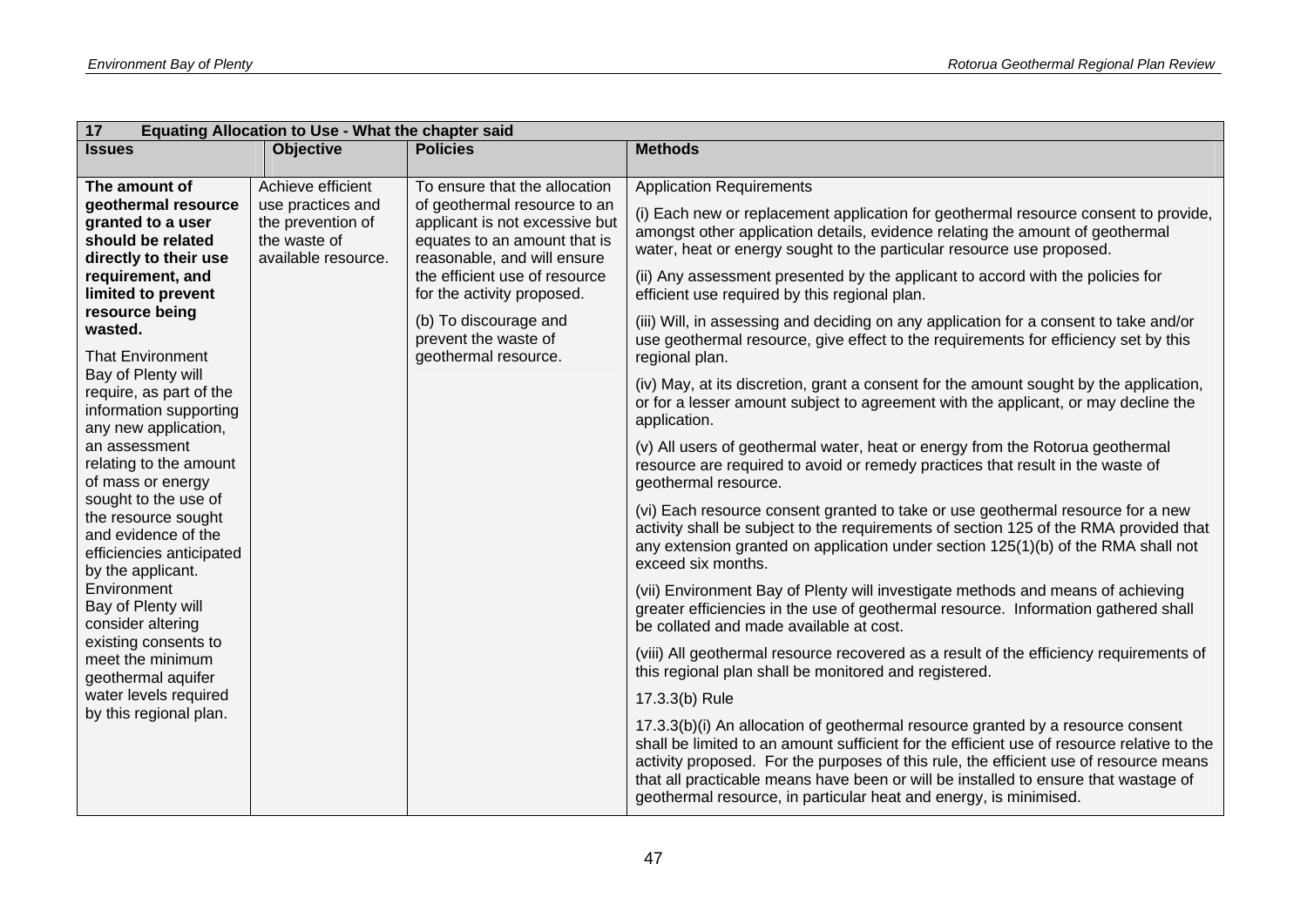| 17 Equating Allocation to Use - What the chapter said | | | |
|---|---|---|---|
| **Issues** | **Objective** | **Policies** | **Methods** |
| **The amount of geothermal resource granted to a user should be related directly to their use requirement, and limited to prevent resource being wasted.**<br><br>That Environment Bay of Plenty will require, as part of the information supporting any new application, an assessment relating to the amount of mass or energy sought to the use of the resource sought and evidence of the efficiencies anticipated by the applicant. Environment Bay of Plenty will consider altering existing consents to meet the minimum geothermal aquifer water levels required by this regional plan. | Achieve efficient use practices and the prevention of the waste of available resource. | To ensure that the allocation of geothermal resource to an applicant is not excessive but equates to an amount that is reasonable, and will ensure the efficient use of resource for the activity proposed.<br><br>(b) To discourage and prevent the waste of geothermal resource. | Application Requirements<br><br>(i) Each new or replacement application for geothermal resource consent to provide, amongst other application details, evidence relating the amount of geothermal water, heat or energy sought to the particular resource use proposed.<br><br>(ii) Any assessment presented by the applicant to accord with the policies for efficient use required by this regional plan.<br><br>(iii) Will, in assessing and deciding on any application for a consent to take and/or use geothermal resource, give effect to the requirements for efficiency set by this regional plan.<br><br>(iv) May, at its discretion, grant a consent for the amount sought by the application, or for a lesser amount subject to agreement with the applicant, or may decline the application.<br><br>(v) All users of geothermal water, heat or energy from the Rotorua geothermal resource are required to avoid or remedy practices that result in the waste of geothermal resource.<br><br>(vi) Each resource consent granted to take or use geothermal resource for a new activity shall be subject to the requirements of section 125 of the RMA provided that any extension granted on application under section 125(1)(b) of the RMA shall not exceed six months.<br><br>(vii) Environment Bay of Plenty will investigate methods and means of achieving greater efficiencies in the use of geothermal resource. Information gathered shall be collated and made available at cost.<br><br>(viii) All geothermal resource recovered as a result of the efficiency requirements of this regional plan shall be monitored and registered.<br><br>17.3.3(b) Rule<br><br>17.3.3(b)(i) An allocation of geothermal resource granted by a resource consent shall be limited to an amount sufficient for the efficient use of resource relative to the activity proposed. For the purposes of this rule, the efficient use of resource means that all practicable means have been or will be installed to ensure that wastage of geothermal resource, in particular heat and energy, is minimised. |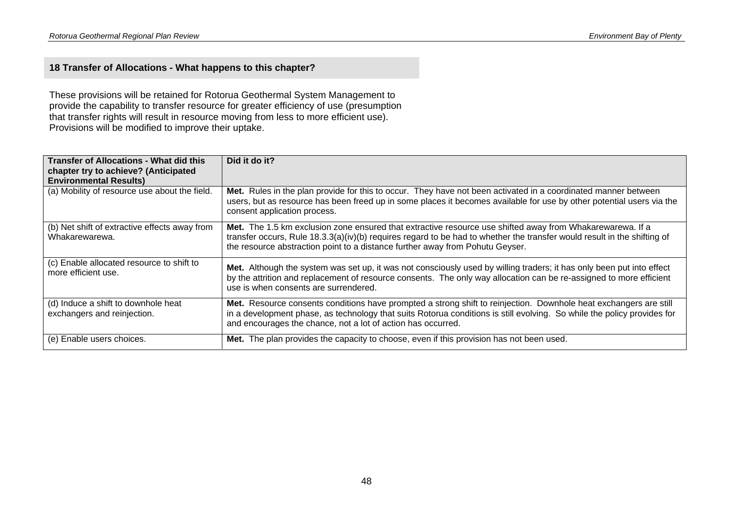## 18 Transfer of Allocations - What happens to this chapter?

These provisions will be retained for Rotorua Geothermal System Management to provide the capability to transfer resource for greater efficiency of use (presumption that transfer rights will result in resource moving from less to more efficient use). Provisions will be modified to improve their uptake.

| Transfer of Allocations - What did this chapter try to achieve? (Anticipated Environmental Results) | Did it do it? |
|---|---|
| (a) Mobility of resource use about the field. | **Met.** Rules in the plan provide for this to occur. They have not been activated in a coordinated manner between users, but as resource has been freed up in some places it becomes available for use by other potential users via the consent application process. |
| (b) Net shift of extractive effects away from Whakarewarewa. | **Met.** The 1.5 km exclusion zone ensured that extractive resource use shifted away from Whakarewarewa. If a transfer occurs, Rule 18.3.3(a)(iv)(b) requires regard to be had to whether the transfer would result in the shifting of the resource abstraction point to a distance further away from Pohutu Geyser. |
| (c) Enable allocated resource to shift to more efficient use. | **Met.** Although the system was set up, it was not consciously used by willing traders; it has only been put into effect by the attrition and replacement of resource consents. The only way allocation can be re-assigned to more efficient use is when consents are surrendered. |
| (d) Induce a shift to downhole heat exchangers and reinjection. | **Met.** Resource consents conditions have prompted a strong shift to reinjection. Downhole heat exchangers are still in a development phase, as technology that suits Rotorua conditions is still evolving. So while the policy provides for and encourages the chance, not a lot of action has occurred. |
| (e) Enable users choices. | **Met.** The plan provides the capacity to choose, even if this provision has not been used. |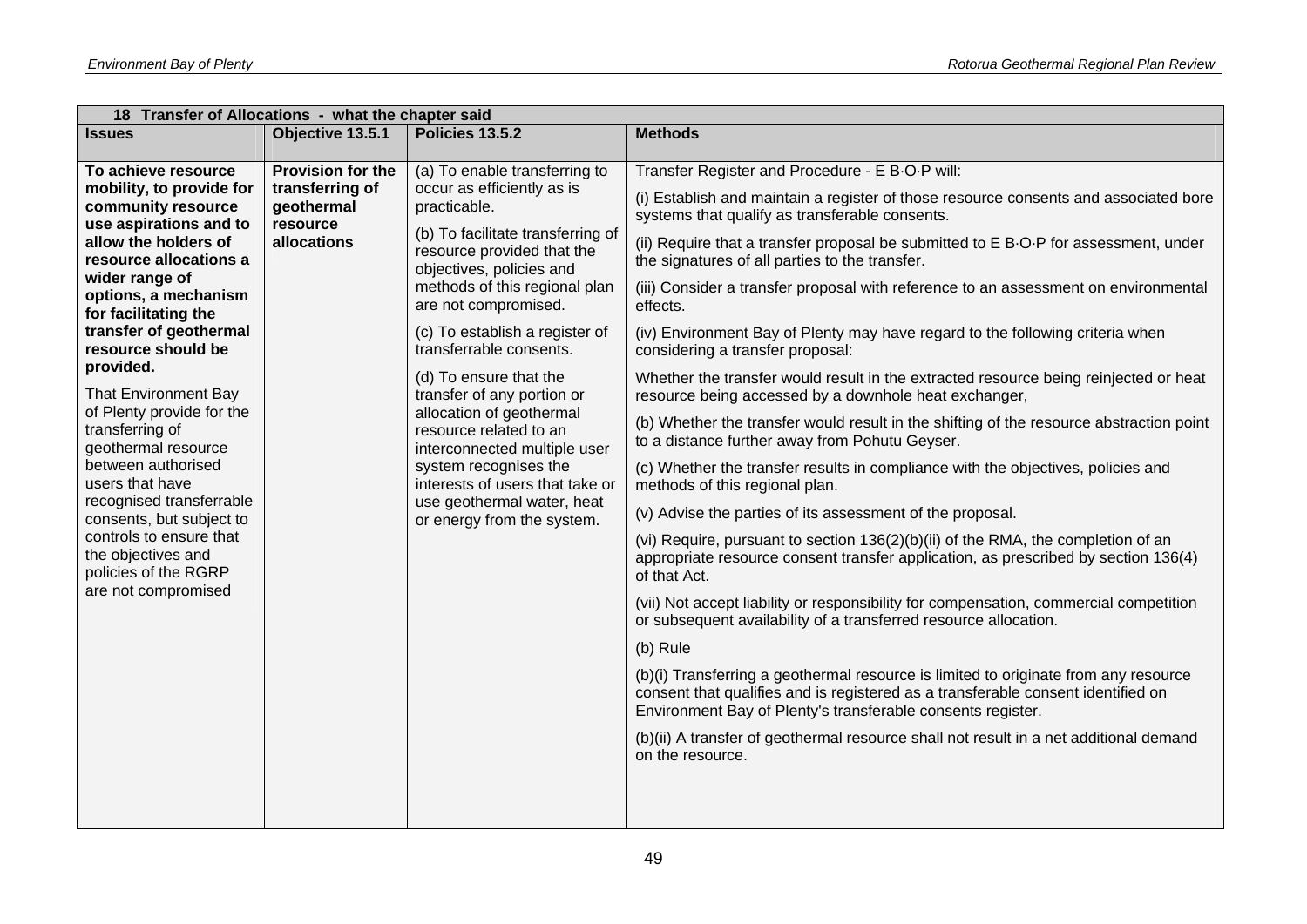| 18 Transfer of Allocations - what the chapter said | | | |
|---|---|---|---|
| **Issues** | **Objective 13.5.1** | **Policies 13.5.2** | **Methods** |
| **To achieve resource mobility, to provide for community resource use aspirations and to allow the holders of resource allocations a wider range of options, a mechanism for facilitating the transfer of geothermal resource should be provided.**<br><br>That Environment Bay of Plenty provide for the transferring of geothermal resource between authorised users that have recognised transferrable consents, but subject to controls to ensure that the objectives and policies of the RGRP are not compromised | **Provision for the transferring of geothermal resource allocations** | (a) To enable transferring to occur as efficiently as is practicable.<br><br>(b) To facilitate transferring of resource provided that the objectives, policies and methods of this regional plan are not compromised.<br><br>(c) To establish a register of transferrable consents.<br><br>(d) To ensure that the transfer of any portion or allocation of geothermal resource related to an interconnected multiple user system recognises the interests of users that take or use geothermal water, heat or energy from the system. | Transfer Register and Procedure - E B·O·P will:<br><br>(i) Establish and maintain a register of those resource consents and associated bore systems that qualify as transferable consents.<br><br>(ii) Require that a transfer proposal be submitted to E B·O·P for assessment, under the signatures of all parties to the transfer.<br><br>(iii) Consider a transfer proposal with reference to an assessment on environmental effects.<br><br>(iv) Environment Bay of Plenty may have regard to the following criteria when considering a transfer proposal:<br><br>Whether the transfer would result in the extracted resource being reinjected or heat resource being accessed by a downhole heat exchanger,<br><br>(b) Whether the transfer would result in the shifting of the resource abstraction point to a distance further away from Pohutu Geyser.<br><br>(c) Whether the transfer results in compliance with the objectives, policies and methods of this regional plan.<br><br>(v) Advise the parties of its assessment of the proposal.<br><br>(vi) Require, pursuant to section 136(2)(b)(ii) of the RMA, the completion of an appropriate resource consent transfer application, as prescribed by section 136(4) of that Act.<br><br>(vii) Not accept liability or responsibility for compensation, commercial competition or subsequent availability of a transferred resource allocation.<br><br>(b) Rule<br><br>(b)(i) Transferring a geothermal resource is limited to originate from any resource consent that qualifies and is registered as a transferable consent identified on Environment Bay of Plenty's transferable consents register.<br><br>(b)(ii) A transfer of geothermal resource shall not result in a net additional demand on the resource. |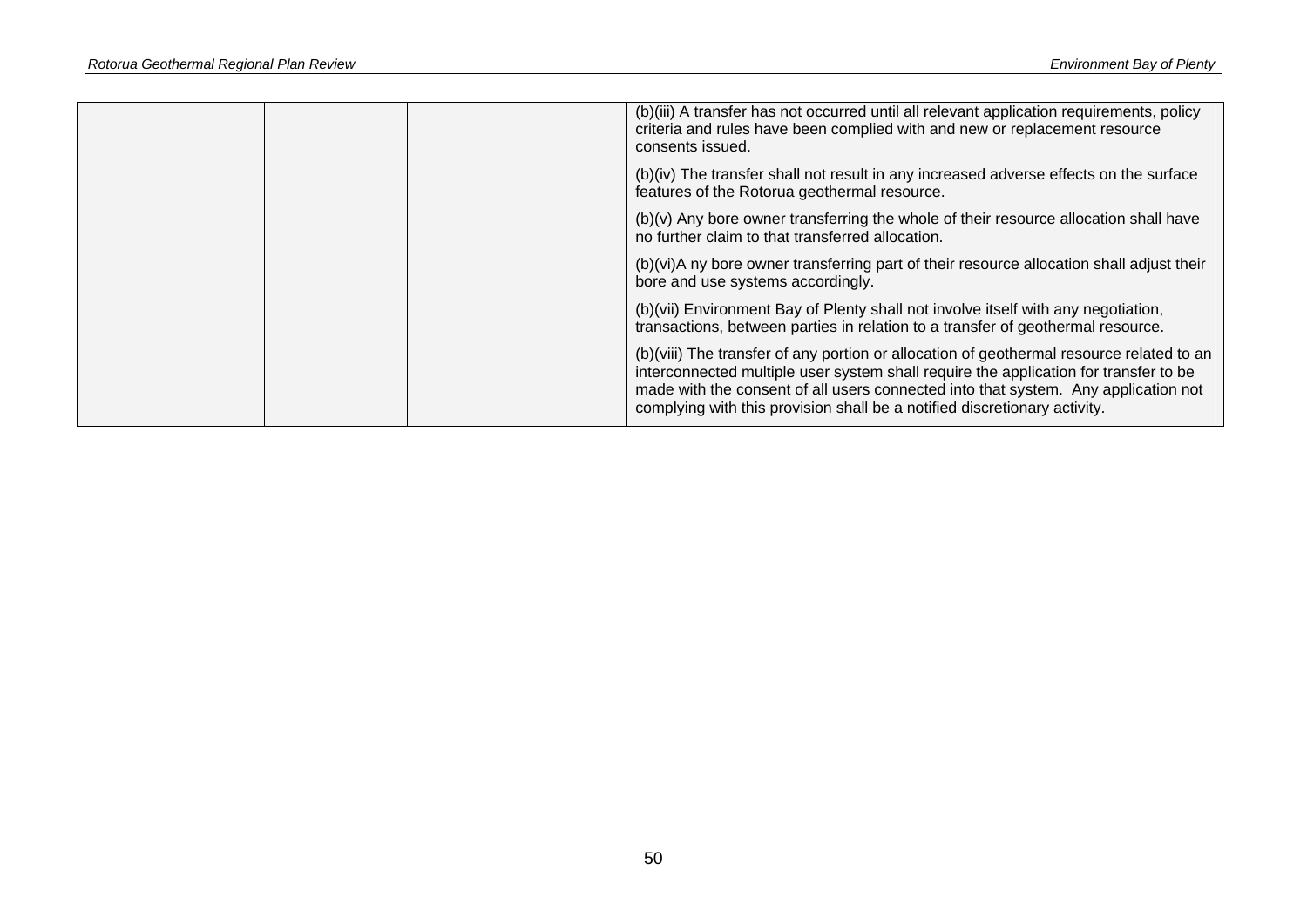| | | | |
|---|---|---|---|
| | | | (b)(iii) A transfer has not occurred until all relevant application requirements, policy criteria and rules have been complied with and new or replacement resource consents issued.<br><br>(b)(iv) The transfer shall not result in any increased adverse effects on the surface features of the Rotorua geothermal resource.<br><br>(b)(v) Any bore owner transferring the whole of their resource allocation shall have no further claim to that transferred allocation.<br><br>(b)(vi)A ny bore owner transferring part of their resource allocation shall adjust their bore and use systems accordingly.<br><br>(b)(vii) Environment Bay of Plenty shall not involve itself with any negotiation, transactions, between parties in relation to a transfer of geothermal resource.<br><br>(b)(viii) The transfer of any portion or allocation of geothermal resource related to an interconnected multiple user system shall require the application for transfer to be made with the consent of all users connected into that system. Any application not complying with this provision shall be a notified discretionary activity. |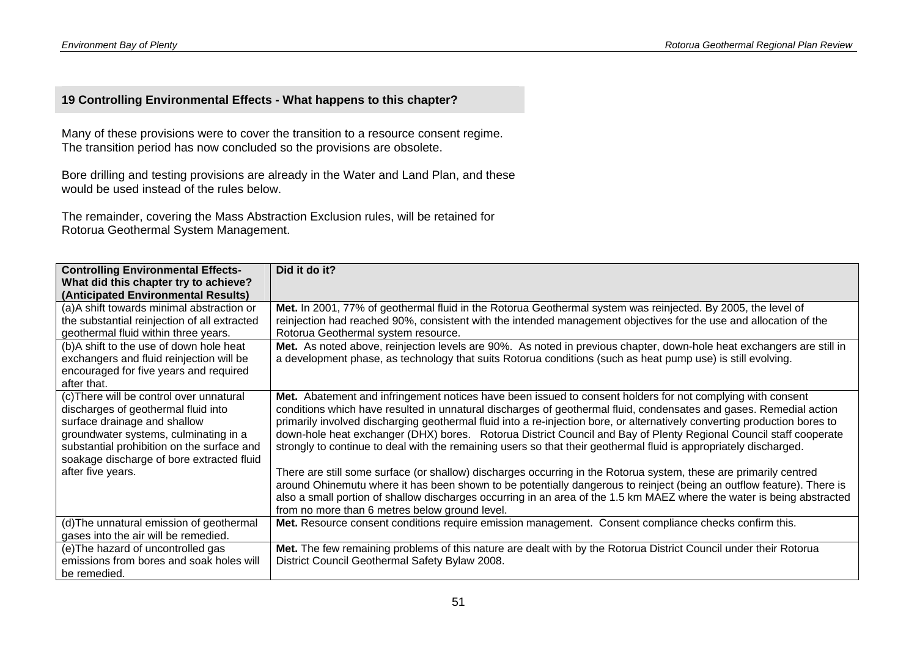## 19 Controlling Environmental Effects - What happens to this chapter?

Many of these provisions were to cover the transition to a resource consent regime. The transition period has now concluded so the provisions are obsolete.

Bore drilling and testing provisions are already in the Water and Land Plan, and these would be used instead of the rules below.

The remainder, covering the Mass Abstraction Exclusion rules, will be retained for Rotorua Geothermal System Management.

| **Controlling Environmental Effects- What did this chapter try to achieve? (Anticipated Environmental Results)** | **Did it do it?** |
|---|---|
| (a)A shift towards minimal abstraction or the substantial reinjection of all extracted geothermal fluid within three years. | **Met.** In 2001, 77% of geothermal fluid in the Rotorua Geothermal system was reinjected. By 2005, the level of reinjection had reached 90%, consistent with the intended management objectives for the use and allocation of the Rotorua Geothermal system resource. |
| (b)A shift to the use of down hole heat exchangers and fluid reinjection will be encouraged for five years and required after that. | **Met.** As noted above, reinjection levels are 90%. As noted in previous chapter, down-hole heat exchangers are still in a development phase, as technology that suits Rotorua conditions (such as heat pump use) is still evolving. |
| (c)There will be control over unnatural discharges of geothermal fluid into surface drainage and shallow groundwater systems, culminating in a substantial prohibition on the surface and soakage discharge of bore extracted fluid after five years. | **Met.** Abatement and infringement notices have been issued to consent holders for not complying with consent conditions which have resulted in unnatural discharges of geothermal fluid, condensates and gases. Remedial action primarily involved discharging geothermal fluid into a re-injection bore, or alternatively converting production bores to down-hole heat exchanger (DHX) bores. Rotorua District Council and Bay of Plenty Regional Council staff cooperate strongly to continue to deal with the remaining users so that their geothermal fluid is appropriately discharged.<br><br>There are still some surface (or shallow) discharges occurring in the Rotorua system, these are primarily centred around Ohinemutu where it has been shown to be potentially dangerous to reinject (being an outflow feature). There is also a small portion of shallow discharges occurring in an area of the 1.5 km MAEZ where the water is being abstracted from no more than 6 metres below ground level. |
| (d)The unnatural emission of geothermal gases into the air will be remedied. | **Met.** Resource consent conditions require emission management. Consent compliance checks confirm this. |
| (e)The hazard of uncontrolled gas emissions from bores and soak holes will be remedied. | **Met.** The few remaining problems of this nature are dealt with by the Rotorua District Council under their Rotorua District Council Geothermal Safety Bylaw 2008. |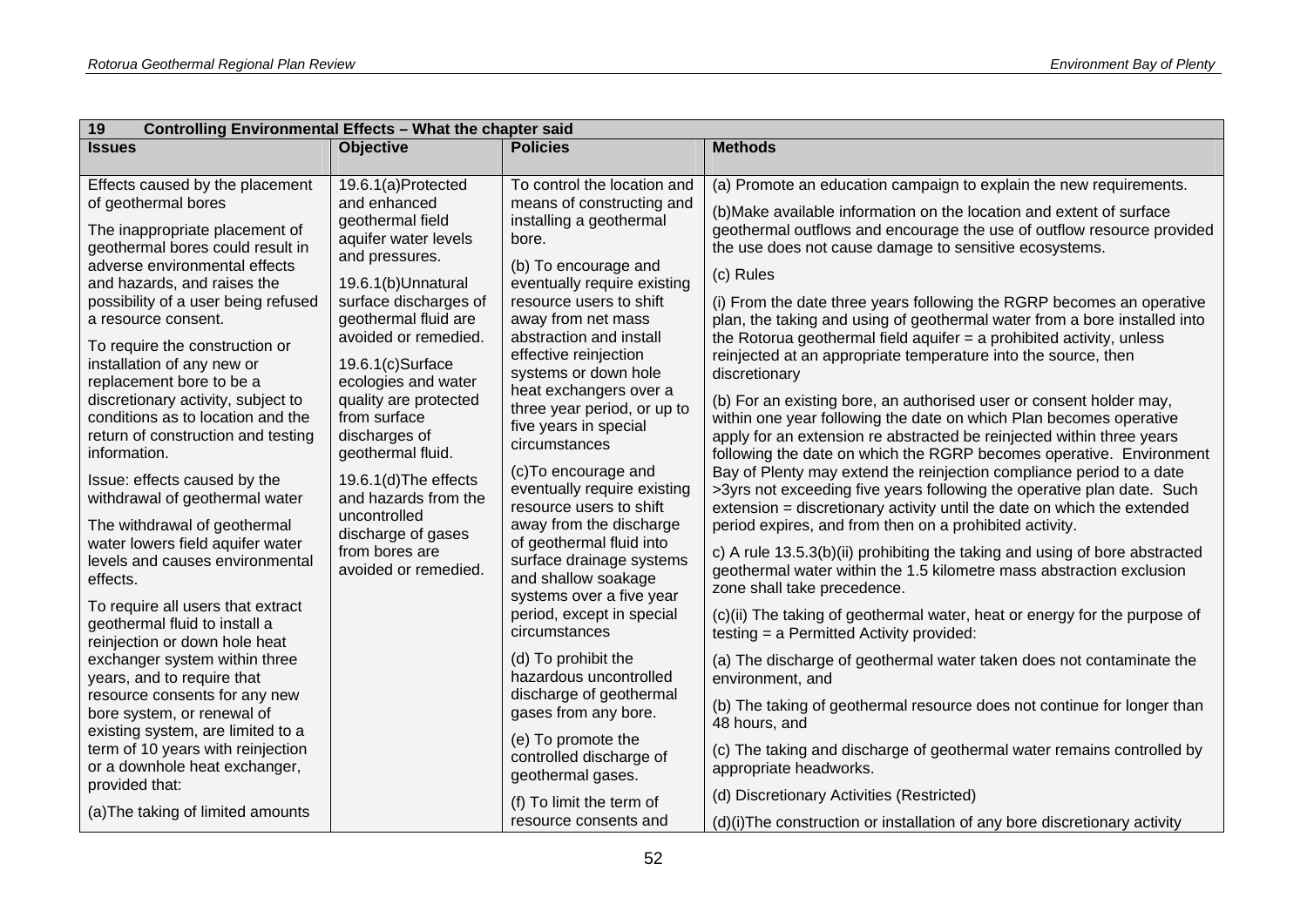| 19 Controlling Environmental Effects – What the chapter said | | | |
|---|---|---|---|
| **Issues** | **Objective** | **Policies** | **Methods** |
| Effects caused by the placement of geothermal bores<br><br>The inappropriate placement of geothermal bores could result in adverse environmental effects and hazards, and raises the possibility of a user being refused a resource consent.<br><br>To require the construction or installation of any new or replacement bore to be a discretionary activity, subject to conditions as to location and the return of construction and testing information.<br><br>Issue: effects caused by the withdrawal of geothermal water<br><br>The withdrawal of geothermal water lowers field aquifer water levels and causes environmental effects.<br><br>To require all users that extract geothermal fluid to install a reinjection or down hole heat exchanger system within three years, and to require that resource consents for any new bore system, or renewal of existing system, are limited to a term of 10 years with reinjection or a downhole heat exchanger, provided that:<br><br>(a)The taking of limited amounts | 19.6.1(a)Protected and enhanced geothermal field aquifer water levels and pressures.<br><br>19.6.1(b)Unnatural surface discharges of geothermal fluid are avoided or remedied.<br><br>19.6.1(c)Surface ecologies and water quality are protected from surface discharges of geothermal fluid.<br><br>19.6.1(d)The effects and hazards from the uncontrolled discharge of gases from bores are avoided or remedied. | To control the location and means of constructing and installing a geothermal bore.<br><br>(b) To encourage and eventually require existing resource users to shift away from net mass abstraction and install effective reinjection systems or down hole heat exchangers over a three year period, or up to five years in special circumstances<br><br>(c)To encourage and eventually require existing resource users to shift away from the discharge of geothermal fluid into surface drainage systems and shallow soakage systems over a five year period, except in special circumstances<br><br>(d) To prohibit the hazardous uncontrolled discharge of geothermal gases from any bore.<br><br>(e) To promote the controlled discharge of geothermal gases.<br><br>(f) To limit the term of resource consents and | (a) Promote an education campaign to explain the new requirements.<br><br>(b)Make available information on the location and extent of surface geothermal outflows and encourage the use of outflow resource provided the use does not cause damage to sensitive ecosystems.<br><br>(c) Rules<br><br>(i) From the date three years following the RGRP becomes an operative plan, the taking and using of geothermal water from a bore installed into the Rotorua geothermal field aquifer = a prohibited activity, unless reinjected at an appropriate temperature into the source, then discretionary<br><br>(b) For an existing bore, an authorised user or consent holder may, within one year following the date on which Plan becomes operative apply for an extension re abstracted be reinjected within three years following the date on which the RGRP becomes operative. Environment Bay of Plenty may extend the reinjection compliance period to a date >3yrs not exceeding five years following the operative plan date. Such extension = discretionary activity until the date on which the extended period expires, and from then on a prohibited activity.<br><br>c) A rule 13.5.3(b)(ii) prohibiting the taking and using of bore abstracted geothermal water within the 1.5 kilometre mass abstraction exclusion zone shall take precedence.<br><br>(c)(ii) The taking of geothermal water, heat or energy for the purpose of testing = a Permitted Activity provided:<br><br>(a) The discharge of geothermal water taken does not contaminate the environment, and<br><br>(b) The taking of geothermal resource does not continue for longer than 48 hours, and<br><br>(c) The taking and discharge of geothermal water remains controlled by appropriate headworks.<br><br>(d) Discretionary Activities (Restricted)<br><br>(d)(i)The construction or installation of any bore discretionary activity |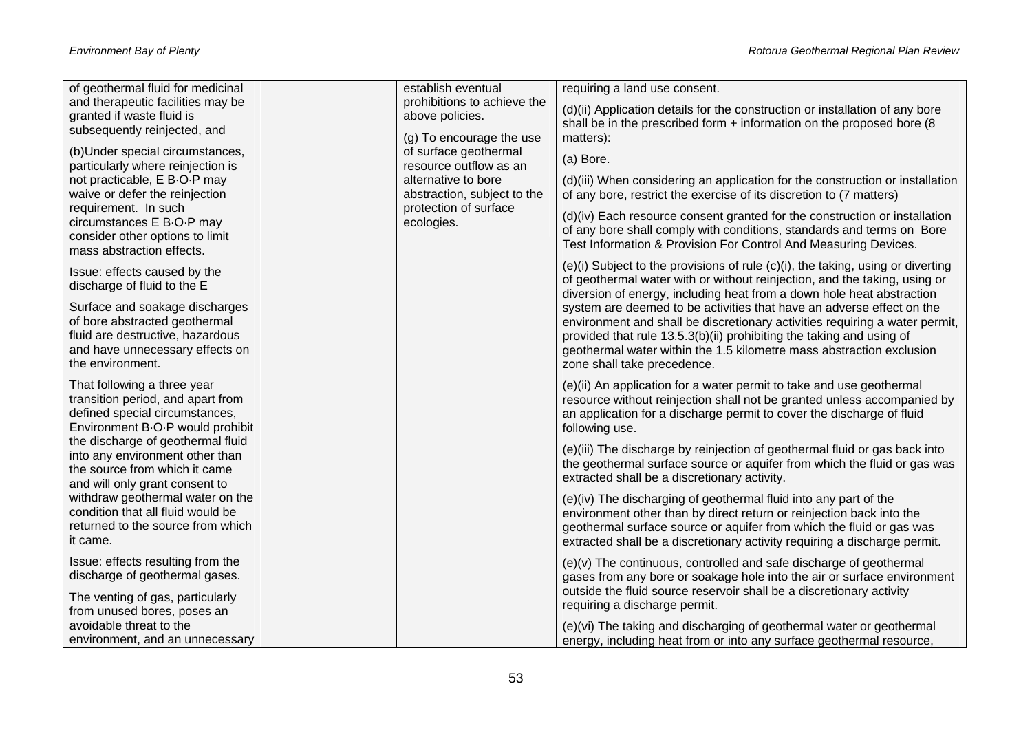| | | | |
|---|---|---|---|
| of geothermal fluid for medicinal and therapeutic facilities may be granted if waste fluid is subsequently reinjected, and<br><br>(b)Under special circumstances, particularly where reinjection is not practicable, E B·O·P may waive or defer the reinjection requirement. In such circumstances E B·O·P may consider other options to limit mass abstraction effects.<br><br>Issue: effects caused by the discharge of fluid to the E<br><br>Surface and soakage discharges of bore abstracted geothermal fluid are destructive, hazardous and have unnecessary effects on the environment.<br><br>That following a three year transition period, and apart from defined special circumstances, Environment B·O·P would prohibit the discharge of geothermal fluid into any environment other than the source from which it came and will only grant consent to withdraw geothermal water on the condition that all fluid would be returned to the source from which it came.<br><br>Issue: effects resulting from the discharge of geothermal gases.<br><br>The venting of gas, particularly from unused bores, poses an avoidable threat to the environment, and an unnecessary | | establish eventual prohibitions to achieve the above policies.<br><br>(g) To encourage the use of surface geothermal resource outflow as an alternative to bore abstraction, subject to the protection of surface ecologies. | requiring a land use consent.<br><br>(d)(ii) Application details for the construction or installation of any bore shall be in the prescribed form + information on the proposed bore (8 matters):<br><br>(a) Bore.<br><br>(d)(iii) When considering an application for the construction or installation of any bore, restrict the exercise of its discretion to (7 matters)<br><br>(d)(iv) Each resource consent granted for the construction or installation of any bore shall comply with conditions, standards and terms on Bore Test Information & Provision For Control And Measuring Devices.<br><br>(e)(i) Subject to the provisions of rule (c)(i), the taking, using or diverting of geothermal water with or without reinjection, and the taking, using or diversion of energy, including heat from a down hole heat abstraction system are deemed to be activities that have an adverse effect on the environment and shall be discretionary activities requiring a water permit, provided that rule 13.5.3(b)(ii) prohibiting the taking and using of geothermal water within the 1.5 kilometre mass abstraction exclusion zone shall take precedence.<br><br>(e)(ii) An application for a water permit to take and use geothermal resource without reinjection shall not be granted unless accompanied by an application for a discharge permit to cover the discharge of fluid following use.<br><br>(e)(iii) The discharge by reinjection of geothermal fluid or gas back into the geothermal surface source or aquifer from which the fluid or gas was extracted shall be a discretionary activity.<br><br>(e)(iv) The discharging of geothermal fluid into any part of the environment other than by direct return or reinjection back into the geothermal surface source or aquifer from which the fluid or gas was extracted shall be a discretionary activity requiring a discharge permit.<br><br>(e)(v) The continuous, controlled and safe discharge of geothermal gases from any bore or soakage hole into the air or surface environment outside the fluid source reservoir shall be a discretionary activity requiring a discharge permit.<br><br>(e)(vi) The taking and discharging of geothermal water or geothermal energy, including heat from or into any surface geothermal resource, |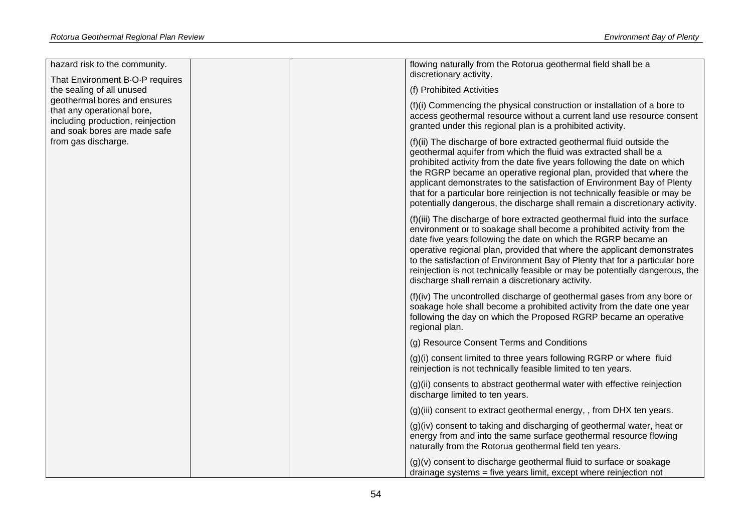| | | | |
|---|---|---|---|
| hazard risk to the community.<br><br>That Environment B·O·P requires the sealing of all unused geothermal bores and ensures that any operational bore, including production, reinjection and soak bores are made safe from gas discharge. | | | flowing naturally from the Rotorua geothermal field shall be a discretionary activity.<br><br>(f) Prohibited Activities<br><br>(f)(i) Commencing the physical construction or installation of a bore to access geothermal resource without a current land use resource consent granted under this regional plan is a prohibited activity.<br><br>(f)(ii) The discharge of bore extracted geothermal fluid outside the geothermal aquifer from which the fluid was extracted shall be a prohibited activity from the date five years following the date on which the RGRP became an operative regional plan, provided that where the applicant demonstrates to the satisfaction of Environment Bay of Plenty that for a particular bore reinjection is not technically feasible or may be potentially dangerous, the discharge shall remain a discretionary activity.<br><br>(f)(iii) The discharge of bore extracted geothermal fluid into the surface environment or to soakage shall become a prohibited activity from the date five years following the date on which the RGRP became an operative regional plan, provided that where the applicant demonstrates to the satisfaction of Environment Bay of Plenty that for a particular bore reinjection is not technically feasible or may be potentially dangerous, the discharge shall remain a discretionary activity.<br><br>(f)(iv) The uncontrolled discharge of geothermal gases from any bore or soakage hole shall become a prohibited activity from the date one year following the day on which the Proposed RGRP became an operative regional plan.<br><br>(g) Resource Consent Terms and Conditions<br><br>(g)(i) consent limited to three years following RGRP or where fluid reinjection is not technically feasible limited to ten years.<br><br>(g)(ii) consents to abstract geothermal water with effective reinjection discharge limited to ten years.<br><br>(g)(iii) consent to extract geothermal energy, , from DHX ten years.<br><br>(g)(iv) consent to taking and discharging of geothermal water, heat or energy from and into the same surface geothermal resource flowing naturally from the Rotorua geothermal field ten years.<br><br>(g)(v) consent to discharge geothermal fluid to surface or soakage drainage systems = five years limit, except where reinjection not |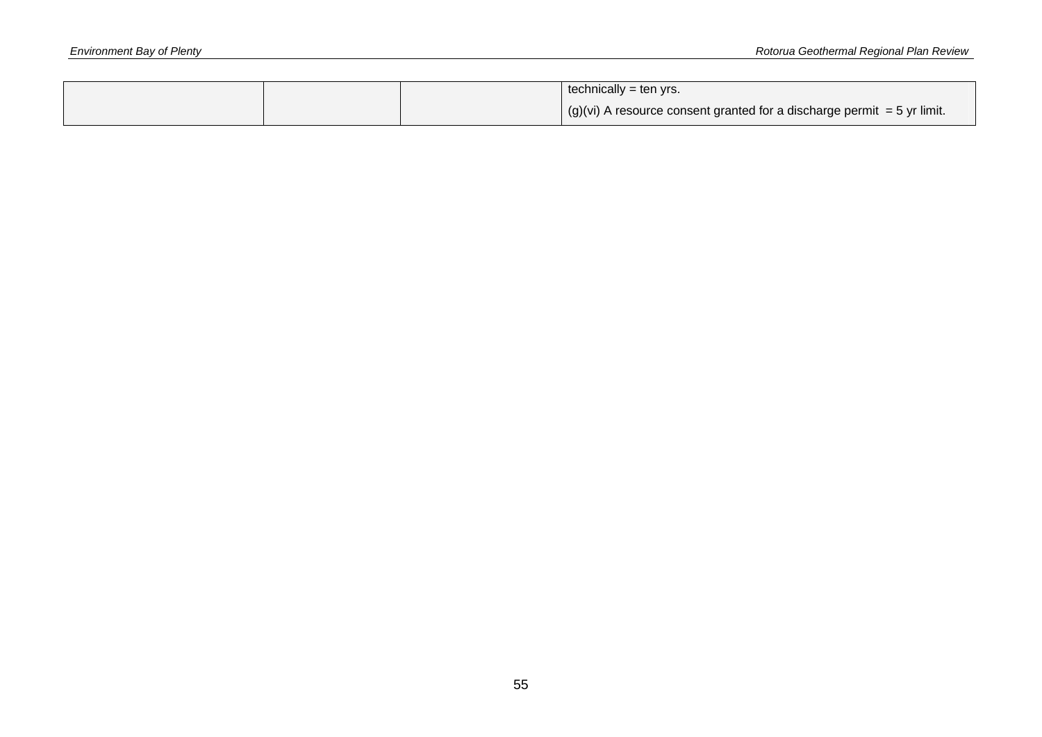| | | | |
|---|---|---|---|
| | | | technically = ten yrs.<br>(g)(vi) A resource consent granted for a discharge permit = 5 yr limit. |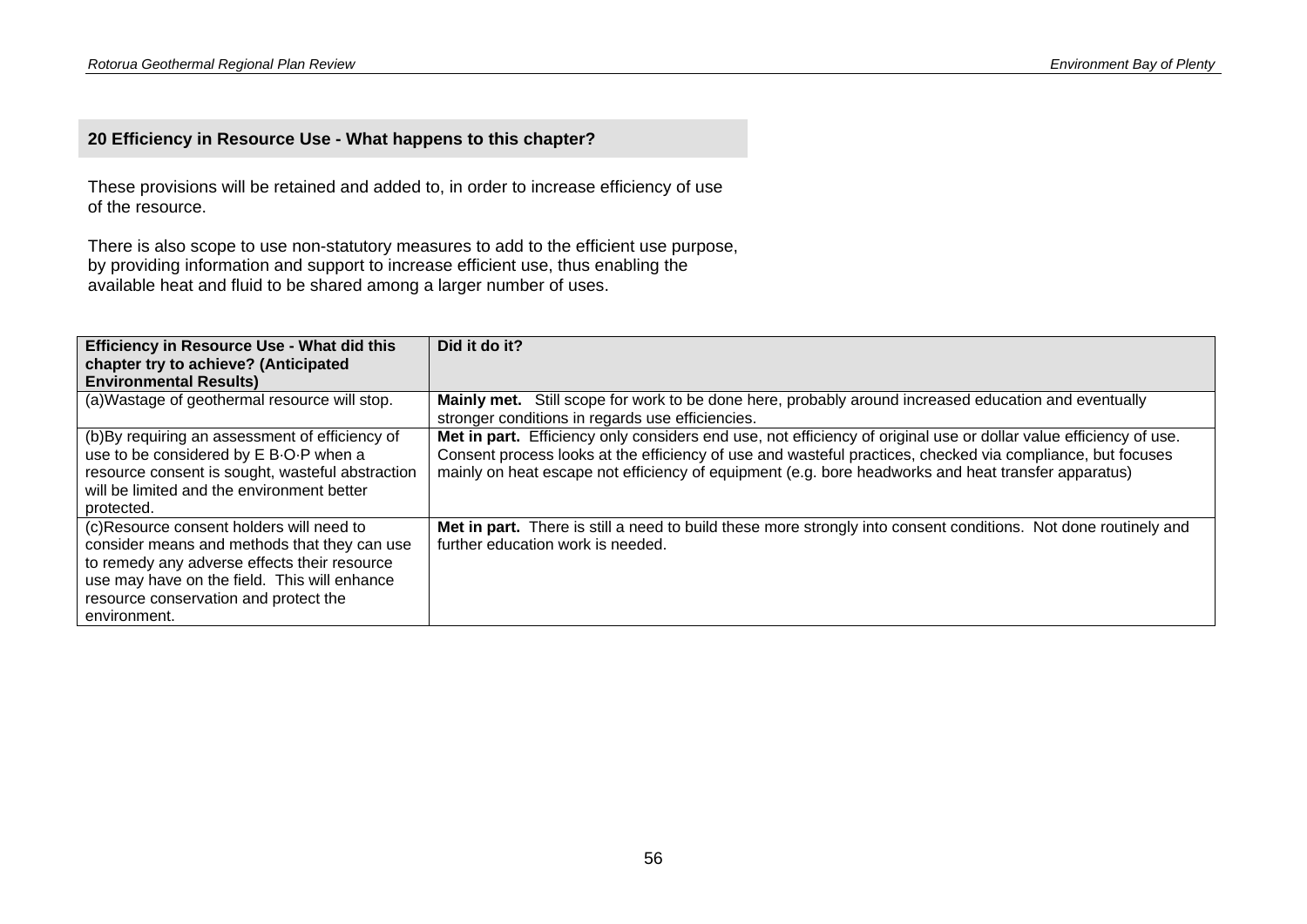## 20 Efficiency in Resource Use - What happens to this chapter?

These provisions will be retained and added to, in order to increase efficiency of use of the resource.

There is also scope to use non-statutory measures to add to the efficient use purpose, by providing information and support to increase efficient use, thus enabling the available heat and fluid to be shared among a larger number of uses.

| Efficiency in Resource Use - What did this chapter try to achieve? (Anticipated Environmental Results) | Did it do it? |
|---|---|
| (a)Wastage of geothermal resource will stop. | **Mainly met.** Still scope for work to be done here, probably around increased education and eventually stronger conditions in regards use efficiencies. |
| (b)By requiring an assessment of efficiency of use to be considered by E B·O·P when a resource consent is sought, wasteful abstraction will be limited and the environment better protected. | **Met in part.** Efficiency only considers end use, not efficiency of original use or dollar value efficiency of use. Consent process looks at the efficiency of use and wasteful practices, checked via compliance, but focuses mainly on heat escape not efficiency of equipment (e.g. bore headworks and heat transfer apparatus) |
| (c)Resource consent holders will need to consider means and methods that they can use to remedy any adverse effects their resource use may have on the field. This will enhance resource conservation and protect the environment. | **Met in part.** There is still a need to build these more strongly into consent conditions. Not done routinely and further education work is needed. |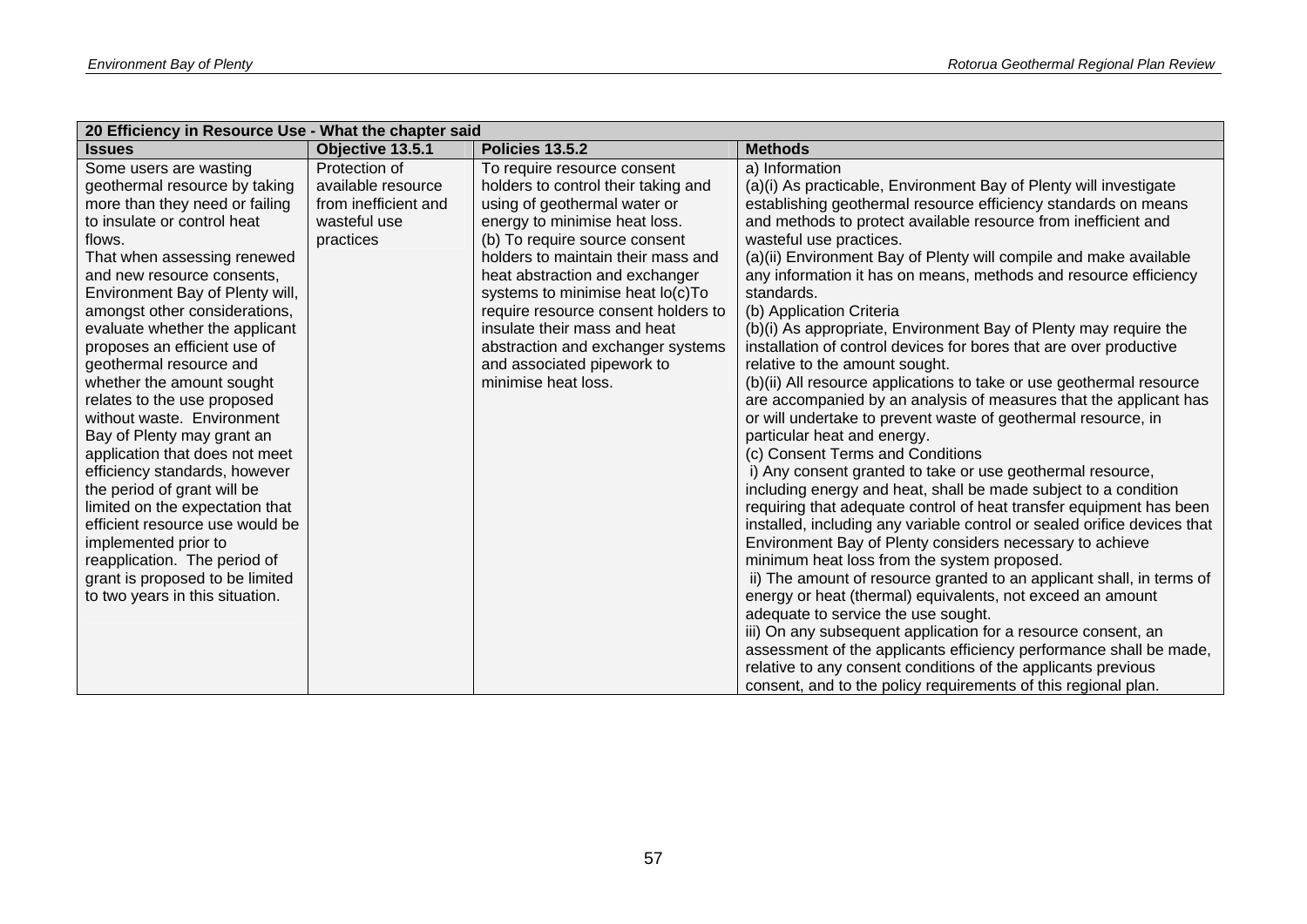| 20 Efficiency in Resource Use - What the chapter said | | | |
|---|---|---|---|
| **Issues** | **Objective 13.5.1** | **Policies 13.5.2** | **Methods** |
| Some users are wasting geothermal resource by taking more than they need or failing to insulate or control heat flows.<br>That when assessing renewed and new resource consents, Environment Bay of Plenty will, amongst other considerations, evaluate whether the applicant proposes an efficient use of geothermal resource and whether the amount sought relates to the use proposed without waste. Environment Bay of Plenty may grant an application that does not meet efficiency standards, however the period of grant will be limited on the expectation that efficient resource use would be implemented prior to reapplication. The period of grant is proposed to be limited to two years in this situation. | Protection of available resource from inefficient and wasteful use practices | To require resource consent holders to control their taking and using of geothermal water or energy to minimise heat loss.<br>(b) To require source consent holders to maintain their mass and heat abstraction and exchanger systems to minimise heat lo(c)To require resource consent holders to insulate their mass and heat abstraction and exchanger systems and associated pipework to minimise heat loss. | a) Information<br>(a)(i) As practicable, Environment Bay of Plenty will investigate establishing geothermal resource efficiency standards on means and methods to protect available resource from inefficient and wasteful use practices.<br>(a)(ii) Environment Bay of Plenty will compile and make available any information it has on means, methods and resource efficiency standards.<br>(b) Application Criteria<br>(b)(i) As appropriate, Environment Bay of Plenty may require the installation of control devices for bores that are over productive relative to the amount sought.<br>(b)(ii) All resource applications to take or use geothermal resource are accompanied by an analysis of measures that the applicant has or will undertake to prevent waste of geothermal resource, in particular heat and energy.<br>(c) Consent Terms and Conditions<br>i) Any consent granted to take or use geothermal resource, including energy and heat, shall be made subject to a condition requiring that adequate control of heat transfer equipment has been installed, including any variable control or sealed orifice devices that Environment Bay of Plenty considers necessary to achieve minimum heat loss from the system proposed.<br>ii) The amount of resource granted to an applicant shall, in terms of energy or heat (thermal) equivalents, not exceed an amount adequate to service the use sought.<br>iii) On any subsequent application for a resource consent, an assessment of the applicants efficiency performance shall be made, relative to any consent conditions of the applicants previous consent, and to the policy requirements of this regional plan. |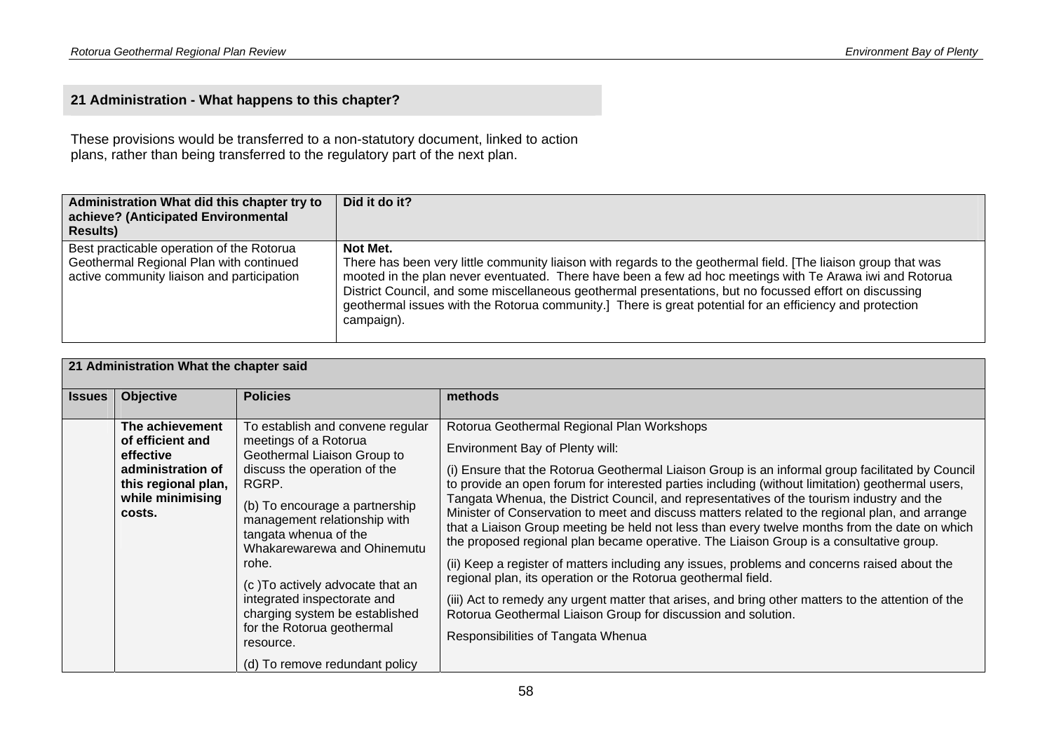## 21 Administration - What happens to this chapter?

These provisions would be transferred to a non-statutory document, linked to action plans, rather than being transferred to the regulatory part of the next plan.

| Administration What did this chapter try to achieve? (Anticipated Environmental Results) | Did it do it? |
|---|---|
| Best practicable operation of the Rotorua Geothermal Regional Plan with continued active community liaison and participation | **Not Met.**<br>There has been very little community liaison with regards to the geothermal field. [The liaison group that was mooted in the plan never eventuated. There have been a few ad hoc meetings with Te Arawa iwi and Rotorua District Council, and some miscellaneous geothermal presentations, but no focussed effort on discussing geothermal issues with the Rotorua community.] There is great potential for an efficiency and protection campaign). |

| 21 Administration What the chapter said | | | |
|---|---|---|---|
| **Issues** | **Objective** | **Policies** | **methods** |
| | **The achievement of efficient and effective administration of this regional plan, while minimising costs.** | To establish and convene regular meetings of a Rotorua Geothermal Liaison Group to discuss the operation of the RGRP.<br><br>(b) To encourage a partnership management relationship with tangata whenua of the Whakarewarewa and Ohinemutu rohe.<br><br>(c )To actively advocate that an integrated inspectorate and charging system be established for the Rotorua geothermal resource.<br><br>(d) To remove redundant policy | Rotorua Geothermal Regional Plan Workshops<br><br>Environment Bay of Plenty will:<br><br>(i) Ensure that the Rotorua Geothermal Liaison Group is an informal group facilitated by Council to provide an open forum for interested parties including (without limitation) geothermal users, Tangata Whenua, the District Council, and representatives of the tourism industry and the Minister of Conservation to meet and discuss matters related to the regional plan, and arrange that a Liaison Group meeting be held not less than every twelve months from the date on which the proposed regional plan became operative. The Liaison Group is a consultative group.<br><br>(ii) Keep a register of matters including any issues, problems and concerns raised about the regional plan, its operation or the Rotorua geothermal field.<br><br>(iii) Act to remedy any urgent matter that arises, and bring other matters to the attention of the Rotorua Geothermal Liaison Group for discussion and solution.<br><br>Responsibilities of Tangata Whenua |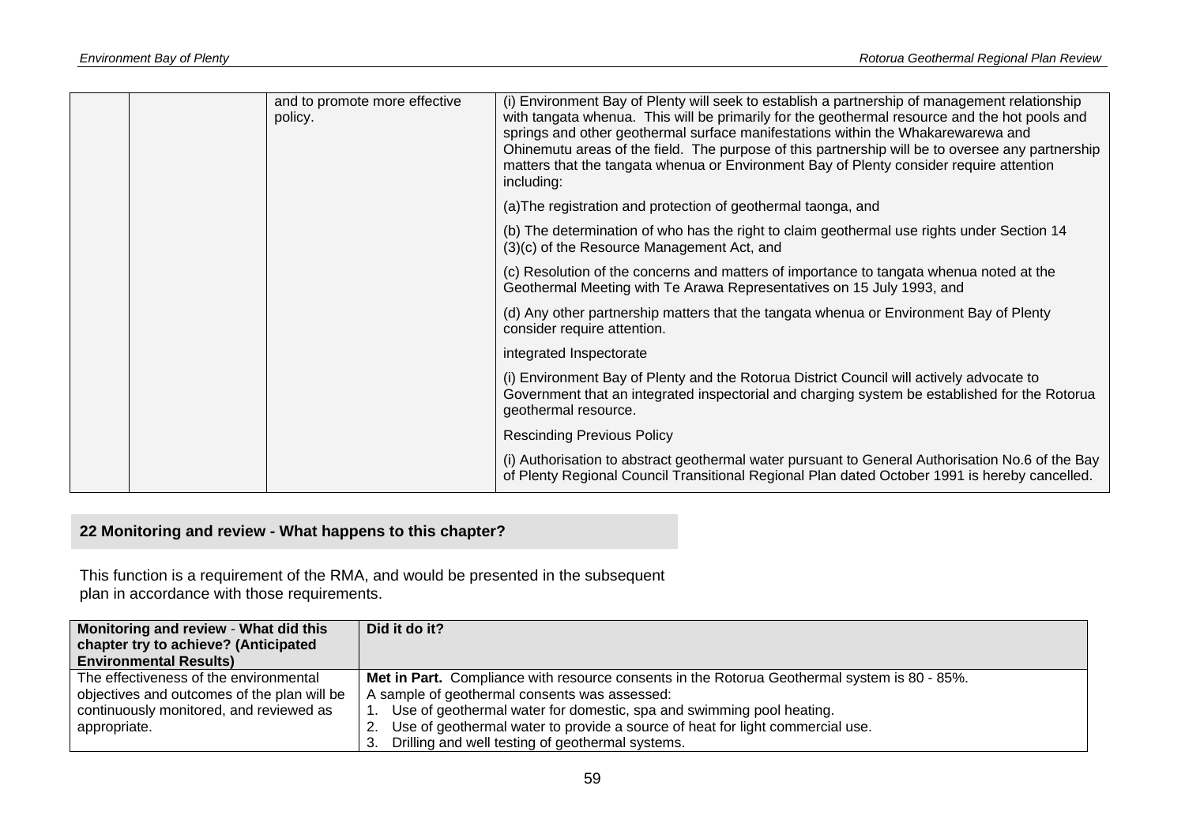| | | and to promote more effective policy. | (i) Environment Bay of Plenty will seek to establish a partnership of management relationship with tangata whenua. This will be primarily for the geothermal resource and the hot pools and springs and other geothermal surface manifestations within the Whakarewarewa and Ohinemutu areas of the field. The purpose of this partnership will be to oversee any partnership matters that the tangata whenua or Environment Bay of Plenty consider require attention including: |
|---|---|---|---|
| | | | (a)The registration and protection of geothermal taonga, and |
| | | | (b) The determination of who has the right to claim geothermal use rights under Section 14 (3)(c) of the Resource Management Act, and |
| | | | (c) Resolution of the concerns and matters of importance to tangata whenua noted at the Geothermal Meeting with Te Arawa Representatives on 15 July 1993, and |
| | | | (d) Any other partnership matters that the tangata whenua or Environment Bay of Plenty consider require attention. |
| | | | integrated Inspectorate |
| | | | (i) Environment Bay of Plenty and the Rotorua District Council will actively advocate to Government that an integrated inspectorial and charging system be established for the Rotorua geothermal resource. |
| | | | Rescinding Previous Policy |
| | | | (i) Authorisation to abstract geothermal water pursuant to General Authorisation No.6 of the Bay of Plenty Regional Council Transitional Regional Plan dated October 1991 is hereby cancelled. |

## 22 Monitoring and review - What happens to this chapter?

This function is a requirement of the RMA, and would be presented in the subsequent plan in accordance with those requirements.

| Monitoring and review - What did this chapter try to achieve? (Anticipated Environmental Results) | Did it do it? |
|---|---|
| The effectiveness of the environmental objectives and outcomes of the plan will be continuously monitored, and reviewed as appropriate. | **Met in Part.** Compliance with resource consents in the Rotorua Geothermal system is 80 - 85%.<br>A sample of geothermal consents was assessed:<br>1. Use of geothermal water for domestic, spa and swimming pool heating.<br>2. Use of geothermal water to provide a source of heat for light commercial use.<br>3. Drilling and well testing of geothermal systems. |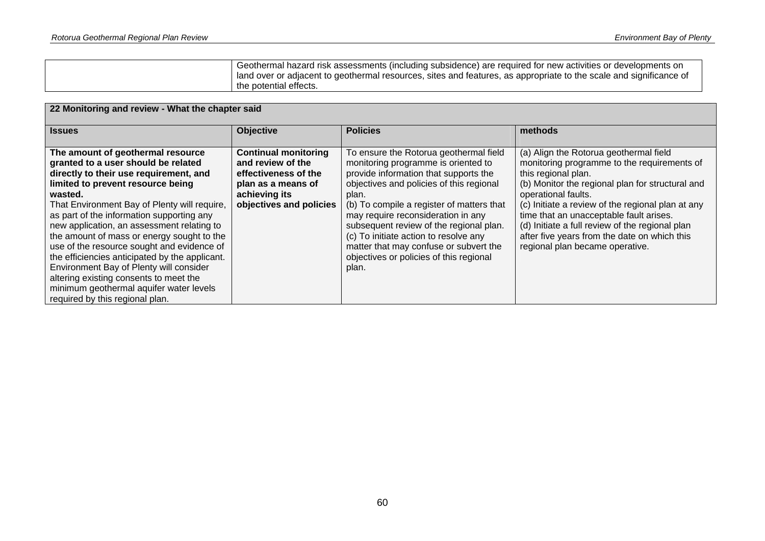| | |
|---|---|
| | Geothermal hazard risk assessments (including subsidence) are required for new activities or developments on land over or adjacent to geothermal resources, sites and features, as appropriate to the scale and significance of the potential effects. |

| 22 Monitoring and review - What the chapter said | | | |
|---|---|---|---|
| **Issues** | **Objective** | **Policies** | **methods** |
| **The amount of geothermal resource granted to a user should be related directly to their use requirement, and limited to prevent resource being wasted.**<br>That Environment Bay of Plenty will require, as part of the information supporting any new application, an assessment relating to the amount of mass or energy sought to the use of the resource sought and evidence of the efficiencies anticipated by the applicant. Environment Bay of Plenty will consider altering existing consents to meet the minimum geothermal aquifer water levels required by this regional plan. | **Continual monitoring and review of the effectiveness of the plan as a means of achieving its objectives and policies** | To ensure the Rotorua geothermal field monitoring programme is oriented to provide information that supports the objectives and policies of this regional plan.<br>(b) To compile a register of matters that may require reconsideration in any subsequent review of the regional plan.<br>(c) To initiate action to resolve any matter that may confuse or subvert the objectives or policies of this regional plan. | (a) Align the Rotorua geothermal field monitoring programme to the requirements of this regional plan.<br>(b) Monitor the regional plan for structural and operational faults.<br>(c) Initiate a review of the regional plan at any time that an unacceptable fault arises.<br>(d) Initiate a full review of the regional plan after five years from the date on which this regional plan became operative. |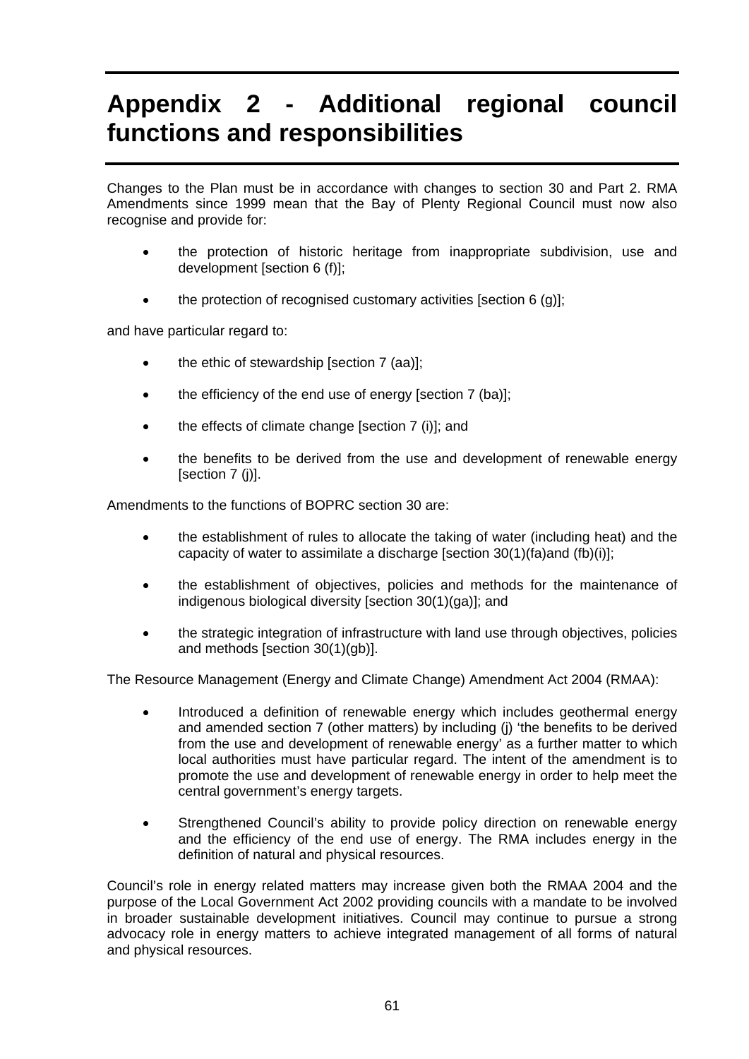# Appendix 2 - Additional regional council functions and responsibilities

Changes to the Plan must be in accordance with changes to section 30 and Part 2. RMA Amendments since 1999 mean that the Bay of Plenty Regional Council must now also recognise and provide for:

- the protection of historic heritage from inappropriate subdivision, use and development [section 6 (f)];
- the protection of recognised customary activities [section 6 (g)];

and have particular regard to:

- the ethic of stewardship [section 7 (aa)];
- the efficiency of the end use of energy [section 7 (ba)];
- the effects of climate change [section 7 (i)]; and
- the benefits to be derived from the use and development of renewable energy [section 7 (j)].

Amendments to the functions of BOPRC section 30 are:

- the establishment of rules to allocate the taking of water (including heat) and the capacity of water to assimilate a discharge [section 30(1)(fa)and (fb)(i)];
- the establishment of objectives, policies and methods for the maintenance of indigenous biological diversity [section 30(1)(ga)]; and
- the strategic integration of infrastructure with land use through objectives, policies and methods [section 30(1)(gb)].

The Resource Management (Energy and Climate Change) Amendment Act 2004 (RMAA):

- Introduced a definition of renewable energy which includes geothermal energy and amended section 7 (other matters) by including (j) 'the benefits to be derived from the use and development of renewable energy' as a further matter to which local authorities must have particular regard. The intent of the amendment is to promote the use and development of renewable energy in order to help meet the central government's energy targets.
- Strengthened Council's ability to provide policy direction on renewable energy and the efficiency of the end use of energy. The RMA includes energy in the definition of natural and physical resources.

Council's role in energy related matters may increase given both the RMAA 2004 and the purpose of the Local Government Act 2002 providing councils with a mandate to be involved in broader sustainable development initiatives. Council may continue to pursue a strong advocacy role in energy matters to achieve integrated management of all forms of natural and physical resources.